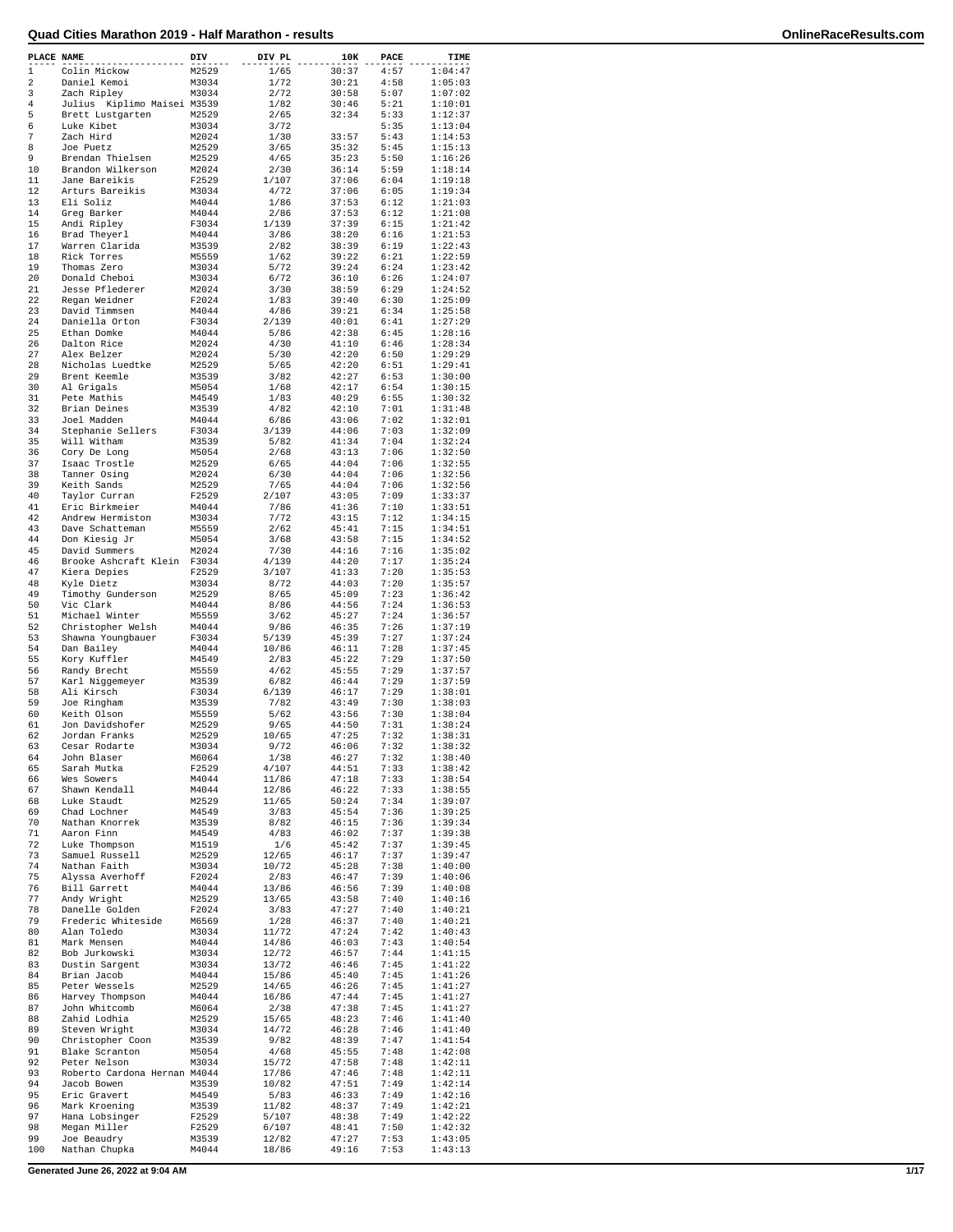# Quad Cities Marathon 2019 - Half Marathon - results

| PLACE | NAME | DIV | DIV PL | 10K | PACE | TIME |
|---|---|---|---|---|---|---|
| 1 | Colin Mickow | M2529 | 1/65 | 30:37 | 4:57 | 1:04:47 |
| 2 | Daniel Kemoi | M3034 | 1/72 | 30:21 | 4:58 | 1:05:03 |
| 3 | Zach Ripley | M3034 | 2/72 | 30:58 | 5:07 | 1:07:02 |
| 4 | Julius Kiplimo Maisei | M3539 | 1/82 | 30:46 | 5:21 | 1:10:01 |
| 5 | Brett Lustgarten | M2529 | 2/65 | 32:34 | 5:33 | 1:12:37 |
| 6 | Luke Kibet | M3034 | 3/72 | | 5:35 | 1:13:04 |
| 7 | Zach Hird | M2024 | 1/30 | 33:57 | 5:43 | 1:14:53 |
| 8 | Joe Puetz | M2529 | 3/65 | 35:32 | 5:45 | 1:15:13 |
| 9 | Brendan Thielsen | M2529 | 4/65 | 35:23 | 5:50 | 1:16:26 |
| 10 | Brandon Wilkerson | M2024 | 2/30 | 36:14 | 5:59 | 1:18:14 |
| 11 | Jane Bareikis | F2529 | 1/107 | 37:06 | 6:04 | 1:19:18 |
| 12 | Arturs Bareikis | M3034 | 4/72 | 37:06 | 6:05 | 1:19:34 |
| 13 | Eli Soliz | M4044 | 1/86 | 37:53 | 6:12 | 1:21:03 |
| 14 | Greg Barker | M4044 | 2/86 | 37:53 | 6:12 | 1:21:08 |
| 15 | Andi Ripley | F3034 | 1/139 | 37:39 | 6:15 | 1:21:42 |
| 16 | Brad Theyerl | M4044 | 3/86 | 38:20 | 6:16 | 1:21:53 |
| 17 | Warren Clarida | M3539 | 2/82 | 38:39 | 6:19 | 1:22:43 |
| 18 | Rick Torres | M5559 | 1/62 | 39:22 | 6:21 | 1:22:59 |
| 19 | Thomas Zero | M3034 | 5/72 | 39:24 | 6:24 | 1:23:42 |
| 20 | Donald Cheboi | M3034 | 6/72 | 36:10 | 6:26 | 1:24:07 |
| 21 | Jesse Pflederer | M2024 | 3/30 | 38:59 | 6:29 | 1:24:52 |
| 22 | Regan Weidner | F2024 | 1/83 | 39:40 | 6:30 | 1:25:09 |
| 23 | David Timmsen | M4044 | 4/86 | 39:21 | 6:34 | 1:25:58 |
| 24 | Daniella Orton | F3034 | 2/139 | 40:01 | 6:41 | 1:27:29 |
| 25 | Ethan Domke | M4044 | 5/86 | 42:38 | 6:45 | 1:28:16 |
| 26 | Dalton Rice | M2024 | 4/30 | 41:10 | 6:46 | 1:28:34 |
| 27 | Alex Belzer | M2024 | 5/30 | 42:20 | 6:50 | 1:29:29 |
| 28 | Nicholas Luedtke | M2529 | 5/65 | 42:20 | 6:51 | 1:29:41 |
| 29 | Brent Keemle | M3539 | 3/82 | 42:27 | 6:53 | 1:30:00 |
| 30 | Al Grigals | M5054 | 1/68 | 42:17 | 6:54 | 1:30:15 |
| 31 | Pete Mathis | M4549 | 1/83 | 40:29 | 6:55 | 1:30:32 |
| 32 | Brian Deines | M3539 | 4/82 | 42:10 | 7:01 | 1:31:48 |
| 33 | Joel Madden | M4044 | 6/86 | 43:06 | 7:02 | 1:32:01 |
| 34 | Stephanie Sellers | F3034 | 3/139 | 44:06 | 7:03 | 1:32:09 |
| 35 | Will Witham | M3539 | 5/82 | 41:34 | 7:04 | 1:32:24 |
| 36 | Cory De Long | M5054 | 2/68 | 43:13 | 7:06 | 1:32:50 |
| 37 | Isaac Trostle | M2529 | 6/65 | 44:04 | 7:06 | 1:32:55 |
| 38 | Tanner Osing | M2024 | 6/30 | 44:04 | 7:06 | 1:32:56 |
| 39 | Keith Sands | M2529 | 7/65 | 44:04 | 7:06 | 1:32:56 |
| 40 | Taylor Curran | F2529 | 2/107 | 43:05 | 7:09 | 1:33:37 |
| 41 | Eric Birkmeier | M4044 | 7/86 | 41:36 | 7:10 | 1:33:51 |
| 42 | Andrew Hermiston | M3034 | 7/72 | 43:15 | 7:12 | 1:34:15 |
| 43 | Dave Schatteman | M5559 | 2/62 | 45:41 | 7:15 | 1:34:51 |
| 44 | Don Kiesig Jr | M5054 | 3/68 | 43:58 | 7:15 | 1:34:52 |
| 45 | David Summers | M2024 | 7/30 | 44:16 | 7:16 | 1:35:02 |
| 46 | Brooke Ashcraft Klein | F3034 | 4/139 | 44:20 | 7:17 | 1:35:24 |
| 47 | Kiera Depies | F2529 | 3/107 | 41:33 | 7:20 | 1:35:53 |
| 48 | Kyle Dietz | M3034 | 8/72 | 44:03 | 7:20 | 1:35:57 |
| 49 | Timothy Gunderson | M2529 | 8/65 | 45:09 | 7:23 | 1:36:42 |
| 50 | Vic Clark | M4044 | 8/86 | 44:56 | 7:24 | 1:36:53 |
| 51 | Michael Winter | M5559 | 3/62 | 45:27 | 7:24 | 1:36:57 |
| 52 | Christopher Welsh | M4044 | 9/86 | 46:35 | 7:26 | 1:37:19 |
| 53 | Shawna Youngbauer | F3034 | 5/139 | 45:39 | 7:27 | 1:37:24 |
| 54 | Dan Bailey | M4044 | 10/86 | 46:11 | 7:28 | 1:37:45 |
| 55 | Kory Kuffler | M4549 | 2/83 | 45:22 | 7:29 | 1:37:50 |
| 56 | Randy Brecht | M5559 | 4/62 | 45:55 | 7:29 | 1:37:57 |
| 57 | Karl Niggemeyer | M3539 | 6/82 | 46:44 | 7:29 | 1:37:59 |
| 58 | Ali Kirsch | F3034 | 6/139 | 46:17 | 7:29 | 1:38:01 |
| 59 | Joe Ringham | M3539 | 7/82 | 43:49 | 7:30 | 1:38:03 |
| 60 | Keith Olson | M5559 | 5/62 | 43:56 | 7:30 | 1:38:04 |
| 61 | Jon Davidshofer | M2529 | 9/65 | 44:50 | 7:31 | 1:38:24 |
| 62 | Jordan Franks | M2529 | 10/65 | 47:25 | 7:32 | 1:38:31 |
| 63 | Cesar Rodarte | M3034 | 9/72 | 46:06 | 7:32 | 1:38:32 |
| 64 | John Blaser | M6064 | 1/38 | 46:27 | 7:32 | 1:38:40 |
| 65 | Sarah Mutka | F2529 | 4/107 | 44:51 | 7:33 | 1:38:42 |
| 66 | Wes Sowers | M4044 | 11/86 | 47:18 | 7:33 | 1:38:54 |
| 67 | Shawn Kendall | M4044 | 12/86 | 46:22 | 7:33 | 1:38:55 |
| 68 | Luke Staudt | M2529 | 11/65 | 50:24 | 7:34 | 1:39:07 |
| 69 | Chad Lochner | M4549 | 3/83 | 45:54 | 7:36 | 1:39:25 |
| 70 | Nathan Knorrek | M3539 | 8/82 | 46:15 | 7:36 | 1:39:34 |
| 71 | Aaron Finn | M4549 | 4/83 | 46:02 | 7:37 | 1:39:38 |
| 72 | Luke Thompson | M1519 | 1/6 | 45:42 | 7:37 | 1:39:45 |
| 73 | Samuel Russell | M2529 | 12/65 | 46:17 | 7:37 | 1:39:47 |
| 74 | Nathan Faith | M3034 | 10/72 | 45:28 | 7:38 | 1:40:00 |
| 75 | Alyssa Averhoff | F2024 | 2/83 | 46:47 | 7:39 | 1:40:06 |
| 76 | Bill Garrett | M4044 | 13/86 | 46:56 | 7:39 | 1:40:08 |
| 77 | Andy Wright | M2529 | 13/65 | 43:58 | 7:40 | 1:40:16 |
| 78 | Danelle Golden | F2024 | 3/83 | 47:27 | 7:40 | 1:40:21 |
| 79 | Frederic Whiteside | M6569 | 1/28 | 46:37 | 7:40 | 1:40:21 |
| 80 | Alan Toledo | M3034 | 11/72 | 47:24 | 7:42 | 1:40:43 |
| 81 | Mark Mensen | M4044 | 14/86 | 46:03 | 7:43 | 1:40:54 |
| 82 | Bob Jurkowski | M3034 | 12/72 | 46:57 | 7:44 | 1:41:15 |
| 83 | Dustin Sargent | M3034 | 13/72 | 46:46 | 7:45 | 1:41:22 |
| 84 | Brian Jacob | M4044 | 15/86 | 45:40 | 7:45 | 1:41:26 |
| 85 | Peter Wessels | M2529 | 14/65 | 46:26 | 7:45 | 1:41:27 |
| 86 | Harvey Thompson | M4044 | 16/86 | 47:44 | 7:45 | 1:41:27 |
| 87 | John Whitcomb | M6064 | 2/38 | 47:38 | 7:45 | 1:41:27 |
| 88 | Zahid Lodhia | M2529 | 15/65 | 48:23 | 7:46 | 1:41:40 |
| 89 | Steven Wright | M3034 | 14/72 | 46:28 | 7:46 | 1:41:40 |
| 90 | Christopher Coon | M3539 | 9/82 | 48:39 | 7:47 | 1:41:54 |
| 91 | Blake Scranton | M5054 | 4/68 | 45:55 | 7:48 | 1:42:08 |
| 92 | Peter Nelson | M3034 | 15/72 | 47:58 | 7:48 | 1:42:11 |
| 93 | Roberto Cardona Hernan | M4044 | 17/86 | 47:46 | 7:48 | 1:42:11 |
| 94 | Jacob Bowen | M3539 | 10/82 | 47:51 | 7:49 | 1:42:14 |
| 95 | Eric Gravert | M4549 | 5/83 | 46:33 | 7:49 | 1:42:16 |
| 96 | Mark Kroening | M3539 | 11/82 | 48:37 | 7:49 | 1:42:21 |
| 97 | Hana Lobsinger | F2529 | 5/107 | 48:38 | 7:49 | 1:42:22 |
| 98 | Megan Miller | F2529 | 6/107 | 48:41 | 7:50 | 1:42:32 |
| 99 | Joe Beaudry | M3539 | 12/82 | 47:27 | 7:53 | 1:43:05 |
| 100 | Nathan Chupka | M4044 | 18/86 | 49:16 | 7:53 | 1:43:13 |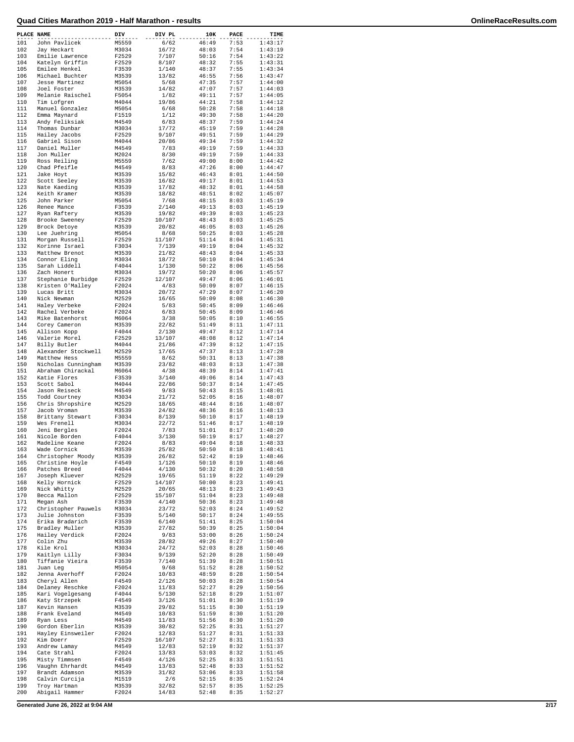# Quad Cities Marathon 2019 - Half Marathon - results

| PLACE | NAME | DIV | DIV PL | 10K | PACE | TIME |
|---|---|---|---|---|---|---|
| 101 | John Pavlicek | M5559 | 6/62 | 46:49 | 7:53 | 1:43:17 |
| 102 | Jay Heckart | M3034 | 16/72 | 48:03 | 7:54 | 1:43:19 |
| 103 | Emilie Lawrence | F2529 | 7/107 | 50:16 | 7:54 | 1:43:22 |
| 104 | Katelyn Griffin | F2529 | 8/107 | 48:32 | 7:55 | 1:43:31 |
| 105 | Emilee Henkel | F3539 | 1/140 | 48:37 | 7:55 | 1:43:34 |
| 106 | Michael Buchter | M3539 | 13/82 | 46:55 | 7:56 | 1:43:47 |
| 107 | Jesse Martinez | M5054 | 5/68 | 47:35 | 7:57 | 1:44:00 |
| 108 | Joel Foster | M3539 | 14/82 | 47:07 | 7:57 | 1:44:03 |
| 109 | Melanie Raischel | F5054 | 1/82 | 49:11 | 7:57 | 1:44:05 |
| 110 | Tim Lofgren | M4044 | 19/86 | 44:21 | 7:58 | 1:44:12 |
| 111 | Manuel Gonzalez | M5054 | 6/68 | 50:28 | 7:58 | 1:44:18 |
| 112 | Emma Maynard | F1519 | 1/12 | 49:30 | 7:58 | 1:44:20 |
| 113 | Andy Feliksiak | M4549 | 6/83 | 48:37 | 7:59 | 1:44:24 |
| 114 | Thomas Dunbar | M3034 | 17/72 | 45:19 | 7:59 | 1:44:28 |
| 115 | Hailey Jacobs | F2529 | 9/107 | 49:51 | 7:59 | 1:44:29 |
| 116 | Gabriel Sison | M4044 | 20/86 | 49:34 | 7:59 | 1:44:32 |
| 117 | Daniel Muller | M4549 | 7/83 | 49:19 | 7:59 | 1:44:33 |
| 118 | Jon Muller | M2024 | 8/30 | 49:19 | 7:59 | 1:44:33 |
| 119 | Ross Reiling | M5559 | 7/62 | 49:00 | 8:00 | 1:44:42 |
| 120 | Chad Pfeifle | M4549 | 8/83 | 47:26 | 8:00 | 1:44:47 |
| 121 | Jake Hoyt | M3539 | 15/82 | 46:43 | 8:01 | 1:44:50 |
| 122 | Scott Seeley | M3539 | 16/82 | 49:17 | 8:01 | 1:44:53 |
| 123 | Nate Kaeding | M3539 | 17/82 | 48:32 | 8:01 | 1:44:58 |
| 124 | Keith Kramer | M3539 | 18/82 | 48:51 | 8:02 | 1:45:07 |
| 125 | John Parker | M5054 | 7/68 | 48:15 | 8:03 | 1:45:19 |
| 126 | Renee Mance | F3539 | 2/140 | 49:13 | 8:03 | 1:45:19 |
| 127 | Ryan Raftery | M3539 | 19/82 | 49:39 | 8:03 | 1:45:23 |
| 128 | Brooke Sweeney | F2529 | 10/107 | 48:43 | 8:03 | 1:45:25 |
| 129 | Brock Detoye | M3539 | 20/82 | 46:05 | 8:03 | 1:45:26 |
| 130 | Lee Juehring | M5054 | 8/68 | 50:25 | 8:03 | 1:45:28 |
| 131 | Morgan Russell | F2529 | 11/107 | 51:14 | 8:04 | 1:45:31 |
| 132 | Korinne Israel | F3034 | 7/139 | 49:19 | 8:04 | 1:45:32 |
| 133 | Matthew Brenot | M3539 | 21/82 | 48:43 | 8:04 | 1:45:33 |
| 134 | Connor Eling | M3034 | 18/72 | 50:10 | 8:04 | 1:45:34 |
| 135 | Sarah Liddell | F4044 | 1/130 | 50:22 | 8:06 | 1:45:56 |
| 136 | Zach Honert | M3034 | 19/72 | 50:20 | 8:06 | 1:45:57 |
| 137 | Stephanie Burbidge | F2529 | 12/107 | 49:47 | 8:06 | 1:46:01 |
| 138 | Kristen O'Malley | F2024 | 4/83 | 50:09 | 8:07 | 1:46:15 |
| 139 | Lucas Britt | M3034 | 20/72 | 47:29 | 8:07 | 1:46:20 |
| 140 | Nick Newman | M2529 | 16/65 | 50:09 | 8:08 | 1:46:30 |
| 141 | Haley Verbeke | F2024 | 5/83 | 50:45 | 8:09 | 1:46:46 |
| 142 | Rachel Verbeke | F2024 | 6/83 | 50:45 | 8:09 | 1:46:46 |
| 143 | Mike Batenhorst | M6064 | 3/38 | 50:05 | 8:10 | 1:46:55 |
| 144 | Corey Cameron | M3539 | 22/82 | 51:49 | 8:11 | 1:47:11 |
| 145 | Allison Kopp | F4044 | 2/130 | 49:47 | 8:12 | 1:47:14 |
| 146 | Valerie Morel | F2529 | 13/107 | 48:08 | 8:12 | 1:47:14 |
| 147 | Billy Butler | M4044 | 21/86 | 47:39 | 8:12 | 1:47:15 |
| 148 | Alexander Stockwell | M2529 | 17/65 | 47:37 | 8:13 | 1:47:28 |
| 149 | Matthew Hess | M5559 | 8/62 | 50:31 | 8:13 | 1:47:38 |
| 150 | Nicholas Cunningham | M3539 | 23/82 | 48:03 | 8:13 | 1:47:38 |
| 151 | Abraham Chirackal | M6064 | 4/38 | 48:39 | 8:14 | 1:47:41 |
| 152 | Katie Flores | F3539 | 3/140 | 49:06 | 8:14 | 1:47:43 |
| 153 | Scott Sabol | M4044 | 22/86 | 50:37 | 8:14 | 1:47:45 |
| 154 | Jason Reiseck | M4549 | 9/83 | 50:43 | 8:15 | 1:48:01 |
| 155 | Todd Courtney | M3034 | 21/72 | 52:05 | 8:16 | 1:48:07 |
| 156 | Chris Shropshire | M2529 | 18/65 | 48:44 | 8:16 | 1:48:07 |
| 157 | Jacob Vroman | M3539 | 24/82 | 48:36 | 8:16 | 1:48:13 |
| 158 | Brittany Stewart | F3034 | 8/139 | 50:10 | 8:17 | 1:48:19 |
| 159 | Wes Frenell | M3034 | 22/72 | 51:46 | 8:17 | 1:48:19 |
| 160 | Jeni Bergles | F2024 | 7/83 | 51:01 | 8:17 | 1:48:20 |
| 161 | Nicole Borden | F4044 | 3/130 | 50:19 | 8:17 | 1:48:27 |
| 162 | Madeline Keane | F2024 | 8/83 | 49:04 | 8:18 | 1:48:33 |
| 163 | Wade Cornick | M3539 | 25/82 | 50:50 | 8:18 | 1:48:41 |
| 164 | Christopher Moody | M3539 | 26/82 | 52:42 | 8:19 | 1:48:46 |
| 165 | Christine Hoyle | F4549 | 1/126 | 50:10 | 8:19 | 1:48:46 |
| 166 | Patches Breed | F4044 | 4/130 | 50:32 | 8:20 | 1:48:58 |
| 167 | Joseph Kluever | M2529 | 19/65 | 51:19 | 8:22 | 1:49:29 |
| 168 | Kelly Hornick | F2529 | 14/107 | 50:00 | 8:23 | 1:49:41 |
| 169 | Nick Whitty | M2529 | 20/65 | 48:13 | 8:23 | 1:49:43 |
| 170 | Becca Mallon | F2529 | 15/107 | 51:04 | 8:23 | 1:49:48 |
| 171 | Megan Ash | F3539 | 4/140 | 50:36 | 8:23 | 1:49:48 |
| 172 | Christopher Pauwels | M3034 | 23/72 | 52:03 | 8:24 | 1:49:52 |
| 173 | Julie Johnston | F3539 | 5/140 | 50:17 | 8:24 | 1:49:55 |
| 174 | Erika Bradarich | F3539 | 6/140 | 51:41 | 8:25 | 1:50:04 |
| 175 | Bradley Muller | M3539 | 27/82 | 50:39 | 8:25 | 1:50:04 |
| 176 | Hailey Verdick | F2024 | 9/83 | 53:00 | 8:26 | 1:50:24 |
| 177 | Colin Zhu | M3539 | 28/82 | 49:26 | 8:27 | 1:50:40 |
| 178 | Kile Krol | M3034 | 24/72 | 52:03 | 8:28 | 1:50:46 |
| 179 | Kaitlyn Lilly | F3034 | 9/139 | 52:20 | 8:28 | 1:50:49 |
| 180 | Tiffanie Vieira | F3539 | 7/140 | 51:39 | 8:28 | 1:50:51 |
| 181 | Juan Leg | M5054 | 9/68 | 51:52 | 8:28 | 1:50:52 |
| 182 | Jenna Averhoff | F2024 | 10/83 | 48:59 | 8:28 | 1:50:54 |
| 183 | Cheryl Allen | F4549 | 2/126 | 50:03 | 8:28 | 1:50:54 |
| 184 | Delaney Reschke | F2024 | 11/83 | 52:27 | 8:29 | 1:50:56 |
| 185 | Kari Vogelgesang | F4044 | 5/130 | 52:18 | 8:29 | 1:51:07 |
| 186 | Katy Strzepek | F4549 | 3/126 | 51:01 | 8:30 | 1:51:19 |
| 187 | Kevin Hansen | M3539 | 29/82 | 51:15 | 8:30 | 1:51:19 |
| 188 | Frank Eveland | M4549 | 10/83 | 51:59 | 8:30 | 1:51:20 |
| 189 | Ryan Less | M4549 | 11/83 | 51:56 | 8:30 | 1:51:20 |
| 190 | Gordon Eberlin | M3539 | 30/82 | 52:25 | 8:31 | 1:51:27 |
| 191 | Hayley Einsweiler | F2024 | 12/83 | 51:27 | 8:31 | 1:51:33 |
| 192 | Kim Doerr | F2529 | 16/107 | 52:27 | 8:31 | 1:51:33 |
| 193 | Andrew Lamay | M4549 | 12/83 | 52:19 | 8:32 | 1:51:37 |
| 194 | Cate Strahl | F2024 | 13/83 | 53:03 | 8:32 | 1:51:45 |
| 195 | Misty Timmsen | F4549 | 4/126 | 52:25 | 8:33 | 1:51:51 |
| 196 | Vaughn Ehrhardt | M4549 | 13/83 | 52:48 | 8:33 | 1:51:52 |
| 197 | Brandt Adamson | M3539 | 31/82 | 53:06 | 8:33 | 1:51:58 |
| 198 | Calvin Curcija | M1519 | 2/6 | 52:15 | 8:35 | 1:52:24 |
| 199 | Troy Hartman | M3539 | 32/82 | 52:57 | 8:35 | 1:52:25 |
| 200 | Abigail Hammer | F2024 | 14/83 | 52:48 | 8:35 | 1:52:27 |

Generated June 26, 2022 at 9:04 AM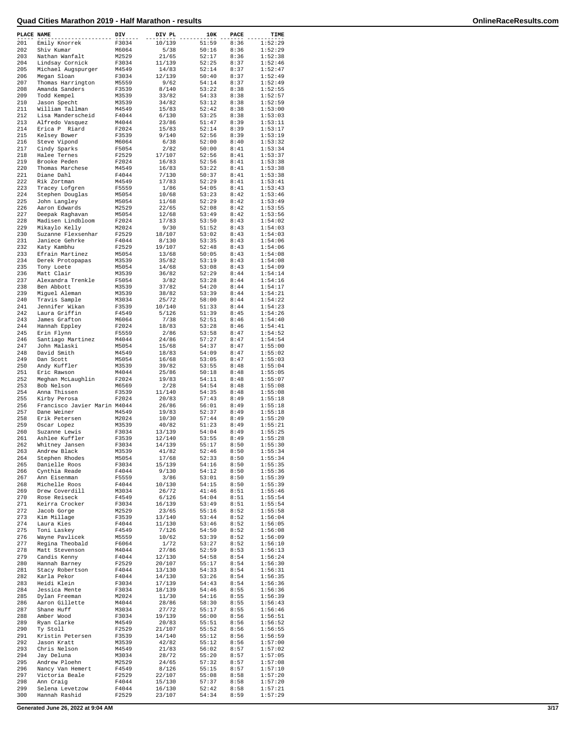# Quad Cities Marathon 2019 - Half Marathon - results

| PLACE | NAME | DIV | DIV PL | 10K | PACE | TIME |
|---|---|---|---|---|---|---|
| 201 | Emily Knorrek | F3034 | 10/139 | 51:59 | 8:36 | 1:52:29 |
| 202 | Shiv Kumar | M6064 | 5/38 | 50:16 | 8:36 | 1:52:29 |
| 203 | Nathan Wanfalt | M2529 | 21/65 | 52:17 | 8:36 | 1:52:38 |
| 204 | Lindsay Cornick | F3034 | 11/139 | 52:25 | 8:37 | 1:52:46 |
| 205 | Michael Augspurger | M4549 | 14/83 | 52:14 | 8:37 | 1:52:47 |
| 206 | Megan Sloan | F3034 | 12/139 | 50:40 | 8:37 | 1:52:49 |
| 207 | Thomas Harrington | M5559 | 9/62 | 54:14 | 8:37 | 1:52:49 |
| 208 | Amanda Sanders | F3539 | 8/140 | 53:22 | 8:38 | 1:52:55 |
| 209 | Todd Kempel | M3539 | 33/82 | 54:33 | 8:38 | 1:52:57 |
| 210 | Jason Specht | M3539 | 34/82 | 53:12 | 8:38 | 1:52:59 |
| 211 | William Tallman | M4549 | 15/83 | 52:42 | 8:38 | 1:53:00 |
| 212 | Lisa Manderscheid | F4044 | 6/130 | 53:25 | 8:38 | 1:53:03 |
| 213 | Alfredo Vasquez | M4044 | 23/86 | 51:47 | 8:39 | 1:53:11 |
| 214 | Erica P Riard | F2024 | 15/83 | 52:14 | 8:39 | 1:53:17 |
| 215 | Kelsey Bower | F3539 | 9/140 | 52:56 | 8:39 | 1:53:19 |
| 216 | Steve Vipond | M6064 | 6/38 | 52:00 | 8:40 | 1:53:32 |
| 217 | Cindy Sparks | F5054 | 2/82 | 50:00 | 8:41 | 1:53:34 |
| 218 | Halee Ternes | F2529 | 17/107 | 52:56 | 8:41 | 1:53:37 |
| 219 | Brooke Peden | F2024 | 16/83 | 52:56 | 8:41 | 1:53:38 |
| 220 | Thomas Marchese | M4549 | 16/83 | 53:22 | 8:41 | 1:53:38 |
| 221 | Diane Dahl | F4044 | 7/130 | 50:37 | 8:41 | 1:53:38 |
| 222 | Rik Zortman | M4549 | 17/83 | 52:29 | 8:41 | 1:53:41 |
| 223 | Tracey Lofgren | F5559 | 1/86 | 54:05 | 8:41 | 1:53:43 |
| 224 | Stephen Douglas | M5054 | 10/68 | 53:23 | 8:42 | 1:53:46 |
| 225 | John Langley | M5054 | 11/68 | 52:29 | 8:42 | 1:53:49 |
| 226 | Aaron Edwards | M2529 | 22/65 | 52:08 | 8:42 | 1:53:55 |
| 227 | Deepak Raghavan | M5054 | 12/68 | 53:49 | 8:42 | 1:53:56 |
| 228 | Madisen Lindbloom | F2024 | 17/83 | 53:50 | 8:43 | 1:54:02 |
| 229 | Mikaylo Kelly | M2024 | 9/30 | 51:52 | 8:43 | 1:54:03 |
| 230 | Suzanne Flexsenhar | F2529 | 18/107 | 53:02 | 8:43 | 1:54:03 |
| 231 | Janiece Gehrke | F4044 | 8/130 | 53:35 | 8:43 | 1:54:06 |
| 232 | Katy Kambhu | F2529 | 19/107 | 52:48 | 8:43 | 1:54:06 |
| 233 | Efrain Martinez | M5054 | 13/68 | 50:05 | 8:43 | 1:54:08 |
| 234 | Derek Protopapas | M3539 | 35/82 | 53:19 | 8:43 | 1:54:08 |
| 235 | Tony Loete | M5054 | 14/68 | 53:08 | 8:43 | 1:54:09 |
| 236 | Matt Clair | M3539 | 36/82 | 52:29 | 8:44 | 1:54:14 |
| 237 | Alexandra Trenkle | F5054 | 3/82 | 53:28 | 8:44 | 1:54:16 |
| 238 | Ben Abbott | M3539 | 37/82 | 54:20 | 8:44 | 1:54:17 |
| 239 | Miguel Aleman | M3539 | 38/82 | 53:39 | 8:44 | 1:54:21 |
| 240 | Travis Sample | M3034 | 25/72 | 58:00 | 8:44 | 1:54:22 |
| 241 | Jennifer Wikan | F3539 | 10/140 | 51:33 | 8:44 | 1:54:23 |
| 242 | Laura Griffin | F4549 | 5/126 | 51:39 | 8:45 | 1:54:26 |
| 243 | James Grafton | M6064 | 7/38 | 52:51 | 8:46 | 1:54:40 |
| 244 | Hannah Eppley | F2024 | 18/83 | 53:28 | 8:46 | 1:54:41 |
| 245 | Erin Flynn | F5559 | 2/86 | 53:58 | 8:47 | 1:54:52 |
| 246 | Santiago Martinez | M4044 | 24/86 | 57:27 | 8:47 | 1:54:54 |
| 247 | John Malaski | M5054 | 15/68 | 54:37 | 8:47 | 1:55:00 |
| 248 | David Smith | M4549 | 18/83 | 54:09 | 8:47 | 1:55:02 |
| 249 | Dan Scott | M5054 | 16/68 | 53:05 | 8:47 | 1:55:03 |
| 250 | Andy Kuffler | M3539 | 39/82 | 53:55 | 8:48 | 1:55:04 |
| 251 | Eric Rawson | M4044 | 25/86 | 50:18 | 8:48 | 1:55:05 |
| 252 | Meghan McLaughlin | F2024 | 19/83 | 54:11 | 8:48 | 1:55:07 |
| 253 | Bob Nelson | M6569 | 2/28 | 54:54 | 8:48 | 1:55:08 |
| 254 | Anna Thissen | F3539 | 11/140 | 54:35 | 8:48 | 1:55:08 |
| 255 | Kirby Perosa | F2024 | 20/83 | 57:43 | 8:49 | 1:55:18 |
| 256 | Francisco Javier Marin | M4044 | 26/86 | 56:01 | 8:49 | 1:55:18 |
| 257 | Dane Weiner | M4549 | 19/83 | 52:37 | 8:49 | 1:55:18 |
| 258 | Erik Petersen | M2024 | 10/30 | 57:44 | 8:49 | 1:55:20 |
| 259 | Oscar Lopez | M3539 | 40/82 | 51:23 | 8:49 | 1:55:21 |
| 260 | Suzanne Lewis | F3034 | 13/139 | 54:04 | 8:49 | 1:55:25 |
| 261 | Ashlee Kuffler | F3539 | 12/140 | 53:55 | 8:49 | 1:55:28 |
| 262 | Whitney Jansen | F3034 | 14/139 | 55:17 | 8:50 | 1:55:30 |
| 263 | Andrew Black | M3539 | 41/82 | 52:46 | 8:50 | 1:55:34 |
| 264 | Stephen Rhodes | M5054 | 17/68 | 52:33 | 8:50 | 1:55:34 |
| 265 | Danielle Roos | F3034 | 15/139 | 54:16 | 8:50 | 1:55:35 |
| 266 | Cynthia Reade | F4044 | 9/130 | 54:12 | 8:50 | 1:55:36 |
| 267 | Ann Eisenman | F5559 | 3/86 | 53:01 | 8:50 | 1:55:39 |
| 268 | Michelle Roos | F4044 | 10/130 | 54:15 | 8:50 | 1:55:39 |
| 269 | Drew Coverdill | M3034 | 26/72 | 41:46 | 8:51 | 1:55:46 |
| 270 | Rose Reiseck | F4549 | 6/126 | 54:04 | 8:51 | 1:55:54 |
| 271 | Keirra Crocker | F3034 | 16/139 | 53:49 | 8:51 | 1:55:54 |
| 272 | Jacob Gorge | M2529 | 23/65 | 55:16 | 8:52 | 1:55:58 |
| 273 | Kim Millage | F3539 | 13/140 | 53:44 | 8:52 | 1:56:04 |
| 274 | Laura Kies | F4044 | 11/130 | 53:46 | 8:52 | 1:56:05 |
| 275 | Toni Laskey | F4549 | 7/126 | 54:50 | 8:52 | 1:56:08 |
| 276 | Wayne Pavlicek | M5559 | 10/62 | 53:39 | 8:52 | 1:56:09 |
| 277 | Regina Theobald | F6064 | 1/72 | 53:27 | 8:52 | 1:56:10 |
| 278 | Matt Stevenson | M4044 | 27/86 | 52:59 | 8:53 | 1:56:13 |
| 279 | Candis Kenny | F4044 | 12/130 | 54:58 | 8:54 | 1:56:24 |
| 280 | Hannah Barney | F2529 | 20/107 | 55:17 | 8:54 | 1:56:30 |
| 281 | Stacy Robertson | F4044 | 13/130 | 54:33 | 8:54 | 1:56:31 |
| 282 | Karla Pekor | F4044 | 14/130 | 53:26 | 8:54 | 1:56:35 |
| 283 | Heidi Klein | F3034 | 17/139 | 54:43 | 8:54 | 1:56:36 |
| 284 | Jessica Mente | F3034 | 18/139 | 54:46 | 8:55 | 1:56:36 |
| 285 | Dylan Freeman | M2024 | 11/30 | 54:16 | 8:55 | 1:56:39 |
| 286 | Aaron Gillette | M4044 | 28/86 | 58:30 | 8:55 | 1:56:43 |
| 287 | Shane Huff | M3034 | 27/72 | 55:17 | 8:55 | 1:56:46 |
| 288 | Amber Wood | F3034 | 19/139 | 56:00 | 8:56 | 1:56:51 |
| 289 | Ryan Clarke | M4549 | 20/83 | 55:51 | 8:56 | 1:56:52 |
| 290 | Ty Stoll | F2529 | 21/107 | 55:52 | 8:56 | 1:56:55 |
| 291 | Kristin Petersen | F3539 | 14/140 | 55:12 | 8:56 | 1:56:59 |
| 292 | Jason Kratt | M3539 | 42/82 | 55:12 | 8:56 | 1:57:00 |
| 293 | Chris Nelson | M4549 | 21/83 | 56:02 | 8:57 | 1:57:02 |
| 294 | Jay Deluna | M3034 | 28/72 | 55:20 | 8:57 | 1:57:05 |
| 295 | Andrew Ploehn | M2529 | 24/65 | 57:32 | 8:57 | 1:57:08 |
| 296 | Nancy Van Hemert | F4549 | 8/126 | 55:15 | 8:57 | 1:57:10 |
| 297 | Victoria Beale | F2529 | 22/107 | 55:08 | 8:58 | 1:57:20 |
| 298 | Ann Craig | F4044 | 15/130 | 57:37 | 8:58 | 1:57:20 |
| 299 | Selena Levetzow | F4044 | 16/130 | 52:42 | 8:58 | 1:57:21 |
| 300 | Hannah Rashid | F2529 | 23/107 | 54:34 | 8:59 | 1:57:29 |

Generated June 26, 2022 at 9:04 AM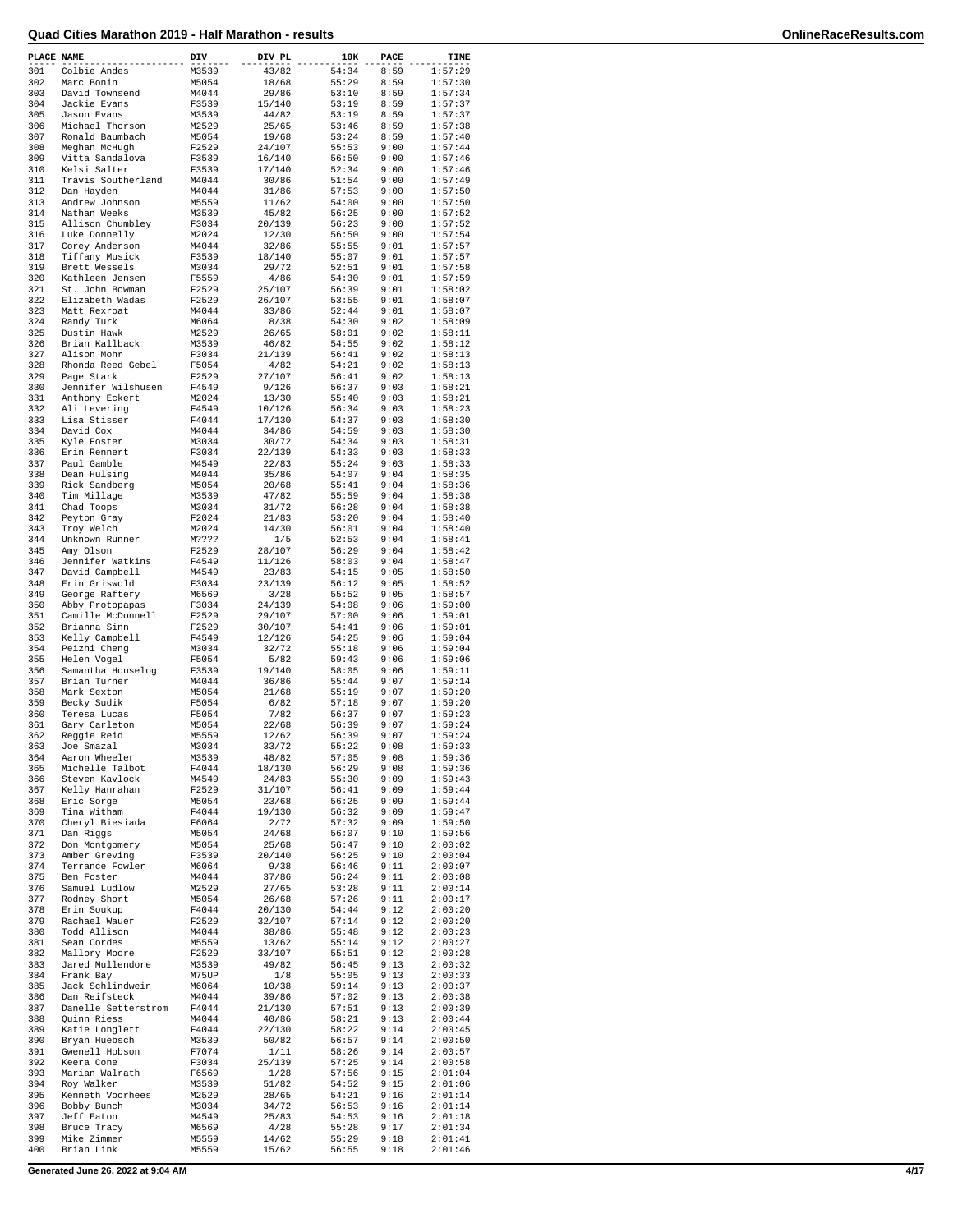# Quad Cities Marathon 2019 - Half Marathon - results

| PLACE | NAME | DIV | DIV PL | 10K | PACE | TIME |
|---|---|---|---|---|---|---|
| 301 | Colbie Andes | M3539 | 43/82 | 54:34 | 8:59 | 1:57:29 |
| 302 | Marc Bonin | M5054 | 18/68 | 55:29 | 8:59 | 1:57:30 |
| 303 | David Townsend | M4044 | 29/86 | 53:10 | 8:59 | 1:57:34 |
| 304 | Jackie Evans | F3539 | 15/140 | 53:19 | 8:59 | 1:57:37 |
| 305 | Jason Evans | M3539 | 44/82 | 53:19 | 8:59 | 1:57:37 |
| 306 | Michael Thorson | M2529 | 25/65 | 53:46 | 8:59 | 1:57:38 |
| 307 | Ronald Baumbach | M5054 | 19/68 | 53:24 | 8:59 | 1:57:40 |
| 308 | Meghan McHugh | F2529 | 24/107 | 55:53 | 9:00 | 1:57:44 |
| 309 | Vitta Sandalova | F3539 | 16/140 | 56:50 | 9:00 | 1:57:46 |
| 310 | Kelsi Salter | F3539 | 17/140 | 52:34 | 9:00 | 1:57:46 |
| 311 | Travis Southerland | M4044 | 30/86 | 51:54 | 9:00 | 1:57:49 |
| 312 | Dan Hayden | M4044 | 31/86 | 57:53 | 9:00 | 1:57:50 |
| 313 | Andrew Johnson | M5559 | 11/62 | 54:00 | 9:00 | 1:57:50 |
| 314 | Nathan Weeks | M3539 | 45/82 | 56:25 | 9:00 | 1:57:52 |
| 315 | Allison Chumbley | F3034 | 20/139 | 56:23 | 9:00 | 1:57:52 |
| 316 | Luke Donnelly | M2024 | 12/30 | 56:50 | 9:00 | 1:57:54 |
| 317 | Corey Anderson | M4044 | 32/86 | 55:55 | 9:01 | 1:57:57 |
| 318 | Tiffany Musick | F3539 | 18/140 | 55:07 | 9:01 | 1:57:57 |
| 319 | Brett Wessels | M3034 | 29/72 | 52:51 | 9:01 | 1:57:58 |
| 320 | Kathleen Jensen | F5559 | 4/86 | 54:30 | 9:01 | 1:57:59 |
| 321 | St. John Bowman | F2529 | 25/107 | 56:39 | 9:01 | 1:58:02 |
| 322 | Elizabeth Wadas | F2529 | 26/107 | 53:55 | 9:01 | 1:58:07 |
| 323 | Matt Rexroat | M4044 | 33/86 | 52:44 | 9:01 | 1:58:07 |
| 324 | Randy Turk | M6064 | 8/38 | 54:30 | 9:02 | 1:58:09 |
| 325 | Dustin Hawk | M2529 | 26/65 | 58:01 | 9:02 | 1:58:11 |
| 326 | Brian Kallback | M3539 | 46/82 | 54:55 | 9:02 | 1:58:12 |
| 327 | Alison Mohr | F3034 | 21/139 | 56:41 | 9:02 | 1:58:13 |
| 328 | Rhonda Reed Gebel | F5054 | 4/82 | 54:21 | 9:02 | 1:58:13 |
| 329 | Page Stark | F2529 | 27/107 | 56:41 | 9:02 | 1:58:13 |
| 330 | Jennifer Wilshusen | F4549 | 9/126 | 56:37 | 9:03 | 1:58:21 |
| 331 | Anthony Eckert | M2024 | 13/30 | 55:40 | 9:03 | 1:58:21 |
| 332 | Ali Levering | F4549 | 10/126 | 56:34 | 9:03 | 1:58:23 |
| 333 | Lisa Stisser | F4044 | 17/130 | 54:37 | 9:03 | 1:58:30 |
| 334 | David Cox | M4044 | 34/86 | 54:59 | 9:03 | 1:58:30 |
| 335 | Kyle Foster | M3034 | 30/72 | 54:34 | 9:03 | 1:58:31 |
| 336 | Erin Rennert | F3034 | 22/139 | 54:33 | 9:03 | 1:58:33 |
| 337 | Paul Gamble | M4549 | 22/83 | 55:24 | 9:03 | 1:58:33 |
| 338 | Dean Hulsing | M4044 | 35/86 | 54:07 | 9:04 | 1:58:35 |
| 339 | Rick Sandberg | M5054 | 20/68 | 55:41 | 9:04 | 1:58:36 |
| 340 | Tim Millage | M3539 | 47/82 | 55:59 | 9:04 | 1:58:38 |
| 341 | Chad Toops | M3034 | 31/72 | 56:28 | 9:04 | 1:58:38 |
| 342 | Peyton Gray | F2024 | 21/83 | 53:20 | 9:04 | 1:58:40 |
| 343 | Troy Welch | M2024 | 14/30 | 56:01 | 9:04 | 1:58:40 |
| 344 | Unknown Runner | M???? | 1/5 | 52:53 | 9:04 | 1:58:41 |
| 345 | Amy Olson | F2529 | 28/107 | 56:29 | 9:04 | 1:58:42 |
| 346 | Jennifer Watkins | F4549 | 11/126 | 58:03 | 9:04 | 1:58:47 |
| 347 | David Campbell | M4549 | 23/83 | 54:15 | 9:05 | 1:58:50 |
| 348 | Erin Griswold | F3034 | 23/139 | 56:12 | 9:05 | 1:58:52 |
| 349 | George Raftery | M6569 | 3/28 | 55:52 | 9:05 | 1:58:57 |
| 350 | Abby Protopapas | F3034 | 24/139 | 54:08 | 9:06 | 1:59:00 |
| 351 | Camille McDonnell | F2529 | 29/107 | 57:00 | 9:06 | 1:59:01 |
| 352 | Brianna Sinn | F2529 | 30/107 | 54:41 | 9:06 | 1:59:01 |
| 353 | Kelly Campbell | F4549 | 12/126 | 54:25 | 9:06 | 1:59:04 |
| 354 | Peizhi Cheng | M3034 | 32/72 | 55:18 | 9:06 | 1:59:04 |
| 355 | Helen Vogel | F5054 | 5/82 | 59:43 | 9:06 | 1:59:06 |
| 356 | Samantha Houselog | F3539 | 19/140 | 58:05 | 9:06 | 1:59:11 |
| 357 | Brian Turner | M4044 | 36/86 | 55:44 | 9:07 | 1:59:14 |
| 358 | Mark Sexton | M5054 | 21/68 | 55:19 | 9:07 | 1:59:20 |
| 359 | Becky Sudik | F5054 | 6/82 | 57:18 | 9:07 | 1:59:20 |
| 360 | Teresa Lucas | F5054 | 7/82 | 56:37 | 9:07 | 1:59:23 |
| 361 | Gary Carleton | M5054 | 22/68 | 56:39 | 9:07 | 1:59:24 |
| 362 | Reggie Reid | M5559 | 12/62 | 56:39 | 9:07 | 1:59:24 |
| 363 | Joe Smazal | M3034 | 33/72 | 55:22 | 9:08 | 1:59:33 |
| 364 | Aaron Wheeler | M3539 | 48/82 | 57:05 | 9:08 | 1:59:36 |
| 365 | Michelle Talbot | F4044 | 18/130 | 56:29 | 9:08 | 1:59:36 |
| 366 | Steven Kavlock | M4549 | 24/83 | 55:30 | 9:09 | 1:59:43 |
| 367 | Kelly Hanrahan | F2529 | 31/107 | 56:41 | 9:09 | 1:59:44 |
| 368 | Eric Sorge | M5054 | 23/68 | 56:25 | 9:09 | 1:59:44 |
| 369 | Tina Witham | F4044 | 19/130 | 56:32 | 9:09 | 1:59:47 |
| 370 | Cheryl Biesiada | F6064 | 2/72 | 57:32 | 9:09 | 1:59:50 |
| 371 | Dan Riggs | M5054 | 24/68 | 56:07 | 9:10 | 1:59:56 |
| 372 | Don Montgomery | M5054 | 25/68 | 56:47 | 9:10 | 2:00:02 |
| 373 | Amber Greving | F3539 | 20/140 | 56:25 | 9:10 | 2:00:04 |
| 374 | Terrance Fowler | M6064 | 9/38 | 56:46 | 9:11 | 2:00:07 |
| 375 | Ben Foster | M4044 | 37/86 | 56:24 | 9:11 | 2:00:08 |
| 376 | Samuel Ludlow | M2529 | 27/65 | 53:28 | 9:11 | 2:00:14 |
| 377 | Rodney Short | M5054 | 26/68 | 57:26 | 9:11 | 2:00:17 |
| 378 | Erin Soukup | F4044 | 20/130 | 54:44 | 9:12 | 2:00:20 |
| 379 | Rachael Wauer | F2529 | 32/107 | 57:14 | 9:12 | 2:00:20 |
| 380 | Todd Allison | M4044 | 38/86 | 55:48 | 9:12 | 2:00:23 |
| 381 | Sean Cordes | M5559 | 13/62 | 55:14 | 9:12 | 2:00:27 |
| 382 | Mallory Moore | F2529 | 33/107 | 55:51 | 9:12 | 2:00:28 |
| 383 | Jared Mullendore | M3539 | 49/82 | 56:45 | 9:13 | 2:00:32 |
| 384 | Frank Bay | M75UP | 1/8 | 55:05 | 9:13 | 2:00:33 |
| 385 | Jack Schlindwein | M6064 | 10/38 | 59:14 | 9:13 | 2:00:37 |
| 386 | Dan Reifsteck | M4044 | 39/86 | 57:02 | 9:13 | 2:00:38 |
| 387 | Danelle Setterstrom | F4044 | 21/130 | 57:51 | 9:13 | 2:00:39 |
| 388 | Quinn Riess | M4044 | 40/86 | 58:21 | 9:13 | 2:00:44 |
| 389 | Katie Longlett | F4044 | 22/130 | 58:22 | 9:14 | 2:00:45 |
| 390 | Bryan Huebsch | M3539 | 50/82 | 56:57 | 9:14 | 2:00:50 |
| 391 | Gwenell Hobson | F7074 | 1/11 | 58:26 | 9:14 | 2:00:57 |
| 392 | Keera Cone | F3034 | 25/139 | 57:25 | 9:14 | 2:00:58 |
| 393 | Marian Walrath | F6569 | 1/28 | 57:56 | 9:15 | 2:01:04 |
| 394 | Roy Walker | M3539 | 51/82 | 54:52 | 9:15 | 2:01:06 |
| 395 | Kenneth Voorhees | M2529 | 28/65 | 54:21 | 9:16 | 2:01:14 |
| 396 | Bobby Bunch | M3034 | 34/72 | 56:53 | 9:16 | 2:01:14 |
| 397 | Jeff Eaton | M4549 | 25/83 | 54:53 | 9:16 | 2:01:18 |
| 398 | Bruce Tracy | M6569 | 4/28 | 55:28 | 9:17 | 2:01:34 |
| 399 | Mike Zimmer | M5559 | 14/62 | 55:29 | 9:18 | 2:01:41 |
| 400 | Brian Link | M5559 | 15/62 | 56:55 | 9:18 | 2:01:46 |

Generated June 26, 2022 at 9:04 AM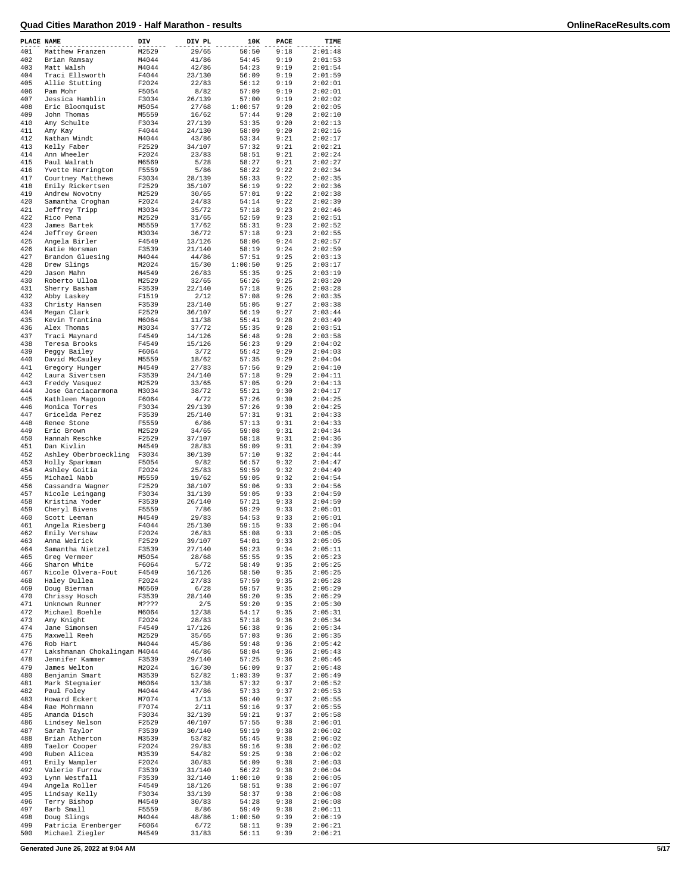# Quad Cities Marathon 2019 - Half Marathon - results

| PLACE | NAME | DIV | DIV PL | 10K | PACE | TIME |
|---|---|---|---|---|---|---|
| 401 | Matthew Franzen | M2529 | 29/65 | 50:50 | 9:18 | 2:01:48 |
| 402 | Brian Ramsay | M4044 | 41/86 | 54:45 | 9:19 | 2:01:53 |
| 403 | Matt Walsh | M4044 | 42/86 | 54:23 | 9:19 | 2:01:54 |
| 404 | Traci Ellsworth | F4044 | 23/130 | 56:09 | 9:19 | 2:01:59 |
| 405 | Allie Stutting | F2024 | 22/83 | 56:12 | 9:19 | 2:02:01 |
| 406 | Pam Mohr | F5054 | 8/82 | 57:09 | 9:19 | 2:02:01 |
| 407 | Jessica Hamblin | F3034 | 26/139 | 57:00 | 9:19 | 2:02:02 |
| 408 | Eric Bloomquist | M5054 | 27/68 | 1:00:57 | 9:20 | 2:02:05 |
| 409 | John Thomas | M5559 | 16/62 | 57:44 | 9:20 | 2:02:10 |
| 410 | Amy Schulte | F3034 | 27/139 | 53:35 | 9:20 | 2:02:13 |
| 411 | Amy Kay | F4044 | 24/130 | 58:09 | 9:20 | 2:02:16 |
| 412 | Nathan Windt | M4044 | 43/86 | 53:34 | 9:21 | 2:02:17 |
| 413 | Kelly Faber | F2529 | 34/107 | 57:32 | 9:21 | 2:02:21 |
| 414 | Ann Wheeler | F2024 | 23/83 | 58:51 | 9:21 | 2:02:24 |
| 415 | Paul Walrath | M6569 | 5/28 | 58:27 | 9:21 | 2:02:27 |
| 416 | Yvette Harrington | F5559 | 5/86 | 58:22 | 9:22 | 2:02:34 |
| 417 | Courtney Matthews | F3034 | 28/139 | 59:33 | 9:22 | 2:02:35 |
| 418 | Emily Rickertsen | F2529 | 35/107 | 56:19 | 9:22 | 2:02:36 |
| 419 | Andrew Novotny | M2529 | 30/65 | 57:01 | 9:22 | 2:02:38 |
| 420 | Samantha Croghan | F2024 | 24/83 | 54:14 | 9:22 | 2:02:39 |
| 421 | Jeffrey Tripp | M3034 | 35/72 | 57:18 | 9:23 | 2:02:46 |
| 422 | Rico Pena | M2529 | 31/65 | 52:59 | 9:23 | 2:02:51 |
| 423 | James Bartek | M5559 | 17/62 | 55:31 | 9:23 | 2:02:52 |
| 424 | Jeffrey Green | M3034 | 36/72 | 57:18 | 9:23 | 2:02:55 |
| 425 | Angela Birler | F4549 | 13/126 | 58:06 | 9:24 | 2:02:57 |
| 426 | Katie Horsman | F3539 | 21/140 | 58:19 | 9:24 | 2:02:59 |
| 427 | Brandon Gluesing | M4044 | 44/86 | 57:51 | 9:25 | 2:03:13 |
| 428 | Drew Slings | M2024 | 15/30 | 1:00:50 | 9:25 | 2:03:17 |
| 429 | Jason Mahn | M4549 | 26/83 | 55:35 | 9:25 | 2:03:19 |
| 430 | Roberto Ulloa | M2529 | 32/65 | 56:26 | 9:25 | 2:03:20 |
| 431 | Sherry Basham | F3539 | 22/140 | 57:18 | 9:26 | 2:03:28 |
| 432 | Abby Laskey | F1519 | 2/12 | 57:08 | 9:26 | 2:03:35 |
| 433 | Christy Hansen | F3539 | 23/140 | 55:05 | 9:27 | 2:03:38 |
| 434 | Megan Clark | F2529 | 36/107 | 56:19 | 9:27 | 2:03:44 |
| 435 | Kevin Trantina | M6064 | 11/38 | 55:41 | 9:28 | 2:03:49 |
| 436 | Alex Thomas | M3034 | 37/72 | 55:35 | 9:28 | 2:03:51 |
| 437 | Traci Maynard | F4549 | 14/126 | 56:48 | 9:28 | 2:03:58 |
| 438 | Teresa Brooks | F4549 | 15/126 | 56:23 | 9:29 | 2:04:02 |
| 439 | Peggy Bailey | F6064 | 3/72 | 55:42 | 9:29 | 2:04:03 |
| 440 | David McCauley | M5559 | 18/62 | 57:35 | 9:29 | 2:04:04 |
| 441 | Gregory Hunger | M4549 | 27/83 | 57:56 | 9:29 | 2:04:10 |
| 442 | Laura Sivertsen | F3539 | 24/140 | 57:18 | 9:29 | 2:04:11 |
| 443 | Freddy Vasquez | M2529 | 33/65 | 57:05 | 9:29 | 2:04:13 |
| 444 | Jose Garciacarmona | M3034 | 38/72 | 55:21 | 9:30 | 2:04:17 |
| 445 | Kathleen Magoon | F6064 | 4/72 | 57:26 | 9:30 | 2:04:25 |
| 446 | Monica Torres | F3034 | 29/139 | 57:26 | 9:30 | 2:04:25 |
| 447 | Gricelda Perez | F3539 | 25/140 | 57:31 | 9:31 | 2:04:33 |
| 448 | Renee Stone | F5559 | 6/86 | 57:13 | 9:31 | 2:04:33 |
| 449 | Eric Brown | M2529 | 34/65 | 59:08 | 9:31 | 2:04:34 |
| 450 | Hannah Reschke | F2529 | 37/107 | 58:18 | 9:31 | 2:04:36 |
| 451 | Dan Kivlin | M4549 | 28/83 | 59:09 | 9:31 | 2:04:39 |
| 452 | Ashley Oberbroeckling | F3034 | 30/139 | 57:10 | 9:32 | 2:04:44 |
| 453 | Holly Sparkman | F5054 | 9/82 | 56:57 | 9:32 | 2:04:47 |
| 454 | Ashley Goitia | F2024 | 25/83 | 59:59 | 9:32 | 2:04:49 |
| 455 | Michael Nabb | M5559 | 19/62 | 59:05 | 9:32 | 2:04:54 |
| 456 | Cassandra Wagner | F2529 | 38/107 | 59:06 | 9:33 | 2:04:56 |
| 457 | Nicole Leingang | F3034 | 31/139 | 59:05 | 9:33 | 2:04:59 |
| 458 | Kristina Yoder | F3539 | 26/140 | 57:21 | 9:33 | 2:04:59 |
| 459 | Cheryl Bivens | F5559 | 7/86 | 59:29 | 9:33 | 2:05:01 |
| 460 | Scott Leeman | M4549 | 29/83 | 54:53 | 9:33 | 2:05:01 |
| 461 | Angela Riesberg | F4044 | 25/130 | 59:15 | 9:33 | 2:05:04 |
| 462 | Emily Vershaw | F2024 | 26/83 | 55:08 | 9:33 | 2:05:05 |
| 463 | Anna Weirick | F2529 | 39/107 | 54:01 | 9:33 | 2:05:05 |
| 464 | Samantha Nietzel | F3539 | 27/140 | 59:23 | 9:34 | 2:05:11 |
| 465 | Greg Vermeer | M5054 | 28/68 | 55:55 | 9:35 | 2:05:23 |
| 466 | Sharon White | F6064 | 5/72 | 58:49 | 9:35 | 2:05:25 |
| 467 | Nicole Olvera-Fout | F4549 | 16/126 | 58:50 | 9:35 | 2:05:25 |
| 468 | Haley Dullea | F2024 | 27/83 | 57:59 | 9:35 | 2:05:28 |
| 469 | Doug Bierman | M6569 | 6/28 | 59:57 | 9:35 | 2:05:29 |
| 470 | Chrissy Hosch | F3539 | 28/140 | 59:20 | 9:35 | 2:05:29 |
| 471 | Unknown Runner | M???? | 2/5 | 59:20 | 9:35 | 2:05:30 |
| 472 | Michael Boehle | M6064 | 12/38 | 54:17 | 9:35 | 2:05:31 |
| 473 | Amy Knight | F2024 | 28/83 | 57:18 | 9:36 | 2:05:34 |
| 474 | Jane Simonsen | F4549 | 17/126 | 56:38 | 9:36 | 2:05:34 |
| 475 | Maxwell Reeh | M2529 | 35/65 | 57:03 | 9:36 | 2:05:35 |
| 476 | Rob Hart | M4044 | 45/86 | 59:48 | 9:36 | 2:05:42 |
| 477 | Lakshmanan Chokalingam | M4044 | 46/86 | 58:04 | 9:36 | 2:05:43 |
| 478 | Jennifer Kammer | F3539 | 29/140 | 57:25 | 9:36 | 2:05:46 |
| 479 | James Welton | M2024 | 16/30 | 56:09 | 9:37 | 2:05:48 |
| 480 | Benjamin Smart | M3539 | 52/82 | 1:03:39 | 9:37 | 2:05:49 |
| 481 | Mark Stegmaier | M6064 | 13/38 | 57:32 | 9:37 | 2:05:52 |
| 482 | Paul Foley | M4044 | 47/86 | 57:33 | 9:37 | 2:05:53 |
| 483 | Howard Eckert | M7074 | 1/13 | 59:40 | 9:37 | 2:05:55 |
| 484 | Rae Mohrmann | F7074 | 2/11 | 59:16 | 9:37 | 2:05:55 |
| 485 | Amanda Disch | F3034 | 32/139 | 59:21 | 9:37 | 2:05:58 |
| 486 | Lindsey Nelson | F2529 | 40/107 | 57:55 | 9:38 | 2:06:01 |
| 487 | Sarah Taylor | F3539 | 30/140 | 59:19 | 9:38 | 2:06:02 |
| 488 | Brian Atherton | M3539 | 53/82 | 55:45 | 9:38 | 2:06:02 |
| 489 | Taelor Cooper | F2024 | 29/83 | 59:16 | 9:38 | 2:06:02 |
| 490 | Ruben Alicea | M3539 | 54/82 | 59:25 | 9:38 | 2:06:02 |
| 491 | Emily Wampler | F2024 | 30/83 | 56:09 | 9:38 | 2:06:03 |
| 492 | Valerie Furrow | F3539 | 31/140 | 56:22 | 9:38 | 2:06:04 |
| 493 | Lynn Westfall | F3539 | 32/140 | 1:00:10 | 9:38 | 2:06:05 |
| 494 | Angela Roller | F4549 | 18/126 | 58:51 | 9:38 | 2:06:07 |
| 495 | Lindsay Kelly | F3034 | 33/139 | 58:37 | 9:38 | 2:06:08 |
| 496 | Terry Bishop | M4549 | 30/83 | 54:28 | 9:38 | 2:06:08 |
| 497 | Barb Small | F5559 | 8/86 | 59:49 | 9:38 | 2:06:11 |
| 498 | Doug Slings | M4044 | 48/86 | 1:00:50 | 9:39 | 2:06:19 |
| 499 | Patricia Erenberger | F6064 | 6/72 | 58:11 | 9:39 | 2:06:21 |
| 500 | Michael Ziegler | M4549 | 31/83 | 56:11 | 9:39 | 2:06:21 |

Generated June 26, 2022 at 9:04 AM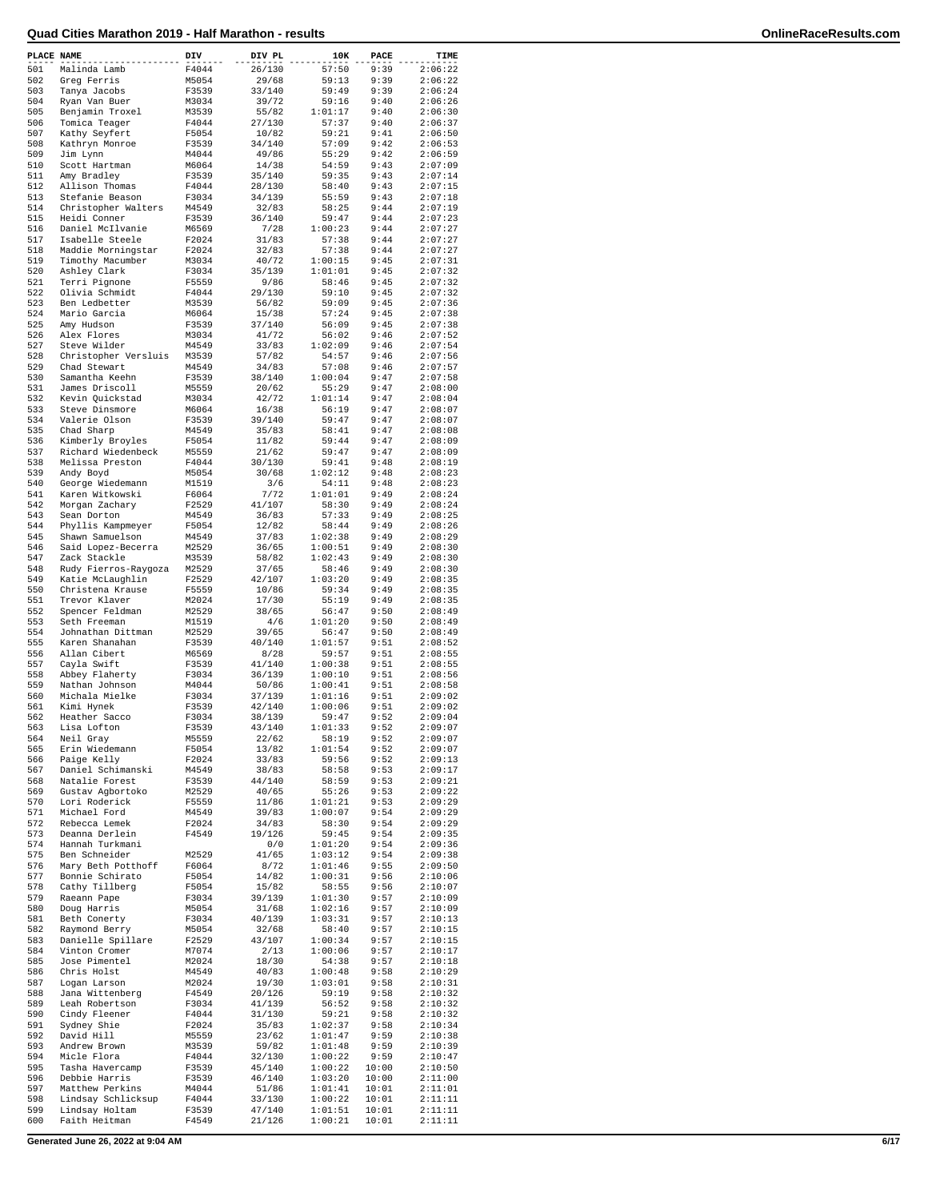# Quad Cities Marathon 2019 - Half Marathon - results

| PLACE | NAME | DIV | DIV PL | 10K | PACE | TIME |
|---|---|---|---|---|---|---|
| 501 | Malinda Lamb | F4044 | 26/130 | 57:50 | 9:39 | 2:06:22 |
| 502 | Greg Ferris | M5054 | 29/68 | 59:13 | 9:39 | 2:06:22 |
| 503 | Tanya Jacobs | F3539 | 33/140 | 59:49 | 9:39 | 2:06:24 |
| 504 | Ryan Van Buer | M3034 | 39/72 | 59:16 | 9:40 | 2:06:26 |
| 505 | Benjamin Troxel | M3539 | 55/82 | 1:01:17 | 9:40 | 2:06:30 |
| 506 | Tomica Teager | F4044 | 27/130 | 57:37 | 9:40 | 2:06:37 |
| 507 | Kathy Seyfert | F5054 | 10/82 | 59:21 | 9:41 | 2:06:50 |
| 508 | Kathryn Monroe | F3539 | 34/140 | 57:09 | 9:42 | 2:06:53 |
| 509 | Jim Lynn | M4044 | 49/86 | 55:29 | 9:42 | 2:06:59 |
| 510 | Scott Hartman | M6064 | 14/38 | 54:59 | 9:43 | 2:07:09 |
| 511 | Amy Bradley | F3539 | 35/140 | 59:35 | 9:43 | 2:07:14 |
| 512 | Allison Thomas | F4044 | 28/130 | 58:40 | 9:43 | 2:07:15 |
| 513 | Stefanie Beason | F3034 | 34/139 | 55:59 | 9:43 | 2:07:18 |
| 514 | Christopher Walters | M4549 | 32/83 | 58:25 | 9:44 | 2:07:19 |
| 515 | Heidi Conner | F3539 | 36/140 | 59:47 | 9:44 | 2:07:23 |
| 516 | Daniel McIlvanie | M6569 | 7/28 | 1:00:23 | 9:44 | 2:07:27 |
| 517 | Isabelle Steele | F2024 | 31/83 | 57:38 | 9:44 | 2:07:27 |
| 518 | Maddie Morningstar | F2024 | 32/83 | 57:38 | 9:44 | 2:07:27 |
| 519 | Timothy Macumber | M3034 | 40/72 | 1:00:15 | 9:45 | 2:07:31 |
| 520 | Ashley Clark | F3034 | 35/139 | 1:01:01 | 9:45 | 2:07:32 |
| 521 | Terri Pignone | F5559 | 9/86 | 58:46 | 9:45 | 2:07:32 |
| 522 | Olivia Schmidt | F4044 | 29/130 | 59:10 | 9:45 | 2:07:32 |
| 523 | Ben Ledbetter | M3539 | 56/82 | 59:09 | 9:45 | 2:07:36 |
| 524 | Mario Garcia | M6064 | 15/38 | 57:24 | 9:45 | 2:07:38 |
| 525 | Amy Hudson | F3539 | 37/140 | 56:09 | 9:45 | 2:07:38 |
| 526 | Alex Flores | M3034 | 41/72 | 56:02 | 9:46 | 2:07:52 |
| 527 | Steve Wilder | M4549 | 33/83 | 1:02:09 | 9:46 | 2:07:54 |
| 528 | Christopher Versluis | M3539 | 57/82 | 54:57 | 9:46 | 2:07:56 |
| 529 | Chad Stewart | M4549 | 34/83 | 57:08 | 9:46 | 2:07:57 |
| 530 | Samantha Keehn | F3539 | 38/140 | 1:00:04 | 9:47 | 2:07:58 |
| 531 | James Driscoll | M5559 | 20/62 | 55:29 | 9:47 | 2:08:00 |
| 532 | Kevin Quickstad | M3034 | 42/72 | 1:01:14 | 9:47 | 2:08:04 |
| 533 | Steve Dinsmore | M6064 | 16/38 | 56:19 | 9:47 | 2:08:07 |
| 534 | Valerie Olson | F3539 | 39/140 | 59:47 | 9:47 | 2:08:07 |
| 535 | Chad Sharp | M4549 | 35/83 | 58:41 | 9:47 | 2:08:08 |
| 536 | Kimberly Broyles | F5054 | 11/82 | 59:44 | 9:47 | 2:08:09 |
| 537 | Richard Wiedenbeck | M5559 | 21/62 | 59:47 | 9:47 | 2:08:09 |
| 538 | Melissa Preston | F4044 | 30/130 | 59:41 | 9:48 | 2:08:19 |
| 539 | Andy Boyd | M5054 | 30/68 | 1:02:12 | 9:48 | 2:08:23 |
| 540 | George Wiedemann | M1519 | 3/6 | 54:11 | 9:48 | 2:08:23 |
| 541 | Karen Witkowski | F6064 | 7/72 | 1:01:01 | 9:49 | 2:08:24 |
| 542 | Morgan Zachary | F2529 | 41/107 | 58:30 | 9:49 | 2:08:24 |
| 543 | Sean Dorton | M4549 | 36/83 | 57:33 | 9:49 | 2:08:25 |
| 544 | Phyllis Kampmeyer | F5054 | 12/82 | 58:44 | 9:49 | 2:08:26 |
| 545 | Shawn Samuelson | M4549 | 37/83 | 1:02:38 | 9:49 | 2:08:29 |
| 546 | Said Lopez-Becerra | M2529 | 36/65 | 1:00:51 | 9:49 | 2:08:30 |
| 547 | Zack Stackle | M3539 | 58/82 | 1:02:43 | 9:49 | 2:08:30 |
| 548 | Rudy Fierros-Raygoza | M2529 | 37/65 | 58:46 | 9:49 | 2:08:30 |
| 549 | Katie McLaughlin | F2529 | 42/107 | 1:03:20 | 9:49 | 2:08:35 |
| 550 | Christena Krause | F5559 | 10/86 | 59:34 | 9:49 | 2:08:35 |
| 551 | Trevor Klaver | M2024 | 17/30 | 55:19 | 9:49 | 2:08:35 |
| 552 | Spencer Feldman | M2529 | 38/65 | 56:47 | 9:50 | 2:08:49 |
| 553 | Seth Freeman | M1519 | 4/6 | 1:01:20 | 9:50 | 2:08:49 |
| 554 | Johnathan Dittman | M2529 | 39/65 | 56:47 | 9:50 | 2:08:49 |
| 555 | Karen Shanahan | F3539 | 40/140 | 1:01:57 | 9:51 | 2:08:52 |
| 556 | Allan Cibert | M6569 | 8/28 | 59:57 | 9:51 | 2:08:55 |
| 557 | Cayla Swift | F3539 | 41/140 | 1:00:38 | 9:51 | 2:08:55 |
| 558 | Abbey Flaherty | F3034 | 36/139 | 1:00:10 | 9:51 | 2:08:56 |
| 559 | Nathan Johnson | M4044 | 50/86 | 1:00:41 | 9:51 | 2:08:58 |
| 560 | Michala Mielke | F3034 | 37/139 | 1:01:16 | 9:51 | 2:09:02 |
| 561 | Kimi Hynek | F3539 | 42/140 | 1:00:06 | 9:51 | 2:09:02 |
| 562 | Heather Sacco | F3034 | 38/139 | 59:47 | 9:52 | 2:09:04 |
| 563 | Lisa Lofton | F3539 | 43/140 | 1:01:33 | 9:52 | 2:09:07 |
| 564 | Neil Gray | M5559 | 22/62 | 58:19 | 9:52 | 2:09:07 |
| 565 | Erin Wiedemann | F5054 | 13/82 | 1:01:54 | 9:52 | 2:09:07 |
| 566 | Paige Kelly | F2024 | 33/83 | 59:56 | 9:52 | 2:09:13 |
| 567 | Daniel Schimanski | M4549 | 38/83 | 58:58 | 9:53 | 2:09:17 |
| 568 | Natalie Forest | F3539 | 44/140 | 58:59 | 9:53 | 2:09:21 |
| 569 | Gustav Agbortoko | M2529 | 40/65 | 55:26 | 9:53 | 2:09:22 |
| 570 | Lori Roderick | F5559 | 11/86 | 1:01:21 | 9:53 | 2:09:29 |
| 571 | Michael Ford | M4549 | 39/83 | 1:00:07 | 9:54 | 2:09:29 |
| 572 | Rebecca Lemek | F2024 | 34/83 | 58:30 | 9:54 | 2:09:29 |
| 573 | Deanna Derlein | F4549 | 19/126 | 59:45 | 9:54 | 2:09:35 |
| 574 | Hannah Turkmani | | 0/0 | 1:01:20 | 9:54 | 2:09:36 |
| 575 | Ben Schneider | M2529 | 41/65 | 1:03:12 | 9:54 | 2:09:38 |
| 576 | Mary Beth Potthoff | F6064 | 8/72 | 1:01:46 | 9:55 | 2:09:50 |
| 577 | Bonnie Schirato | F5054 | 14/82 | 1:00:31 | 9:56 | 2:10:06 |
| 578 | Cathy Tillberg | F5054 | 15/82 | 58:55 | 9:56 | 2:10:07 |
| 579 | Raeann Pape | F3034 | 39/139 | 1:01:30 | 9:57 | 2:10:09 |
| 580 | Doug Harris | M5054 | 31/68 | 1:02:16 | 9:57 | 2:10:09 |
| 581 | Beth Conerty | F3034 | 40/139 | 1:03:31 | 9:57 | 2:10:13 |
| 582 | Raymond Berry | M5054 | 32/68 | 58:40 | 9:57 | 2:10:15 |
| 583 | Danielle Spillare | F2529 | 43/107 | 1:00:34 | 9:57 | 2:10:15 |
| 584 | Vinton Cromer | M7074 | 2/13 | 1:00:06 | 9:57 | 2:10:17 |
| 585 | Jose Pimentel | M2024 | 18/30 | 54:38 | 9:57 | 2:10:18 |
| 586 | Chris Holst | M4549 | 40/83 | 1:00:48 | 9:58 | 2:10:29 |
| 587 | Logan Larson | M2024 | 19/30 | 1:03:01 | 9:58 | 2:10:31 |
| 588 | Jana Wittenberg | F4549 | 20/126 | 59:19 | 9:58 | 2:10:32 |
| 589 | Leah Robertson | F3034 | 41/139 | 56:52 | 9:58 | 2:10:32 |
| 590 | Cindy Fleener | F4044 | 31/130 | 59:21 | 9:58 | 2:10:32 |
| 591 | Sydney Shie | F2024 | 35/83 | 1:02:37 | 9:58 | 2:10:34 |
| 592 | David Hill | M5559 | 23/62 | 1:01:47 | 9:59 | 2:10:38 |
| 593 | Andrew Brown | M3539 | 59/82 | 1:01:48 | 9:59 | 2:10:39 |
| 594 | Micle Flora | F4044 | 32/130 | 1:00:22 | 9:59 | 2:10:47 |
| 595 | Tasha Havercamp | F3539 | 45/140 | 1:00:22 | 10:00 | 2:10:50 |
| 596 | Debbie Harris | F3539 | 46/140 | 1:03:20 | 10:00 | 2:11:00 |
| 597 | Matthew Perkins | M4044 | 51/86 | 1:01:41 | 10:01 | 2:11:01 |
| 598 | Lindsay Schlicksup | F4044 | 33/130 | 1:00:22 | 10:01 | 2:11:11 |
| 599 | Lindsay Holtam | F3539 | 47/140 | 1:01:51 | 10:01 | 2:11:11 |
| 600 | Faith Heitman | F4549 | 21/126 | 1:00:21 | 10:01 | 2:11:11 |

Generated June 26, 2022 at 9:04 AM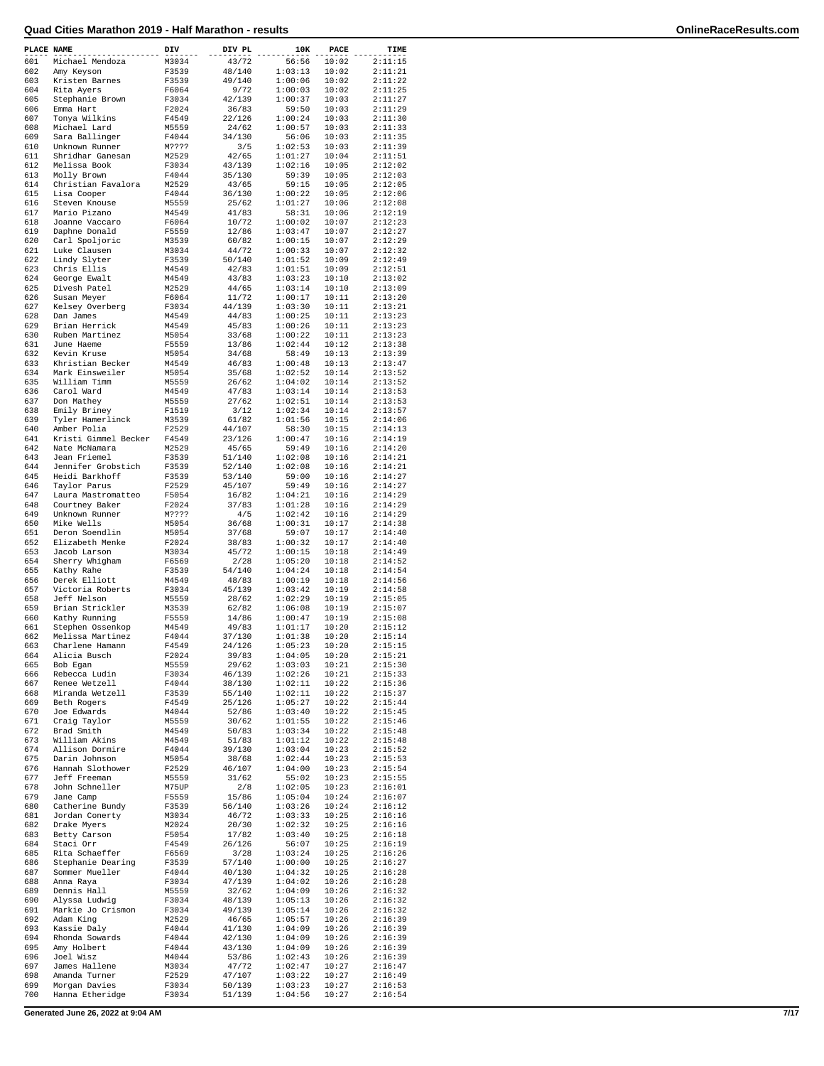# Quad Cities Marathon 2019 - Half Marathon - results

| PLACE | NAME | DIV | DIV PL | 10K | PACE | TIME |
|---|---|---|---|---|---|---|
| 601 | Michael Mendoza | M3034 | 43/72 | 56:56 | 10:02 | 2:11:15 |
| 602 | Amy Keyson | F3539 | 48/140 | 1:03:13 | 10:02 | 2:11:21 |
| 603 | Kristen Barnes | F3539 | 49/140 | 1:00:06 | 10:02 | 2:11:22 |
| 604 | Rita Ayers | F6064 | 9/72 | 1:00:03 | 10:02 | 2:11:25 |
| 605 | Stephanie Brown | F3034 | 42/139 | 1:00:37 | 10:03 | 2:11:27 |
| 606 | Emma Hart | F2024 | 36/83 | 59:50 | 10:03 | 2:11:29 |
| 607 | Tonya Wilkins | F4549 | 22/126 | 1:00:24 | 10:03 | 2:11:30 |
| 608 | Michael Lard | M5559 | 24/62 | 1:00:57 | 10:03 | 2:11:33 |
| 609 | Sara Ballinger | F4044 | 34/130 | 56:06 | 10:03 | 2:11:35 |
| 610 | Unknown Runner | M???? | 3/5 | 1:02:53 | 10:03 | 2:11:39 |
| 611 | Shridhar Ganesan | M2529 | 42/65 | 1:01:27 | 10:04 | 2:11:51 |
| 612 | Melissa Book | F3034 | 43/139 | 1:02:16 | 10:05 | 2:12:02 |
| 613 | Molly Brown | F4044 | 35/130 | 59:39 | 10:05 | 2:12:03 |
| 614 | Christian Favalora | M2529 | 43/65 | 59:15 | 10:05 | 2:12:05 |
| 615 | Lisa Cooper | F4044 | 36/130 | 1:00:22 | 10:05 | 2:12:06 |
| 616 | Steven Knouse | M5559 | 25/62 | 1:01:27 | 10:06 | 2:12:08 |
| 617 | Mario Pizano | M4549 | 41/83 | 58:31 | 10:06 | 2:12:19 |
| 618 | Joanne Vaccaro | F6064 | 10/72 | 1:00:02 | 10:07 | 2:12:23 |
| 619 | Daphne Donald | F5559 | 12/86 | 1:03:47 | 10:07 | 2:12:27 |
| 620 | Carl Spoljoric | M3539 | 60/82 | 1:00:15 | 10:07 | 2:12:29 |
| 621 | Luke Clausen | M3034 | 44/72 | 1:00:33 | 10:07 | 2:12:32 |
| 622 | Lindy Slyter | F3539 | 50/140 | 1:01:52 | 10:09 | 2:12:49 |
| 623 | Chris Ellis | M4549 | 42/83 | 1:01:51 | 10:09 | 2:12:51 |
| 624 | George Ewalt | M4549 | 43/83 | 1:03:23 | 10:10 | 2:13:02 |
| 625 | Divesh Patel | M2529 | 44/65 | 1:03:14 | 10:10 | 2:13:09 |
| 626 | Susan Meyer | F6064 | 11/72 | 1:00:17 | 10:11 | 2:13:20 |
| 627 | Kelsey Overberg | F3034 | 44/139 | 1:03:30 | 10:11 | 2:13:21 |
| 628 | Dan James | M4549 | 44/83 | 1:00:25 | 10:11 | 2:13:23 |
| 629 | Brian Herrick | M4549 | 45/83 | 1:00:26 | 10:11 | 2:13:23 |
| 630 | Ruben Martinez | M5054 | 33/68 | 1:00:22 | 10:11 | 2:13:23 |
| 631 | June Haeme | F5559 | 13/86 | 1:02:44 | 10:12 | 2:13:38 |
| 632 | Kevin Kruse | M5054 | 34/68 | 58:49 | 10:13 | 2:13:39 |
| 633 | Khristian Becker | M4549 | 46/83 | 1:00:48 | 10:13 | 2:13:47 |
| 634 | Mark Einsweiler | M5054 | 35/68 | 1:02:52 | 10:14 | 2:13:52 |
| 635 | William Timm | M5559 | 26/62 | 1:04:02 | 10:14 | 2:13:52 |
| 636 | Carol Ward | M4549 | 47/83 | 1:03:14 | 10:14 | 2:13:53 |
| 637 | Don Mathey | M5559 | 27/62 | 1:02:51 | 10:14 | 2:13:53 |
| 638 | Emily Briney | F1519 | 3/12 | 1:02:34 | 10:14 | 2:13:57 |
| 639 | Tyler Hamerlinck | M3539 | 61/82 | 1:01:56 | 10:15 | 2:14:06 |
| 640 | Amber Polia | F2529 | 44/107 | 58:30 | 10:15 | 2:14:13 |
| 641 | Kristi Gimmel Becker | F4549 | 23/126 | 1:00:47 | 10:16 | 2:14:19 |
| 642 | Nate McNamara | M2529 | 45/65 | 59:49 | 10:16 | 2:14:20 |
| 643 | Jean Friemel | F3539 | 51/140 | 1:02:08 | 10:16 | 2:14:21 |
| 644 | Jennifer Grobstich | F3539 | 52/140 | 1:02:08 | 10:16 | 2:14:21 |
| 645 | Heidi Barkhoff | F3539 | 53/140 | 59:00 | 10:16 | 2:14:27 |
| 646 | Taylor Parus | F2529 | 45/107 | 59:49 | 10:16 | 2:14:27 |
| 647 | Laura Mastromatteo | F5054 | 16/82 | 1:04:21 | 10:16 | 2:14:29 |
| 648 | Courtney Baker | F2024 | 37/83 | 1:01:28 | 10:16 | 2:14:29 |
| 649 | Unknown Runner | M???? | 4/5 | 1:02:42 | 10:16 | 2:14:29 |
| 650 | Mike Wells | M5054 | 36/68 | 1:00:31 | 10:17 | 2:14:38 |
| 651 | Deron Soendlin | M5054 | 37/68 | 59:07 | 10:17 | 2:14:40 |
| 652 | Elizabeth Menke | F2024 | 38/83 | 1:00:32 | 10:17 | 2:14:40 |
| 653 | Jacob Larson | M3034 | 45/72 | 1:00:15 | 10:18 | 2:14:49 |
| 654 | Sherry Whigham | F6569 | 2/28 | 1:05:20 | 10:18 | 2:14:52 |
| 655 | Kathy Rahe | F3539 | 54/140 | 1:04:24 | 10:18 | 2:14:54 |
| 656 | Derek Elliott | M4549 | 48/83 | 1:00:19 | 10:18 | 2:14:56 |
| 657 | Victoria Roberts | F3034 | 45/139 | 1:03:42 | 10:19 | 2:14:58 |
| 658 | Jeff Nelson | M5559 | 28/62 | 1:02:29 | 10:19 | 2:15:05 |
| 659 | Brian Strickler | M3539 | 62/82 | 1:06:08 | 10:19 | 2:15:07 |
| 660 | Kathy Running | F5559 | 14/86 | 1:00:47 | 10:19 | 2:15:08 |
| 661 | Stephen Ossenkop | M4549 | 49/83 | 1:01:17 | 10:20 | 2:15:12 |
| 662 | Melissa Martinez | F4044 | 37/130 | 1:01:38 | 10:20 | 2:15:14 |
| 663 | Charlene Hamann | F4549 | 24/126 | 1:05:23 | 10:20 | 2:15:15 |
| 664 | Alicia Busch | F2024 | 39/83 | 1:04:05 | 10:20 | 2:15:21 |
| 665 | Bob Egan | M5559 | 29/62 | 1:03:03 | 10:21 | 2:15:30 |
| 666 | Rebecca Ludin | F3034 | 46/139 | 1:02:26 | 10:21 | 2:15:33 |
| 667 | Renee Wetzell | F4044 | 38/130 | 1:02:11 | 10:22 | 2:15:36 |
| 668 | Miranda Wetzell | F3539 | 55/140 | 1:02:11 | 10:22 | 2:15:37 |
| 669 | Beth Rogers | F4549 | 25/126 | 1:05:27 | 10:22 | 2:15:44 |
| 670 | Joe Edwards | M4044 | 52/86 | 1:03:40 | 10:22 | 2:15:45 |
| 671 | Craig Taylor | M5559 | 30/62 | 1:01:55 | 10:22 | 2:15:46 |
| 672 | Brad Smith | M4549 | 50/83 | 1:03:34 | 10:22 | 2:15:48 |
| 673 | William Akins | M4549 | 51/83 | 1:01:12 | 10:22 | 2:15:48 |
| 674 | Allison Dormire | F4044 | 39/130 | 1:03:04 | 10:23 | 2:15:52 |
| 675 | Darin Johnson | M5054 | 38/68 | 1:02:44 | 10:23 | 2:15:53 |
| 676 | Hannah Slothower | F2529 | 46/107 | 1:04:00 | 10:23 | 2:15:54 |
| 677 | Jeff Freeman | M5559 | 31/62 | 55:02 | 10:23 | 2:15:55 |
| 678 | John Schneller | M75UP | 2/8 | 1:02:05 | 10:23 | 2:16:01 |
| 679 | Jane Camp | F5559 | 15/86 | 1:05:04 | 10:24 | 2:16:07 |
| 680 | Catherine Bundy | F3539 | 56/140 | 1:03:26 | 10:24 | 2:16:12 |
| 681 | Jordan Conerty | M3034 | 46/72 | 1:03:33 | 10:25 | 2:16:16 |
| 682 | Drake Myers | M2024 | 20/30 | 1:02:32 | 10:25 | 2:16:16 |
| 683 | Betty Carson | F5054 | 17/82 | 1:03:40 | 10:25 | 2:16:18 |
| 684 | Staci Orr | F4549 | 26/126 | 56:07 | 10:25 | 2:16:19 |
| 685 | Rita Schaeffer | F6569 | 3/28 | 1:03:24 | 10:25 | 2:16:26 |
| 686 | Stephanie Dearing | F3539 | 57/140 | 1:00:00 | 10:25 | 2:16:27 |
| 687 | Sommer Mueller | F4044 | 40/130 | 1:04:32 | 10:25 | 2:16:28 |
| 688 | Anna Raya | F3034 | 47/139 | 1:04:02 | 10:26 | 2:16:28 |
| 689 | Dennis Hall | M5559 | 32/62 | 1:04:09 | 10:26 | 2:16:32 |
| 690 | Alyssa Ludwig | F3034 | 48/139 | 1:05:13 | 10:26 | 2:16:32 |
| 691 | Markie Jo Crismon | F3034 | 49/139 | 1:05:14 | 10:26 | 2:16:32 |
| 692 | Adam King | M2529 | 46/65 | 1:05:57 | 10:26 | 2:16:39 |
| 693 | Kassie Daly | F4044 | 41/130 | 1:04:09 | 10:26 | 2:16:39 |
| 694 | Rhonda Sowards | F4044 | 42/130 | 1:04:09 | 10:26 | 2:16:39 |
| 695 | Amy Holbert | F4044 | 43/130 | 1:04:09 | 10:26 | 2:16:39 |
| 696 | Joel Wisz | M4044 | 53/86 | 1:02:43 | 10:26 | 2:16:39 |
| 697 | James Hallene | M3034 | 47/72 | 1:02:47 | 10:27 | 2:16:47 |
| 698 | Amanda Turner | F2529 | 47/107 | 1:03:22 | 10:27 | 2:16:49 |
| 699 | Morgan Davies | F3034 | 50/139 | 1:03:23 | 10:27 | 2:16:53 |
| 700 | Hanna Etheridge | F3034 | 51/139 | 1:04:56 | 10:27 | 2:16:54 |

Generated June 26, 2022 at 9:04 AM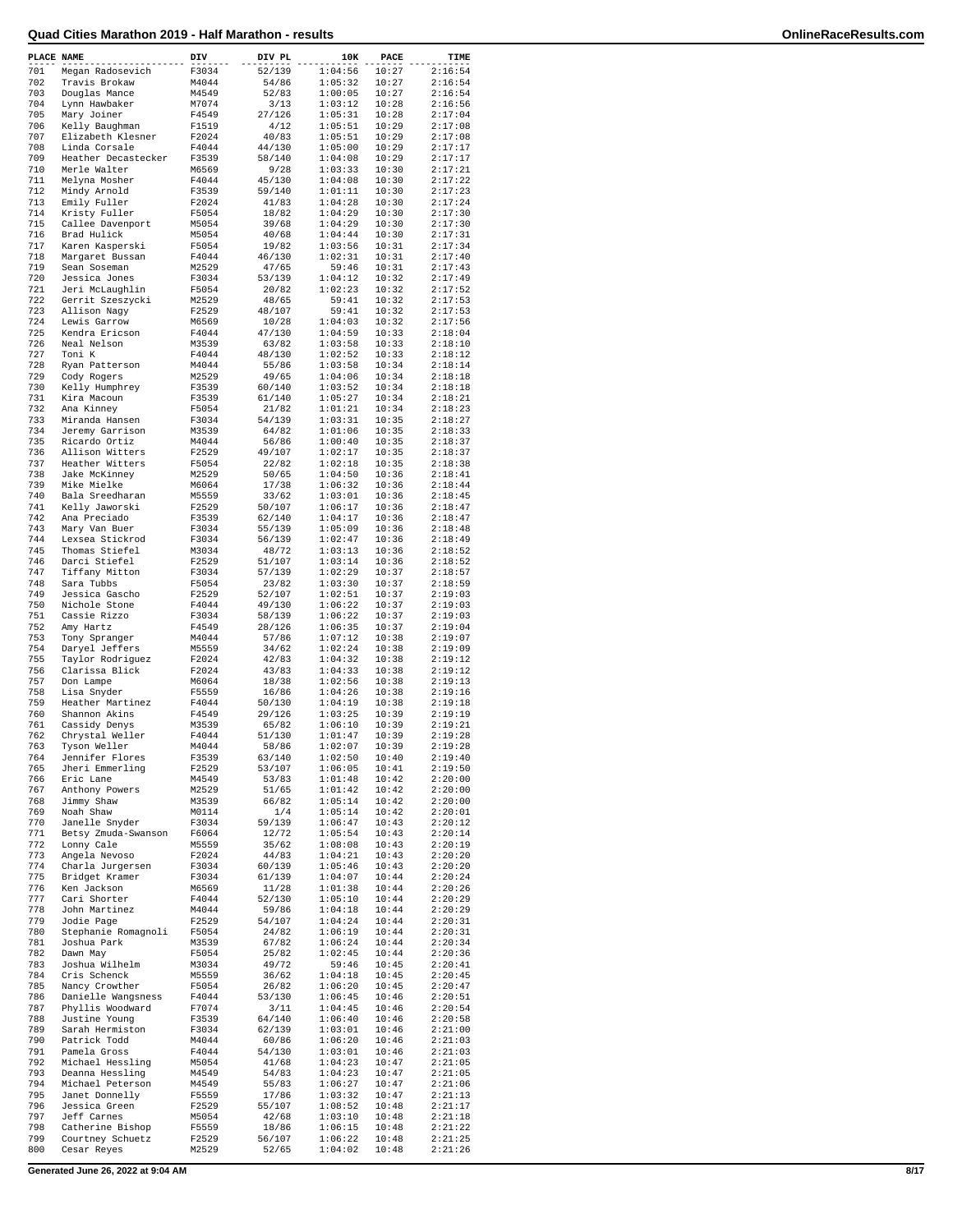# Quad Cities Marathon 2019 - Half Marathon - results

| PLACE | NAME | DIV | DIV PL | 10K | PACE | TIME |
|---|---|---|---|---|---|---|
| 701 | Megan Radosevich | F3034 | 52/139 | 1:04:56 | 10:27 | 2:16:54 |
| 702 | Travis Brokaw | M4044 | 54/86 | 1:05:32 | 10:27 | 2:16:54 |
| 703 | Douglas Mance | M4549 | 52/83 | 1:00:05 | 10:27 | 2:16:54 |
| 704 | Lynn Hawbaker | M7074 | 3/13 | 1:03:12 | 10:28 | 2:16:56 |
| 705 | Mary Joiner | F4549 | 27/126 | 1:05:31 | 10:28 | 2:17:04 |
| 706 | Kelly Baughman | F1519 | 4/12 | 1:05:51 | 10:29 | 2:17:08 |
| 707 | Elizabeth Klesner | F2024 | 40/83 | 1:05:51 | 10:29 | 2:17:08 |
| 708 | Linda Corsale | F4044 | 44/130 | 1:05:00 | 10:29 | 2:17:17 |
| 709 | Heather Decastecker | F3539 | 58/140 | 1:04:08 | 10:29 | 2:17:17 |
| 710 | Merle Walter | M6569 | 9/28 | 1:03:33 | 10:30 | 2:17:21 |
| 711 | Melyna Mosher | F4044 | 45/130 | 1:04:08 | 10:30 | 2:17:22 |
| 712 | Mindy Arnold | F3539 | 59/140 | 1:01:11 | 10:30 | 2:17:23 |
| 713 | Emily Fuller | F2024 | 41/83 | 1:04:28 | 10:30 | 2:17:24 |
| 714 | Kristy Fuller | F5054 | 18/82 | 1:04:29 | 10:30 | 2:17:30 |
| 715 | Callee Davenport | M5054 | 39/68 | 1:04:29 | 10:30 | 2:17:30 |
| 716 | Brad Hulick | M5054 | 40/68 | 1:04:44 | 10:30 | 2:17:31 |
| 717 | Karen Kasperski | F5054 | 19/82 | 1:03:56 | 10:31 | 2:17:34 |
| 718 | Margaret Bussan | F4044 | 46/130 | 1:02:31 | 10:31 | 2:17:40 |
| 719 | Sean Soseman | M2529 | 47/65 | 59:46 | 10:31 | 2:17:43 |
| 720 | Jessica Jones | F3034 | 53/139 | 1:04:12 | 10:32 | 2:17:49 |
| 721 | Jeri McLaughlin | F5054 | 20/82 | 1:02:23 | 10:32 | 2:17:52 |
| 722 | Gerrit Szeszycki | M2529 | 48/65 | 59:41 | 10:32 | 2:17:53 |
| 723 | Allison Nagy | F2529 | 48/107 | 59:41 | 10:32 | 2:17:53 |
| 724 | Lewis Garrow | M6569 | 10/28 | 1:04:03 | 10:32 | 2:17:56 |
| 725 | Kendra Ericson | F4044 | 47/130 | 1:04:59 | 10:33 | 2:18:04 |
| 726 | Neal Nelson | M3539 | 63/82 | 1:03:58 | 10:33 | 2:18:10 |
| 727 | Toni K | F4044 | 48/130 | 1:02:52 | 10:33 | 2:18:12 |
| 728 | Ryan Patterson | M4044 | 55/86 | 1:03:58 | 10:34 | 2:18:14 |
| 729 | Cody Rogers | M2529 | 49/65 | 1:04:06 | 10:34 | 2:18:18 |
| 730 | Kelly Humphrey | F3539 | 60/140 | 1:03:52 | 10:34 | 2:18:18 |
| 731 | Kira Macoun | F3539 | 61/140 | 1:05:27 | 10:34 | 2:18:21 |
| 732 | Ana Kinney | F5054 | 21/82 | 1:01:21 | 10:34 | 2:18:23 |
| 733 | Miranda Hansen | F3034 | 54/139 | 1:03:31 | 10:35 | 2:18:27 |
| 734 | Jeremy Garrison | M3539 | 64/82 | 1:01:06 | 10:35 | 2:18:33 |
| 735 | Ricardo Ortiz | M4044 | 56/86 | 1:00:40 | 10:35 | 2:18:37 |
| 736 | Allison Witters | F2529 | 49/107 | 1:02:17 | 10:35 | 2:18:37 |
| 737 | Heather Witters | F5054 | 22/82 | 1:02:18 | 10:35 | 2:18:38 |
| 738 | Jake McKinney | M2529 | 50/65 | 1:04:50 | 10:36 | 2:18:41 |
| 739 | Mike Mielke | M6064 | 17/38 | 1:06:32 | 10:36 | 2:18:44 |
| 740 | Bala Sreedharan | M5559 | 33/62 | 1:03:01 | 10:36 | 2:18:45 |
| 741 | Kelly Jaworski | F2529 | 50/107 | 1:06:17 | 10:36 | 2:18:47 |
| 742 | Ana Preciado | F3539 | 62/140 | 1:04:17 | 10:36 | 2:18:47 |
| 743 | Mary Van Buer | F3034 | 55/139 | 1:05:09 | 10:36 | 2:18:48 |
| 744 | Lexsea Stickrod | F3034 | 56/139 | 1:02:47 | 10:36 | 2:18:49 |
| 745 | Thomas Stiefel | M3034 | 48/72 | 1:03:13 | 10:36 | 2:18:52 |
| 746 | Darci Stiefel | F2529 | 51/107 | 1:03:14 | 10:36 | 2:18:52 |
| 747 | Tiffany Mitton | F3034 | 57/139 | 1:02:29 | 10:37 | 2:18:57 |
| 748 | Sara Tubbs | F5054 | 23/82 | 1:03:30 | 10:37 | 2:18:59 |
| 749 | Jessica Gascho | F2529 | 52/107 | 1:02:51 | 10:37 | 2:19:03 |
| 750 | Nichole Stone | F4044 | 49/130 | 1:06:22 | 10:37 | 2:19:03 |
| 751 | Cassie Rizzo | F3034 | 58/139 | 1:06:22 | 10:37 | 2:19:03 |
| 752 | Amy Hartz | F4549 | 28/126 | 1:06:35 | 10:37 | 2:19:04 |
| 753 | Tony Spranger | M4044 | 57/86 | 1:07:12 | 10:38 | 2:19:07 |
| 754 | Daryel Jeffers | M5559 | 34/62 | 1:02:24 | 10:38 | 2:19:09 |
| 755 | Taylor Rodriguez | F2024 | 42/83 | 1:04:32 | 10:38 | 2:19:12 |
| 756 | Clarissa Blick | F2024 | 43/83 | 1:04:33 | 10:38 | 2:19:12 |
| 757 | Don Lampe | M6064 | 18/38 | 1:02:56 | 10:38 | 2:19:13 |
| 758 | Lisa Snyder | F5559 | 16/86 | 1:04:26 | 10:38 | 2:19:16 |
| 759 | Heather Martinez | F4044 | 50/130 | 1:04:19 | 10:38 | 2:19:18 |
| 760 | Shannon Akins | F4549 | 29/126 | 1:03:25 | 10:39 | 2:19:19 |
| 761 | Cassidy Denys | M3539 | 65/82 | 1:06:10 | 10:39 | 2:19:21 |
| 762 | Chrystal Weller | F4044 | 51/130 | 1:01:47 | 10:39 | 2:19:28 |
| 763 | Tyson Weller | M4044 | 58/86 | 1:02:07 | 10:39 | 2:19:28 |
| 764 | Jennifer Flores | F3539 | 63/140 | 1:02:50 | 10:40 | 2:19:40 |
| 765 | Jheri Emmerling | F2529 | 53/107 | 1:06:05 | 10:41 | 2:19:50 |
| 766 | Eric Lane | M4549 | 53/83 | 1:01:48 | 10:42 | 2:20:00 |
| 767 | Anthony Powers | M2529 | 51/65 | 1:01:42 | 10:42 | 2:20:00 |
| 768 | Jimmy Shaw | M3539 | 66/82 | 1:05:14 | 10:42 | 2:20:00 |
| 769 | Noah Shaw | M0114 | 1/4 | 1:05:14 | 10:42 | 2:20:01 |
| 770 | Janelle Snyder | F3034 | 59/139 | 1:06:47 | 10:43 | 2:20:12 |
| 771 | Betsy Zmuda-Swanson | F6064 | 12/72 | 1:05:54 | 10:43 | 2:20:14 |
| 772 | Lonny Cale | M5559 | 35/62 | 1:08:08 | 10:43 | 2:20:19 |
| 773 | Angela Nevoso | F2024 | 44/83 | 1:04:21 | 10:43 | 2:20:20 |
| 774 | Charla Jurgersen | F3034 | 60/139 | 1:05:46 | 10:43 | 2:20:20 |
| 775 | Bridget Kramer | F3034 | 61/139 | 1:04:07 | 10:44 | 2:20:24 |
| 776 | Ken Jackson | M6569 | 11/28 | 1:01:38 | 10:44 | 2:20:26 |
| 777 | Cari Shorter | F4044 | 52/130 | 1:05:10 | 10:44 | 2:20:29 |
| 778 | John Martinez | M4044 | 59/86 | 1:04:18 | 10:44 | 2:20:29 |
| 779 | Jodie Page | F2529 | 54/107 | 1:04:24 | 10:44 | 2:20:31 |
| 780 | Stephanie Romagnoli | F5054 | 24/82 | 1:06:19 | 10:44 | 2:20:31 |
| 781 | Joshua Park | M3539 | 67/82 | 1:06:24 | 10:44 | 2:20:34 |
| 782 | Dawn May | F5054 | 25/82 | 1:02:45 | 10:44 | 2:20:36 |
| 783 | Joshua Wilhelm | M3034 | 49/72 | 59:46 | 10:45 | 2:20:41 |
| 784 | Cris Schenck | M5559 | 36/62 | 1:04:18 | 10:45 | 2:20:45 |
| 785 | Nancy Crowther | F5054 | 26/82 | 1:06:20 | 10:45 | 2:20:47 |
| 786 | Danielle Wangsness | F4044 | 53/130 | 1:06:45 | 10:46 | 2:20:51 |
| 787 | Phyllis Woodward | F7074 | 3/11 | 1:04:45 | 10:46 | 2:20:54 |
| 788 | Justine Young | F3539 | 64/140 | 1:06:40 | 10:46 | 2:20:58 |
| 789 | Sarah Hermiston | F3034 | 62/139 | 1:03:01 | 10:46 | 2:21:00 |
| 790 | Patrick Todd | M4044 | 60/86 | 1:06:20 | 10:46 | 2:21:03 |
| 791 | Pamela Gross | F4044 | 54/130 | 1:03:01 | 10:46 | 2:21:03 |
| 792 | Michael Hessling | M5054 | 41/68 | 1:04:23 | 10:47 | 2:21:05 |
| 793 | Deanna Hessling | M4549 | 54/83 | 1:04:23 | 10:47 | 2:21:05 |
| 794 | Michael Peterson | M4549 | 55/83 | 1:06:27 | 10:47 | 2:21:06 |
| 795 | Janet Donnelly | F5559 | 17/86 | 1:03:32 | 10:47 | 2:21:13 |
| 796 | Jessica Green | F2529 | 55/107 | 1:08:52 | 10:48 | 2:21:17 |
| 797 | Jeff Carnes | M5054 | 42/68 | 1:03:10 | 10:48 | 2:21:18 |
| 798 | Catherine Bishop | F5559 | 18/86 | 1:06:15 | 10:48 | 2:21:22 |
| 799 | Courtney Schuetz | F2529 | 56/107 | 1:06:22 | 10:48 | 2:21:25 |
| 800 | Cesar Reyes | M2529 | 52/65 | 1:04:02 | 10:48 | 2:21:26 |

Generated June 26, 2022 at 9:04 AM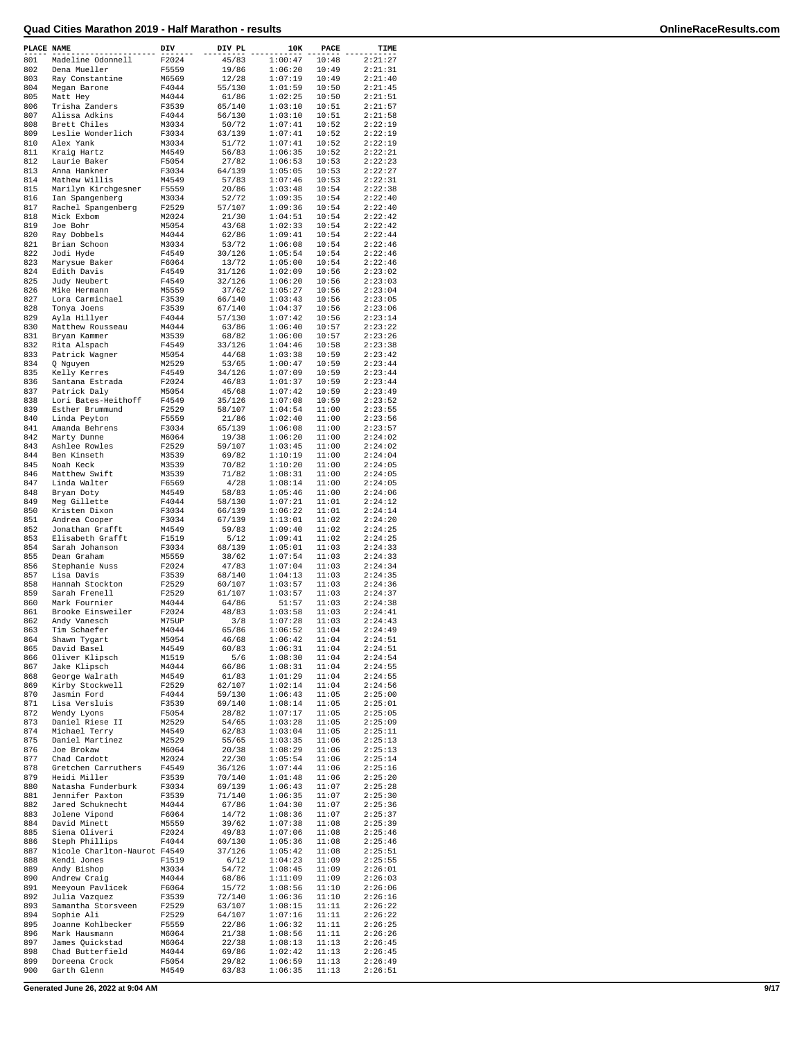# Quad Cities Marathon 2019 - Half Marathon - results

| PLACE | NAME | DIV | DIV PL | 10K | PACE | TIME |
|---|---|---|---|---|---|---|
| 801 | Madeline Odonnell | F2024 | 45/83 | 1:00:47 | 10:48 | 2:21:27 |
| 802 | Dena Mueller | F5559 | 19/86 | 1:06:20 | 10:49 | 2:21:31 |
| 803 | Ray Constantine | M6569 | 12/28 | 1:07:19 | 10:49 | 2:21:40 |
| 804 | Megan Barone | F4044 | 55/130 | 1:01:59 | 10:50 | 2:21:45 |
| 805 | Matt Hey | M4044 | 61/86 | 1:02:25 | 10:50 | 2:21:51 |
| 806 | Trisha Zanders | F3539 | 65/140 | 1:03:10 | 10:51 | 2:21:57 |
| 807 | Alissa Adkins | F4044 | 56/130 | 1:03:10 | 10:51 | 2:21:58 |
| 808 | Brett Chiles | M3034 | 50/72 | 1:07:41 | 10:52 | 2:22:19 |
| 809 | Leslie Wonderlich | F3034 | 63/139 | 1:07:41 | 10:52 | 2:22:19 |
| 810 | Alex Yank | M3034 | 51/72 | 1:07:41 | 10:52 | 2:22:19 |
| 811 | Kraig Hartz | M4549 | 56/83 | 1:06:35 | 10:52 | 2:22:21 |
| 812 | Laurie Baker | F5054 | 27/82 | 1:06:53 | 10:53 | 2:22:23 |
| 813 | Anna Hankner | F3034 | 64/139 | 1:05:05 | 10:53 | 2:22:27 |
| 814 | Mathew Willis | M4549 | 57/83 | 1:07:46 | 10:53 | 2:22:31 |
| 815 | Marilyn Kirchgesner | F5559 | 20/86 | 1:03:48 | 10:54 | 2:22:38 |
| 816 | Ian Spangenberg | M3034 | 52/72 | 1:09:35 | 10:54 | 2:22:40 |
| 817 | Rachel Spangenberg | F2529 | 57/107 | 1:09:36 | 10:54 | 2:22:40 |
| 818 | Mick Exbom | M2024 | 21/30 | 1:04:51 | 10:54 | 2:22:42 |
| 819 | Joe Bohr | M5054 | 43/68 | 1:02:33 | 10:54 | 2:22:42 |
| 820 | Ray Dobbels | M4044 | 62/86 | 1:09:41 | 10:54 | 2:22:44 |
| 821 | Brian Schoon | M3034 | 53/72 | 1:06:08 | 10:54 | 2:22:46 |
| 822 | Jodi Hyde | F4549 | 30/126 | 1:05:54 | 10:54 | 2:22:46 |
| 823 | Marysue Baker | F6064 | 13/72 | 1:05:00 | 10:54 | 2:22:46 |
| 824 | Edith Davis | F4549 | 31/126 | 1:02:09 | 10:56 | 2:23:02 |
| 825 | Judy Neubert | F4549 | 32/126 | 1:06:20 | 10:56 | 2:23:03 |
| 826 | Mike Hermann | M5559 | 37/62 | 1:05:27 | 10:56 | 2:23:04 |
| 827 | Lora Carmichael | F3539 | 66/140 | 1:03:43 | 10:56 | 2:23:05 |
| 828 | Tonya Joens | F3539 | 67/140 | 1:04:37 | 10:56 | 2:23:06 |
| 829 | Ayla Hillyer | F4044 | 57/130 | 1:07:42 | 10:56 | 2:23:14 |
| 830 | Matthew Rousseau | M4044 | 63/86 | 1:06:40 | 10:57 | 2:23:22 |
| 831 | Bryan Kammer | M3539 | 68/82 | 1:06:00 | 10:57 | 2:23:26 |
| 832 | Rita Alspach | F4549 | 33/126 | 1:04:46 | 10:58 | 2:23:38 |
| 833 | Patrick Wagner | M5054 | 44/68 | 1:03:38 | 10:59 | 2:23:42 |
| 834 | Q Nguyen | M2529 | 53/65 | 1:00:47 | 10:59 | 2:23:44 |
| 835 | Kelly Kerres | F4549 | 34/126 | 1:07:09 | 10:59 | 2:23:44 |
| 836 | Santana Estrada | F2024 | 46/83 | 1:01:37 | 10:59 | 2:23:44 |
| 837 | Patrick Daly | M5054 | 45/68 | 1:07:42 | 10:59 | 2:23:49 |
| 838 | Lori Bates-Heithoff | F4549 | 35/126 | 1:07:08 | 10:59 | 2:23:52 |
| 839 | Esther Brummund | F2529 | 58/107 | 1:04:54 | 11:00 | 2:23:55 |
| 840 | Linda Peyton | F5559 | 21/86 | 1:02:40 | 11:00 | 2:23:56 |
| 841 | Amanda Behrens | F3034 | 65/139 | 1:06:08 | 11:00 | 2:23:57 |
| 842 | Marty Dunne | M6064 | 19/38 | 1:06:20 | 11:00 | 2:24:02 |
| 843 | Ashlee Rowles | F2529 | 59/107 | 1:03:45 | 11:00 | 2:24:02 |
| 844 | Ben Kinseth | M3539 | 69/82 | 1:10:19 | 11:00 | 2:24:04 |
| 845 | Noah Keck | M3539 | 70/82 | 1:10:20 | 11:00 | 2:24:05 |
| 846 | Matthew Swift | M3539 | 71/82 | 1:08:31 | 11:00 | 2:24:05 |
| 847 | Linda Walter | F6569 | 4/28 | 1:08:14 | 11:00 | 2:24:05 |
| 848 | Bryan Doty | M4549 | 58/83 | 1:05:46 | 11:00 | 2:24:06 |
| 849 | Meg Gillette | F4044 | 58/130 | 1:07:21 | 11:01 | 2:24:12 |
| 850 | Kristen Dixon | F3034 | 66/139 | 1:06:22 | 11:01 | 2:24:14 |
| 851 | Andrea Cooper | F3034 | 67/139 | 1:13:01 | 11:02 | 2:24:20 |
| 852 | Jonathan Grafft | M4549 | 59/83 | 1:09:40 | 11:02 | 2:24:25 |
| 853 | Elisabeth Grafft | F1519 | 5/12 | 1:09:41 | 11:02 | 2:24:25 |
| 854 | Sarah Johanson | F3034 | 68/139 | 1:05:01 | 11:03 | 2:24:33 |
| 855 | Dean Graham | M5559 | 38/62 | 1:07:54 | 11:03 | 2:24:33 |
| 856 | Stephanie Nuss | F2024 | 47/83 | 1:07:04 | 11:03 | 2:24:34 |
| 857 | Lisa Davis | F3539 | 68/140 | 1:04:13 | 11:03 | 2:24:35 |
| 858 | Hannah Stockton | F2529 | 60/107 | 1:03:57 | 11:03 | 2:24:36 |
| 859 | Sarah Frenell | F2529 | 61/107 | 1:03:57 | 11:03 | 2:24:37 |
| 860 | Mark Fournier | M4044 | 64/86 | 51:57 | 11:03 | 2:24:38 |
| 861 | Brooke Einsweiler | F2024 | 48/83 | 1:03:58 | 11:03 | 2:24:41 |
| 862 | Andy Vanesch | M75UP | 3/8 | 1:07:28 | 11:03 | 2:24:43 |
| 863 | Tim Schaefer | M4044 | 65/86 | 1:06:52 | 11:04 | 2:24:49 |
| 864 | Shawn Tygart | M5054 | 46/68 | 1:06:42 | 11:04 | 2:24:51 |
| 865 | David Basel | M4549 | 60/83 | 1:06:31 | 11:04 | 2:24:51 |
| 866 | Oliver Klipsch | M1519 | 5/6 | 1:08:30 | 11:04 | 2:24:54 |
| 867 | Jake Klipsch | M4044 | 66/86 | 1:08:31 | 11:04 | 2:24:55 |
| 868 | George Walrath | M4549 | 61/83 | 1:01:29 | 11:04 | 2:24:55 |
| 869 | Kirby Stockwell | F2529 | 62/107 | 1:02:14 | 11:04 | 2:24:56 |
| 870 | Jasmin Ford | F4044 | 59/130 | 1:06:43 | 11:05 | 2:25:00 |
| 871 | Lisa Versluis | F3539 | 69/140 | 1:08:14 | 11:05 | 2:25:01 |
| 872 | Wendy Lyons | F5054 | 28/82 | 1:07:17 | 11:05 | 2:25:05 |
| 873 | Daniel Riese II | M2529 | 54/65 | 1:03:28 | 11:05 | 2:25:09 |
| 874 | Michael Terry | M4549 | 62/83 | 1:03:04 | 11:05 | 2:25:11 |
| 875 | Daniel Martinez | M2529 | 55/65 | 1:03:35 | 11:06 | 2:25:13 |
| 876 | Joe Brokaw | M6064 | 20/38 | 1:08:29 | 11:06 | 2:25:13 |
| 877 | Chad Cardott | M2024 | 22/30 | 1:05:54 | 11:06 | 2:25:14 |
| 878 | Gretchen Carruthers | F4549 | 36/126 | 1:07:44 | 11:06 | 2:25:16 |
| 879 | Heidi Miller | F3539 | 70/140 | 1:01:48 | 11:06 | 2:25:20 |
| 880 | Natasha Funderburk | F3034 | 69/139 | 1:06:43 | 11:07 | 2:25:28 |
| 881 | Jennifer Paxton | F3539 | 71/140 | 1:06:35 | 11:07 | 2:25:30 |
| 882 | Jared Schuknecht | M4044 | 67/86 | 1:04:30 | 11:07 | 2:25:36 |
| 883 | Jolene Vipond | F6064 | 14/72 | 1:08:36 | 11:07 | 2:25:37 |
| 884 | David Minett | M5559 | 39/62 | 1:07:38 | 11:08 | 2:25:39 |
| 885 | Siena Oliveri | F2024 | 49/83 | 1:07:06 | 11:08 | 2:25:46 |
| 886 | Steph Phillips | F4044 | 60/130 | 1:05:36 | 11:08 | 2:25:46 |
| 887 | Nicole Charlton-Naurot | F4549 | 37/126 | 1:05:42 | 11:08 | 2:25:51 |
| 888 | Kendi Jones | F1519 | 6/12 | 1:04:23 | 11:09 | 2:25:55 |
| 889 | Andy Bishop | M3034 | 54/72 | 1:08:45 | 11:09 | 2:26:01 |
| 890 | Andrew Craig | M4044 | 68/86 | 1:11:09 | 11:09 | 2:26:03 |
| 891 | Meeyoun Pavlicek | F6064 | 15/72 | 1:08:56 | 11:10 | 2:26:06 |
| 892 | Julia Vazquez | F3539 | 72/140 | 1:06:36 | 11:10 | 2:26:16 |
| 893 | Samantha Storsveen | F2529 | 63/107 | 1:08:15 | 11:11 | 2:26:22 |
| 894 | Sophie Ali | F2529 | 64/107 | 1:07:16 | 11:11 | 2:26:22 |
| 895 | Joanne Kohlbecker | F5559 | 22/86 | 1:06:32 | 11:11 | 2:26:25 |
| 896 | Mark Hausmann | M6064 | 21/38 | 1:08:56 | 11:11 | 2:26:26 |
| 897 | James Quickstad | M6064 | 22/38 | 1:08:13 | 11:13 | 2:26:45 |
| 898 | Chad Butterfield | M4044 | 69/86 | 1:02:42 | 11:13 | 2:26:45 |
| 899 | Doreena Crock | F5054 | 29/82 | 1:06:59 | 11:13 | 2:26:49 |
| 900 | Garth Glenn | M4549 | 63/83 | 1:06:35 | 11:13 | 2:26:51 |

Generated June 26, 2022 at 9:04 AM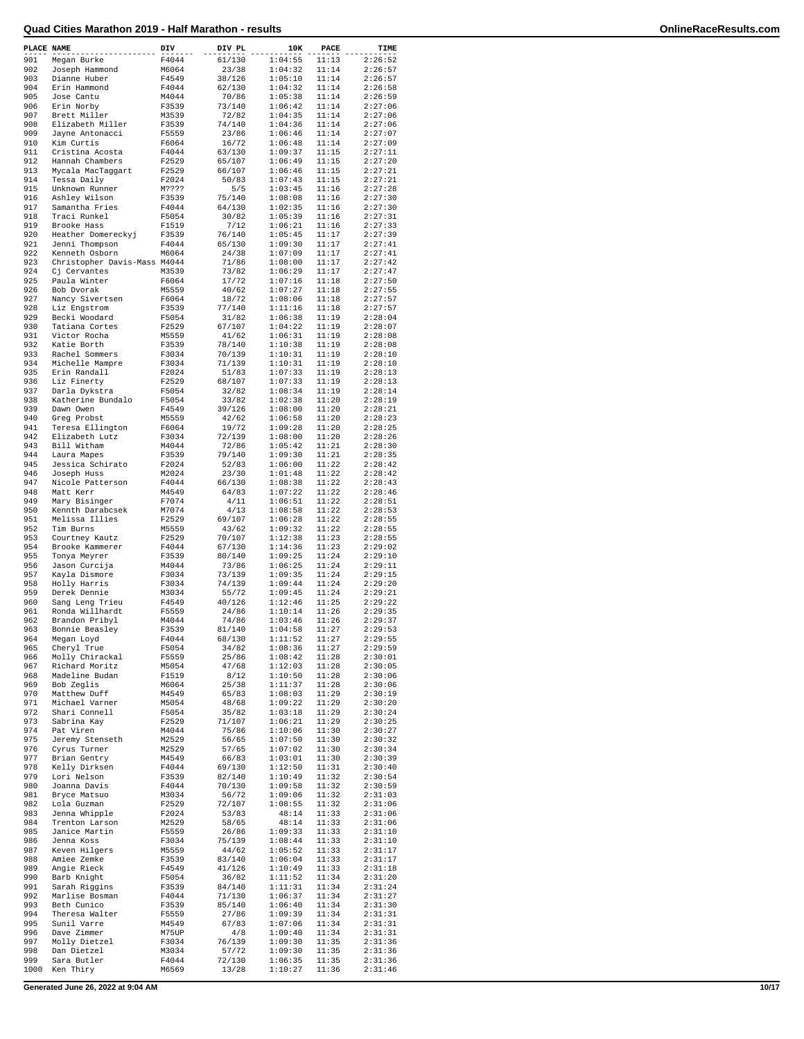# Quad Cities Marathon 2019 - Half Marathon - results

| PLACE | NAME | DIV | DIV PL | 10K | PACE | TIME |
|---|---|---|---|---|---|---|
| 901 | Megan Burke | F4044 | 61/130 | 1:04:55 | 11:13 | 2:26:52 |
| 902 | Joseph Hammond | M6064 | 23/38 | 1:04:32 | 11:14 | 2:26:57 |
| 903 | Dianne Huber | F4549 | 38/126 | 1:05:10 | 11:14 | 2:26:57 |
| 904 | Erin Hammond | F4044 | 62/130 | 1:04:32 | 11:14 | 2:26:58 |
| 905 | Jose Cantu | M4044 | 70/86 | 1:05:38 | 11:14 | 2:26:59 |
| 906 | Erin Norby | F3539 | 73/140 | 1:06:42 | 11:14 | 2:27:06 |
| 907 | Brett Miller | M3539 | 72/82 | 1:04:35 | 11:14 | 2:27:06 |
| 908 | Elizabeth Miller | F3539 | 74/140 | 1:04:36 | 11:14 | 2:27:06 |
| 909 | Jayne Antonacci | F5559 | 23/86 | 1:06:46 | 11:14 | 2:27:07 |
| 910 | Kim Curtis | F6064 | 16/72 | 1:06:48 | 11:14 | 2:27:09 |
| 911 | Cristina Acosta | F4044 | 63/130 | 1:09:37 | 11:15 | 2:27:11 |
| 912 | Hannah Chambers | F2529 | 65/107 | 1:06:49 | 11:15 | 2:27:20 |
| 913 | Mycala MacTaggart | F2529 | 66/107 | 1:06:46 | 11:15 | 2:27:21 |
| 914 | Tessa Daily | F2024 | 50/83 | 1:07:43 | 11:15 | 2:27:21 |
| 915 | Unknown Runner | M???? | 5/5 | 1:03:45 | 11:16 | 2:27:28 |
| 916 | Ashley Wilson | F3539 | 75/140 | 1:08:08 | 11:16 | 2:27:30 |
| 917 | Samantha Fries | F4044 | 64/130 | 1:02:35 | 11:16 | 2:27:30 |
| 918 | Traci Runkel | F5054 | 30/82 | 1:05:39 | 11:16 | 2:27:31 |
| 919 | Brooke Hass | F1519 | 7/12 | 1:06:21 | 11:16 | 2:27:33 |
| 920 | Heather Domereckyj | F3539 | 76/140 | 1:05:45 | 11:17 | 2:27:39 |
| 921 | Jenni Thompson | F4044 | 65/130 | 1:09:30 | 11:17 | 2:27:41 |
| 922 | Kenneth Osborn | M6064 | 24/38 | 1:07:09 | 11:17 | 2:27:41 |
| 923 | Christopher Davis-Mass | M4044 | 71/86 | 1:08:00 | 11:17 | 2:27:42 |
| 924 | Cj Cervantes | M3539 | 73/82 | 1:06:29 | 11:17 | 2:27:47 |
| 925 | Paula Winter | F6064 | 17/72 | 1:07:16 | 11:18 | 2:27:50 |
| 926 | Bob Dvorak | M5559 | 40/62 | 1:07:27 | 11:18 | 2:27:55 |
| 927 | Nancy Sivertsen | F6064 | 18/72 | 1:08:06 | 11:18 | 2:27:57 |
| 928 | Liz Engstrom | F3539 | 77/140 | 1:11:16 | 11:18 | 2:27:57 |
| 929 | Becki Woodard | F5054 | 31/82 | 1:06:38 | 11:19 | 2:28:04 |
| 930 | Tatiana Cortes | F2529 | 67/107 | 1:04:22 | 11:19 | 2:28:07 |
| 931 | Victor Rocha | M5559 | 41/62 | 1:06:31 | 11:19 | 2:28:08 |
| 932 | Katie Borth | F3539 | 78/140 | 1:10:38 | 11:19 | 2:28:08 |
| 933 | Rachel Sommers | F3034 | 70/139 | 1:10:31 | 11:19 | 2:28:10 |
| 934 | Michelle Mampre | F3034 | 71/139 | 1:10:31 | 11:19 | 2:28:10 |
| 935 | Erin Randall | F2024 | 51/83 | 1:07:33 | 11:19 | 2:28:13 |
| 936 | Liz Finerty | F2529 | 68/107 | 1:07:33 | 11:19 | 2:28:13 |
| 937 | Darla Dykstra | F5054 | 32/82 | 1:08:34 | 11:19 | 2:28:14 |
| 938 | Katherine Bundalo | F5054 | 33/82 | 1:02:38 | 11:20 | 2:28:19 |
| 939 | Dawn Owen | F4549 | 39/126 | 1:08:00 | 11:20 | 2:28:21 |
| 940 | Greg Probst | M5559 | 42/62 | 1:06:58 | 11:20 | 2:28:23 |
| 941 | Teresa Ellington | F6064 | 19/72 | 1:09:28 | 11:20 | 2:28:25 |
| 942 | Elizabeth Lutz | F3034 | 72/139 | 1:08:00 | 11:20 | 2:28:26 |
| 943 | Bill Witham | M4044 | 72/86 | 1:05:42 | 11:21 | 2:28:30 |
| 944 | Laura Mapes | F3539 | 79/140 | 1:09:30 | 11:21 | 2:28:35 |
| 945 | Jessica Schirato | F2024 | 52/83 | 1:06:00 | 11:22 | 2:28:42 |
| 946 | Joseph Huss | M2024 | 23/30 | 1:01:48 | 11:22 | 2:28:42 |
| 947 | Nicole Patterson | F4044 | 66/130 | 1:08:38 | 11:22 | 2:28:43 |
| 948 | Matt Kerr | M4549 | 64/83 | 1:07:22 | 11:22 | 2:28:46 |
| 949 | Mary Bisinger | F7074 | 4/11 | 1:06:51 | 11:22 | 2:28:51 |
| 950 | Kennth Darabcsek | M7074 | 4/13 | 1:08:58 | 11:22 | 2:28:53 |
| 951 | Melissa Illies | F2529 | 69/107 | 1:06:28 | 11:22 | 2:28:55 |
| 952 | Tim Burns | M5559 | 43/62 | 1:09:32 | 11:22 | 2:28:55 |
| 953 | Courtney Kautz | F2529 | 70/107 | 1:12:38 | 11:23 | 2:28:55 |
| 954 | Brooke Kammerer | F4044 | 67/130 | 1:14:36 | 11:23 | 2:29:02 |
| 955 | Tonya Meyrer | F3539 | 80/140 | 1:09:25 | 11:24 | 2:29:10 |
| 956 | Jason Curcija | M4044 | 73/86 | 1:06:25 | 11:24 | 2:29:11 |
| 957 | Kayla Dismore | F3034 | 73/139 | 1:09:35 | 11:24 | 2:29:15 |
| 958 | Holly Harris | F3034 | 74/139 | 1:09:44 | 11:24 | 2:29:20 |
| 959 | Derek Dennie | M3034 | 55/72 | 1:09:45 | 11:24 | 2:29:21 |
| 960 | Sang Leng Trieu | F4549 | 40/126 | 1:12:46 | 11:25 | 2:29:22 |
| 961 | Ronda Willhardt | F5559 | 24/86 | 1:10:14 | 11:26 | 2:29:35 |
| 962 | Brandon Pribyl | M4044 | 74/86 | 1:03:46 | 11:26 | 2:29:37 |
| 963 | Bonnie Beasley | F3539 | 81/140 | 1:04:58 | 11:27 | 2:29:53 |
| 964 | Megan Loyd | F4044 | 68/130 | 1:11:52 | 11:27 | 2:29:55 |
| 965 | Cheryl True | F5054 | 34/82 | 1:08:36 | 11:27 | 2:29:59 |
| 966 | Molly Chirackal | F5559 | 25/86 | 1:08:42 | 11:28 | 2:30:01 |
| 967 | Richard Moritz | M5054 | 47/68 | 1:12:03 | 11:28 | 2:30:05 |
| 968 | Madeline Budan | F1519 | 8/12 | 1:10:50 | 11:28 | 2:30:06 |
| 969 | Bob Zeglis | M6064 | 25/38 | 1:11:37 | 11:28 | 2:30:06 |
| 970 | Matthew Duff | M4549 | 65/83 | 1:08:03 | 11:29 | 2:30:19 |
| 971 | Michael Varner | M5054 | 48/68 | 1:09:22 | 11:29 | 2:30:20 |
| 972 | Shari Connell | F5054 | 35/82 | 1:03:18 | 11:29 | 2:30:24 |
| 973 | Sabrina Kay | F2529 | 71/107 | 1:06:21 | 11:29 | 2:30:25 |
| 974 | Pat Viren | M4044 | 75/86 | 1:10:06 | 11:30 | 2:30:27 |
| 975 | Jeremy Stenseth | M2529 | 56/65 | 1:07:50 | 11:30 | 2:30:32 |
| 976 | Cyrus Turner | M2529 | 57/65 | 1:07:02 | 11:30 | 2:30:34 |
| 977 | Brian Gentry | M4549 | 66/83 | 1:03:01 | 11:30 | 2:30:39 |
| 978 | Kelly Dirksen | F4044 | 69/130 | 1:12:50 | 11:31 | 2:30:40 |
| 979 | Lori Nelson | F3539 | 82/140 | 1:10:49 | 11:32 | 2:30:54 |
| 980 | Joanna Davis | F4044 | 70/130 | 1:09:58 | 11:32 | 2:30:59 |
| 981 | Bryce Matsuo | M3034 | 56/72 | 1:09:06 | 11:32 | 2:31:03 |
| 982 | Lola Guzman | F2529 | 72/107 | 1:08:55 | 11:32 | 2:31:06 |
| 983 | Jenna Whipple | F2024 | 53/83 | 48:14 | 11:33 | 2:31:06 |
| 984 | Trenton Larson | M2529 | 58/65 | 48:14 | 11:33 | 2:31:06 |
| 985 | Janice Martin | F5559 | 26/86 | 1:09:33 | 11:33 | 2:31:10 |
| 986 | Jenna Koss | F3034 | 75/139 | 1:08:44 | 11:33 | 2:31:10 |
| 987 | Keven Hilgers | M5559 | 44/62 | 1:05:52 | 11:33 | 2:31:17 |
| 988 | Amiee Zemke | F3539 | 83/140 | 1:06:04 | 11:33 | 2:31:17 |
| 989 | Angie Rieck | F4549 | 41/126 | 1:10:49 | 11:33 | 2:31:18 |
| 990 | Barb Knight | F5054 | 36/82 | 1:11:52 | 11:34 | 2:31:20 |
| 991 | Sarah Riggins | F3539 | 84/140 | 1:11:31 | 11:34 | 2:31:24 |
| 992 | Marlise Bosman | F4044 | 71/130 | 1:06:37 | 11:34 | 2:31:27 |
| 993 | Beth Cunico | F3539 | 85/140 | 1:06:40 | 11:34 | 2:31:30 |
| 994 | Theresa Walter | F5559 | 27/86 | 1:09:39 | 11:34 | 2:31:31 |
| 995 | Sunil Varre | M4549 | 67/83 | 1:07:06 | 11:34 | 2:31:31 |
| 996 | Dave Zimmer | M75UP | 4/8 | 1:09:40 | 11:34 | 2:31:31 |
| 997 | Molly Dietzel | F3034 | 76/139 | 1:09:30 | 11:35 | 2:31:36 |
| 998 | Dan Dietzel | M3034 | 57/72 | 1:09:30 | 11:35 | 2:31:36 |
| 999 | Sara Butler | F4044 | 72/130 | 1:06:35 | 11:35 | 2:31:36 |
| 1000 | Ken Thiry | M6569 | 13/28 | 1:10:27 | 11:36 | 2:31:46 |

Generated June 26, 2022 at 9:04 AM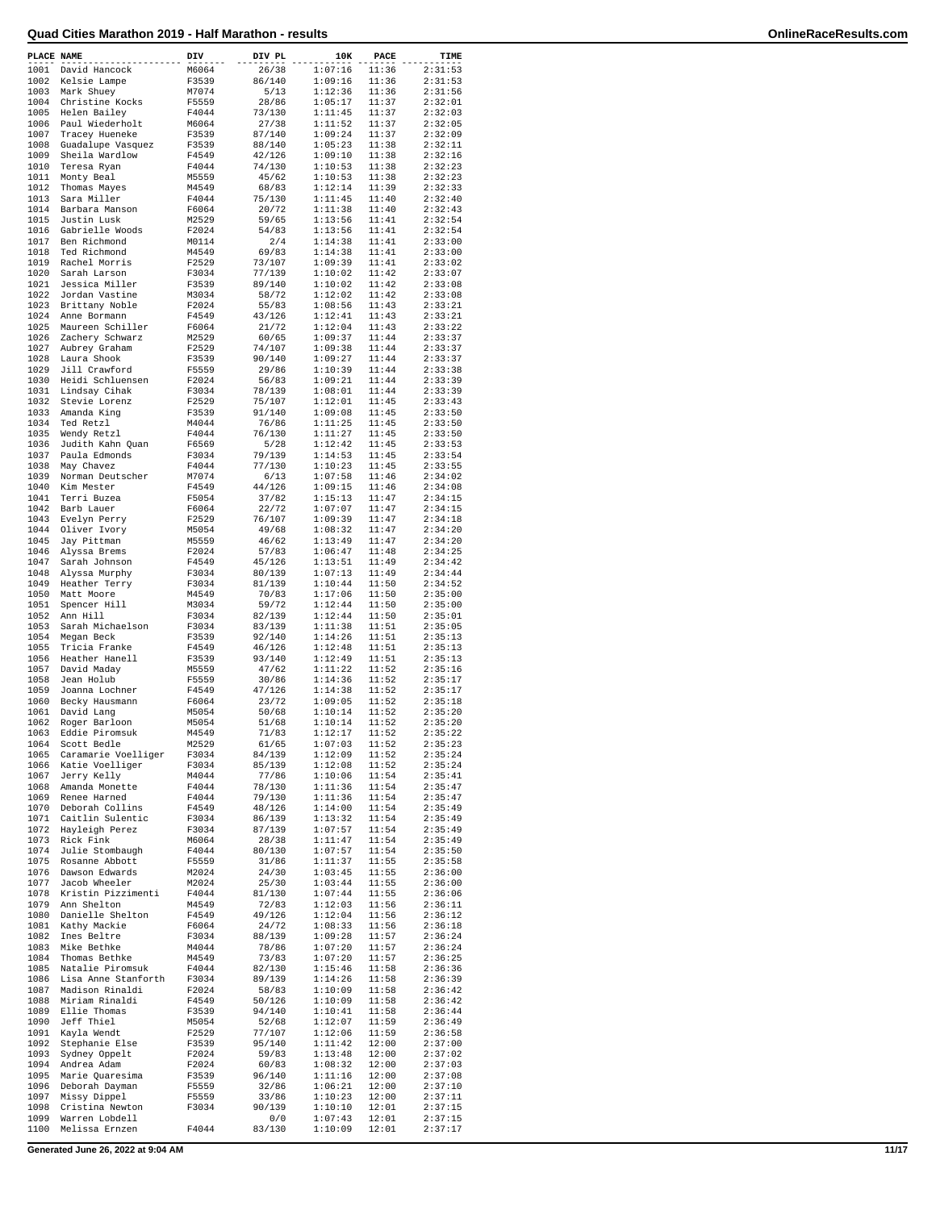# Quad Cities Marathon 2019 - Half Marathon - results

| PLACE | NAME | DIV | DIV PL | 10K | PACE | TIME |
|---|---|---|---|---|---|---|
| 1001 | David Hancock | M6064 | 26/38 | 1:07:16 | 11:36 | 2:31:53 |
| 1002 | Kelsie Lampe | F3539 | 86/140 | 1:09:16 | 11:36 | 2:31:53 |
| 1003 | Mark Shuey | M7074 | 5/13 | 1:12:36 | 11:36 | 2:31:56 |
| 1004 | Christine Kocks | F5559 | 28/86 | 1:05:17 | 11:37 | 2:32:01 |
| 1005 | Helen Bailey | F4044 | 73/130 | 1:11:45 | 11:37 | 2:32:03 |
| 1006 | Paul Wiederholt | M6064 | 27/38 | 1:11:52 | 11:37 | 2:32:05 |
| 1007 | Tracey Hueneke | F3539 | 87/140 | 1:09:24 | 11:37 | 2:32:09 |
| 1008 | Guadalupe Vasquez | F3539 | 88/140 | 1:05:23 | 11:38 | 2:32:11 |
| 1009 | Sheila Wardlow | F4549 | 42/126 | 1:09:10 | 11:38 | 2:32:16 |
| 1010 | Teresa Ryan | F4044 | 74/130 | 1:10:53 | 11:38 | 2:32:23 |
| 1011 | Monty Beal | M5559 | 45/62 | 1:10:53 | 11:38 | 2:32:23 |
| 1012 | Thomas Mayes | M4549 | 68/83 | 1:12:14 | 11:39 | 2:32:33 |
| 1013 | Sara Miller | F4044 | 75/130 | 1:11:45 | 11:40 | 2:32:40 |
| 1014 | Barbara Manson | F6064 | 20/72 | 1:11:38 | 11:40 | 2:32:43 |
| 1015 | Justin Lusk | M2529 | 59/65 | 1:13:56 | 11:41 | 2:32:54 |
| 1016 | Gabrielle Woods | F2024 | 54/83 | 1:13:56 | 11:41 | 2:32:54 |
| 1017 | Ben Richmond | M0114 | 2/4 | 1:14:38 | 11:41 | 2:33:00 |
| 1018 | Ted Richmond | M4549 | 69/83 | 1:14:38 | 11:41 | 2:33:00 |
| 1019 | Rachel Morris | F2529 | 73/107 | 1:09:39 | 11:41 | 2:33:02 |
| 1020 | Sarah Larson | F3034 | 77/139 | 1:10:02 | 11:42 | 2:33:07 |
| 1021 | Jessica Miller | F3539 | 89/140 | 1:10:02 | 11:42 | 2:33:08 |
| 1022 | Jordan Vastine | M3034 | 58/72 | 1:12:02 | 11:42 | 2:33:08 |
| 1023 | Brittany Noble | F2024 | 55/83 | 1:08:56 | 11:43 | 2:33:21 |
| 1024 | Anne Bormann | F4549 | 43/126 | 1:12:41 | 11:43 | 2:33:21 |
| 1025 | Maureen Schiller | F6064 | 21/72 | 1:12:04 | 11:43 | 2:33:22 |
| 1026 | Zachery Schwarz | M2529 | 60/65 | 1:09:37 | 11:44 | 2:33:37 |
| 1027 | Aubrey Graham | F2529 | 74/107 | 1:09:38 | 11:44 | 2:33:37 |
| 1028 | Laura Shook | F3539 | 90/140 | 1:09:27 | 11:44 | 2:33:37 |
| 1029 | Jill Crawford | F5559 | 29/86 | 1:10:39 | 11:44 | 2:33:38 |
| 1030 | Heidi Schluensen | F2024 | 56/83 | 1:09:21 | 11:44 | 2:33:39 |
| 1031 | Lindsay Cihak | F3034 | 78/139 | 1:08:01 | 11:44 | 2:33:39 |
| 1032 | Stevie Lorenz | F2529 | 75/107 | 1:12:01 | 11:45 | 2:33:43 |
| 1033 | Amanda King | F3539 | 91/140 | 1:09:08 | 11:45 | 2:33:50 |
| 1034 | Ted Retzl | M4044 | 76/86 | 1:11:25 | 11:45 | 2:33:50 |
| 1035 | Wendy Retzl | F4044 | 76/130 | 1:11:27 | 11:45 | 2:33:50 |
| 1036 | Judith Kahn Quan | F6569 | 5/28 | 1:12:42 | 11:45 | 2:33:53 |
| 1037 | Paula Edmonds | F3034 | 79/139 | 1:14:53 | 11:45 | 2:33:54 |
| 1038 | May Chavez | F4044 | 77/130 | 1:10:23 | 11:45 | 2:33:55 |
| 1039 | Norman Deutscher | M7074 | 6/13 | 1:07:58 | 11:46 | 2:34:02 |
| 1040 | Kim Mester | F4549 | 44/126 | 1:09:15 | 11:46 | 2:34:08 |
| 1041 | Terri Buzea | F5054 | 37/82 | 1:15:13 | 11:47 | 2:34:15 |
| 1042 | Barb Lauer | F6064 | 22/72 | 1:07:07 | 11:47 | 2:34:15 |
| 1043 | Evelyn Perry | F2529 | 76/107 | 1:09:39 | 11:47 | 2:34:18 |
| 1044 | Oliver Ivory | M5054 | 49/68 | 1:08:32 | 11:47 | 2:34:20 |
| 1045 | Jay Pittman | M5559 | 46/62 | 1:13:49 | 11:47 | 2:34:20 |
| 1046 | Alyssa Brems | F2024 | 57/83 | 1:06:47 | 11:48 | 2:34:25 |
| 1047 | Sarah Johnson | F4549 | 45/126 | 1:13:51 | 11:49 | 2:34:42 |
| 1048 | Alyssa Murphy | F3034 | 80/139 | 1:07:13 | 11:49 | 2:34:44 |
| 1049 | Heather Terry | F3034 | 81/139 | 1:10:44 | 11:50 | 2:34:52 |
| 1050 | Matt Moore | M4549 | 70/83 | 1:17:06 | 11:50 | 2:35:00 |
| 1051 | Spencer Hill | M3034 | 59/72 | 1:12:44 | 11:50 | 2:35:00 |
| 1052 | Ann Hill | F3034 | 82/139 | 1:12:44 | 11:50 | 2:35:01 |
| 1053 | Sarah Michaelson | F3034 | 83/139 | 1:11:38 | 11:51 | 2:35:05 |
| 1054 | Megan Beck | F3539 | 92/140 | 1:14:26 | 11:51 | 2:35:13 |
| 1055 | Tricia Franke | F4549 | 46/126 | 1:12:48 | 11:51 | 2:35:13 |
| 1056 | Heather Hanell | F3539 | 93/140 | 1:12:49 | 11:51 | 2:35:13 |
| 1057 | David Maday | M5559 | 47/62 | 1:11:22 | 11:52 | 2:35:16 |
| 1058 | Jean Holub | F5559 | 30/86 | 1:14:36 | 11:52 | 2:35:17 |
| 1059 | Joanna Lochner | F4549 | 47/126 | 1:14:38 | 11:52 | 2:35:17 |
| 1060 | Becky Hausmann | F6064 | 23/72 | 1:09:05 | 11:52 | 2:35:18 |
| 1061 | David Lang | M5054 | 50/68 | 1:10:14 | 11:52 | 2:35:20 |
| 1062 | Roger Barloon | M5054 | 51/68 | 1:10:14 | 11:52 | 2:35:20 |
| 1063 | Eddie Piromsuk | M4549 | 71/83 | 1:12:17 | 11:52 | 2:35:22 |
| 1064 | Scott Bedle | M2529 | 61/65 | 1:07:03 | 11:52 | 2:35:23 |
| 1065 | Caramarie Voelliger | F3034 | 84/139 | 1:12:09 | 11:52 | 2:35:24 |
| 1066 | Katie Voelliger | F3034 | 85/139 | 1:12:08 | 11:52 | 2:35:24 |
| 1067 | Jerry Kelly | M4044 | 77/86 | 1:10:06 | 11:54 | 2:35:41 |
| 1068 | Amanda Monette | F4044 | 78/130 | 1:11:36 | 11:54 | 2:35:47 |
| 1069 | Renee Harned | F4044 | 79/130 | 1:11:36 | 11:54 | 2:35:47 |
| 1070 | Deborah Collins | F4549 | 48/126 | 1:14:00 | 11:54 | 2:35:49 |
| 1071 | Caitlin Sulentic | F3034 | 86/139 | 1:13:32 | 11:54 | 2:35:49 |
| 1072 | Hayleigh Perez | F3034 | 87/139 | 1:07:57 | 11:54 | 2:35:49 |
| 1073 | Rick Fink | M6064 | 28/38 | 1:11:47 | 11:54 | 2:35:49 |
| 1074 | Julie Stombaugh | F4044 | 80/130 | 1:07:57 | 11:54 | 2:35:50 |
| 1075 | Rosanne Abbott | F5559 | 31/86 | 1:11:37 | 11:55 | 2:35:58 |
| 1076 | Dawson Edwards | M2024 | 24/30 | 1:03:45 | 11:55 | 2:36:00 |
| 1077 | Jacob Wheeler | M2024 | 25/30 | 1:03:44 | 11:55 | 2:36:00 |
| 1078 | Kristin Pizzimenti | F4044 | 81/130 | 1:07:44 | 11:55 | 2:36:06 |
| 1079 | Ann Shelton | M4549 | 72/83 | 1:12:03 | 11:56 | 2:36:11 |
| 1080 | Danielle Shelton | F4549 | 49/126 | 1:12:04 | 11:56 | 2:36:12 |
| 1081 | Kathy Mackie | F6064 | 24/72 | 1:08:33 | 11:56 | 2:36:18 |
| 1082 | Ines Beltre | F3034 | 88/139 | 1:09:28 | 11:57 | 2:36:24 |
| 1083 | Mike Bethke | M4044 | 78/86 | 1:07:20 | 11:57 | 2:36:24 |
| 1084 | Thomas Bethke | M4549 | 73/83 | 1:07:20 | 11:57 | 2:36:25 |
| 1085 | Natalie Piromsuk | F4044 | 82/130 | 1:15:46 | 11:58 | 2:36:36 |
| 1086 | Lisa Anne Stanforth | F3034 | 89/139 | 1:14:26 | 11:58 | 2:36:39 |
| 1087 | Madison Rinaldi | F2024 | 58/83 | 1:10:09 | 11:58 | 2:36:42 |
| 1088 | Miriam Rinaldi | F4549 | 50/126 | 1:10:09 | 11:58 | 2:36:42 |
| 1089 | Ellie Thomas | F3539 | 94/140 | 1:10:41 | 11:58 | 2:36:44 |
| 1090 | Jeff Thiel | M5054 | 52/68 | 1:12:07 | 11:59 | 2:36:49 |
| 1091 | Kayla Wendt | F2529 | 77/107 | 1:12:06 | 11:59 | 2:36:58 |
| 1092 | Stephanie Else | F3539 | 95/140 | 1:11:42 | 12:00 | 2:37:00 |
| 1093 | Sydney Oppelt | F2024 | 59/83 | 1:13:48 | 12:00 | 2:37:02 |
| 1094 | Andrea Adam | F2024 | 60/83 | 1:08:32 | 12:00 | 2:37:03 |
| 1095 | Marie Quaresima | F3539 | 96/140 | 1:11:16 | 12:00 | 2:37:08 |
| 1096 | Deborah Dayman | F5559 | 32/86 | 1:06:21 | 12:00 | 2:37:10 |
| 1097 | Missy Dippel | F5559 | 33/86 | 1:10:23 | 12:00 | 2:37:11 |
| 1098 | Cristina Newton | F3034 | 90/139 | 1:10:10 | 12:01 | 2:37:15 |
| 1099 | Warren Lobdell | | 0/0 | 1:07:43 | 12:01 | 2:37:15 |
| 1100 | Melissa Ernzen | F4044 | 83/130 | 1:10:09 | 12:01 | 2:37:17 |

Generated June 26, 2022 at 9:04 AM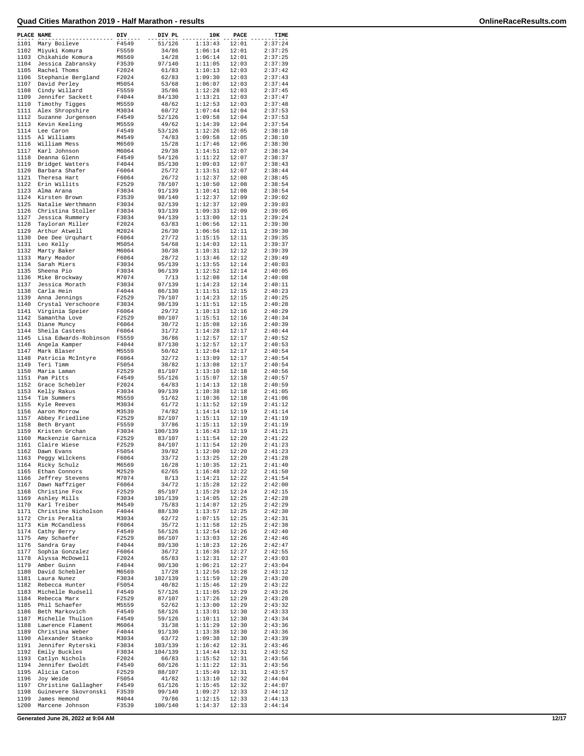# Quad Cities Marathon 2019 - Half Marathon - results

| PLACE | NAME | DIV | DIV PL | 10K | PACE | TIME |
|---|---|---|---|---|---|---|
| 1101 | Mary Boileve | F4549 | 51/126 | 1:13:43 | 12:01 | 2:37:24 |
| 1102 | Miyuki Komura | F5559 | 34/86 | 1:06:14 | 12:01 | 2:37:25 |
| 1103 | Chikahide Komura | M6569 | 14/28 | 1:06:14 | 12:01 | 2:37:25 |
| 1104 | Jessica Zabransky | F3539 | 97/140 | 1:11:05 | 12:03 | 2:37:39 |
| 1105 | Rachel Thoms | F2024 | 61/83 | 1:10:13 | 12:03 | 2:37:42 |
| 1106 | Stephanie Bergland | F2024 | 62/83 | 1:09:30 | 12:03 | 2:37:43 |
| 1107 | David Perley | M5054 | 53/68 | 1:06:07 | 12:03 | 2:37:44 |
| 1108 | Cindy Willard | F5559 | 35/86 | 1:12:28 | 12:03 | 2:37:45 |
| 1109 | Jennifer Sackett | F4044 | 84/130 | 1:13:21 | 12:03 | 2:37:47 |
| 1110 | Timothy Tigges | M5559 | 48/62 | 1:12:53 | 12:03 | 2:37:48 |
| 1111 | Alex Shropshire | M3034 | 60/72 | 1:07:44 | 12:04 | 2:37:53 |
| 1112 | Suzanne Jurgensen | F4549 | 52/126 | 1:09:58 | 12:04 | 2:37:53 |
| 1113 | Kevin Keeling | M5559 | 49/62 | 1:14:39 | 12:04 | 2:37:54 |
| 1114 | Lee Caron | F4549 | 53/126 | 1:12:26 | 12:05 | 2:38:10 |
| 1115 | Al Williams | M4549 | 74/83 | 1:09:58 | 12:05 | 2:38:10 |
| 1116 | William Mess | M6569 | 15/28 | 1:17:46 | 12:06 | 2:38:30 |
| 1117 | Karl Johnson | M6064 | 29/38 | 1:14:51 | 12:07 | 2:38:34 |
| 1118 | Deanna Glenn | F4549 | 54/126 | 1:11:22 | 12:07 | 2:38:37 |
| 1119 | Bridget Watters | F4044 | 85/130 | 1:09:03 | 12:07 | 2:38:43 |
| 1120 | Barbara Shafer | F6064 | 25/72 | 1:13:51 | 12:07 | 2:38:44 |
| 1121 | Theresa Hart | F6064 | 26/72 | 1:12:37 | 12:08 | 2:38:45 |
| 1122 | Erin Willits | F2529 | 78/107 | 1:10:50 | 12:08 | 2:38:54 |
| 1123 | Alma Arana | F3034 | 91/139 | 1:10:41 | 12:08 | 2:38:54 |
| 1124 | Kirsten Brown | F3539 | 98/140 | 1:12:37 | 12:09 | 2:39:02 |
| 1125 | Natalie Werthmann | F3034 | 92/139 | 1:12:37 | 12:09 | 2:39:03 |
| 1126 | Christina Stoller | F3034 | 93/139 | 1:09:33 | 12:09 | 2:39:05 |
| 1127 | Jessica Rummery | F3034 | 94/139 | 1:13:00 | 12:11 | 2:39:24 |
| 1128 | Tayloran Miller | F2024 | 63/83 | 1:06:56 | 12:11 | 2:39:30 |
| 1129 | Arthur Atwell | M2024 | 26/30 | 1:06:56 | 12:11 | 2:39:30 |
| 1130 | Dee Dee Urquhart | F6064 | 27/72 | 1:15:15 | 12:11 | 2:39:35 |
| 1131 | Leo Kelly | M5054 | 54/68 | 1:14:03 | 12:11 | 2:39:37 |
| 1132 | Marty Baker | M6064 | 30/38 | 1:10:31 | 12:12 | 2:39:39 |
| 1133 | Mary Meador | F6064 | 28/72 | 1:13:46 | 12:12 | 2:39:49 |
| 1134 | Sarah Miers | F3034 | 95/139 | 1:13:55 | 12:14 | 2:40:03 |
| 1135 | Sheena Pio | F3034 | 96/139 | 1:12:52 | 12:14 | 2:40:05 |
| 1136 | Mike Brockway | M7074 | 7/13 | 1:12:08 | 12:14 | 2:40:08 |
| 1137 | Jessica Morath | F3034 | 97/139 | 1:14:23 | 12:14 | 2:40:11 |
| 1138 | Carla Hein | F4044 | 86/130 | 1:11:51 | 12:15 | 2:40:23 |
| 1139 | Anna Jennings | F2529 | 79/107 | 1:14:23 | 12:15 | 2:40:25 |
| 1140 | Crystal Verschoore | F3034 | 98/139 | 1:11:51 | 12:15 | 2:40:28 |
| 1141 | Virginia Speier | F6064 | 29/72 | 1:10:13 | 12:16 | 2:40:29 |
| 1142 | Samantha Love | F2529 | 80/107 | 1:15:51 | 12:16 | 2:40:34 |
| 1143 | Diane Muncy | F6064 | 30/72 | 1:15:08 | 12:16 | 2:40:39 |
| 1144 | Sheila Castens | F6064 | 31/72 | 1:14:28 | 12:17 | 2:40:44 |
| 1145 | Lisa Edwards-Robinson | F5559 | 36/86 | 1:12:57 | 12:17 | 2:40:52 |
| 1146 | Angela Kamper | F4044 | 87/130 | 1:12:57 | 12:17 | 2:40:53 |
| 1147 | Mark Blaser | M5559 | 50/62 | 1:12:04 | 12:17 | 2:40:54 |
| 1148 | Patricia McIntyre | F6064 | 32/72 | 1:13:09 | 12:17 | 2:40:54 |
| 1149 | Teri Timm | F5054 | 38/82 | 1:13:08 | 12:17 | 2:40:54 |
| 1150 | Maria Laman | F2529 | 81/107 | 1:13:10 | 12:18 | 2:40:56 |
| 1151 | Pam Pitts | F4549 | 55/126 | 1:15:07 | 12:18 | 2:40:57 |
| 1152 | Grace Schebler | F2024 | 64/83 | 1:14:13 | 12:18 | 2:40:59 |
| 1153 | Kelly Rakus | F3034 | 99/139 | 1:10:38 | 12:18 | 2:41:05 |
| 1154 | Tim Summers | M5559 | 51/62 | 1:10:36 | 12:18 | 2:41:06 |
| 1155 | Kyle Reeves | M3034 | 61/72 | 1:11:52 | 12:19 | 2:41:12 |
| 1156 | Aaron Morrow | M3539 | 74/82 | 1:14:14 | 12:19 | 2:41:14 |
| 1157 | Abbey Friedline | F2529 | 82/107 | 1:15:11 | 12:19 | 2:41:19 |
| 1158 | Beth Bryant | F5559 | 37/86 | 1:15:11 | 12:19 | 2:41:19 |
| 1159 | Kristen Grchan | F3034 | 100/139 | 1:16:43 | 12:19 | 2:41:21 |
| 1160 | Mackenzie Garnica | F2529 | 83/107 | 1:11:54 | 12:20 | 2:41:22 |
| 1161 | Claire Wiese | F2529 | 84/107 | 1:11:54 | 12:20 | 2:41:23 |
| 1162 | Dawn Evans | F5054 | 39/82 | 1:12:00 | 12:20 | 2:41:23 |
| 1163 | Peggy Wilckens | F6064 | 33/72 | 1:13:25 | 12:20 | 2:41:28 |
| 1164 | Ricky Schulz | M6569 | 16/28 | 1:10:35 | 12:21 | 2:41:40 |
| 1165 | Ethan Connors | M2529 | 62/65 | 1:16:48 | 12:22 | 2:41:50 |
| 1166 | Jeffrey Stevens | M7074 | 8/13 | 1:14:21 | 12:22 | 2:41:54 |
| 1167 | Dawn Naffziger | F6064 | 34/72 | 1:15:28 | 12:22 | 2:42:00 |
| 1168 | Christine Fox | F2529 | 85/107 | 1:15:29 | 12:24 | 2:42:15 |
| 1169 | Ashley Mills | F3034 | 101/139 | 1:14:05 | 12:25 | 2:42:28 |
| 1170 | Karl Treiber | M4549 | 75/83 | 1:14:07 | 12:25 | 2:42:29 |
| 1171 | Christine Nicholson | F4044 | 88/130 | 1:13:57 | 12:25 | 2:42:30 |
| 1172 | Chris Peralta | M3034 | 62/72 | 1:07:15 | 12:25 | 2:42:31 |
| 1173 | Kim McCandless | F6064 | 35/72 | 1:11:58 | 12:25 | 2:42:38 |
| 1174 | Cathy Berry | F4549 | 56/126 | 1:12:54 | 12:26 | 2:42:40 |
| 1175 | Amy Schaefer | F2529 | 86/107 | 1:13:03 | 12:26 | 2:42:46 |
| 1176 | Sandra Gray | F4044 | 89/130 | 1:18:23 | 12:26 | 2:42:47 |
| 1177 | Sophia Gonzalez | F6064 | 36/72 | 1:16:36 | 12:27 | 2:42:55 |
| 1178 | Alyssa McDowell | F2024 | 65/83 | 1:12:31 | 12:27 | 2:43:03 |
| 1179 | Amber Guinn | F4044 | 90/130 | 1:06:21 | 12:27 | 2:43:04 |
| 1180 | David Schebler | M6569 | 17/28 | 1:12:56 | 12:28 | 2:43:12 |
| 1181 | Laura Nunez | F3034 | 102/139 | 1:11:59 | 12:29 | 2:43:20 |
| 1182 | Rebecca Hunter | F5054 | 40/82 | 1:15:46 | 12:29 | 2:43:22 |
| 1183 | Michelle Rudsell | F4549 | 57/126 | 1:11:05 | 12:29 | 2:43:26 |
| 1184 | Rebecca Marx | F2529 | 87/107 | 1:17:26 | 12:29 | 2:43:28 |
| 1185 | Phil Schaefer | M5559 | 52/62 | 1:13:00 | 12:29 | 2:43:32 |
| 1186 | Beth Markovich | F4549 | 58/126 | 1:13:01 | 12:30 | 2:43:33 |
| 1187 | Michelle Thulion | F4549 | 59/126 | 1:10:11 | 12:30 | 2:43:34 |
| 1188 | Lawrence Flament | M6064 | 31/38 | 1:11:29 | 12:30 | 2:43:36 |
| 1189 | Christina Weber | F4044 | 91/130 | 1:13:38 | 12:30 | 2:43:36 |
| 1190 | Alexander Stanko | M3034 | 63/72 | 1:09:38 | 12:30 | 2:43:39 |
| 1191 | Jennifer Ryterski | F3034 | 103/139 | 1:16:42 | 12:31 | 2:43:46 |
| 1192 | Emily Buckles | F3034 | 104/139 | 1:14:44 | 12:31 | 2:43:52 |
| 1193 | Catlyn Nichols | F2024 | 66/83 | 1:15:52 | 12:31 | 2:43:56 |
| 1194 | Jennifer Ewoldt | F4549 | 60/126 | 1:11:22 | 12:31 | 2:43:56 |
| 1195 | Alicia Caton | F2529 | 88/107 | 1:15:49 | 12:31 | 2:43:57 |
| 1196 | Joy Weide | F5054 | 41/82 | 1:13:10 | 12:32 | 2:44:04 |
| 1197 | Christine Gallagher | F4549 | 61/126 | 1:15:45 | 12:32 | 2:44:07 |
| 1198 | Guinevere Skovronski | F3539 | 99/140 | 1:09:27 | 12:33 | 2:44:12 |
| 1199 | James Hemond | M4044 | 79/86 | 1:12:15 | 12:33 | 2:44:13 |
| 1200 | Marcene Johnson | F3539 | 100/140 | 1:14:37 | 12:33 | 2:44:14 |

Generated June 26, 2022 at 9:04 AM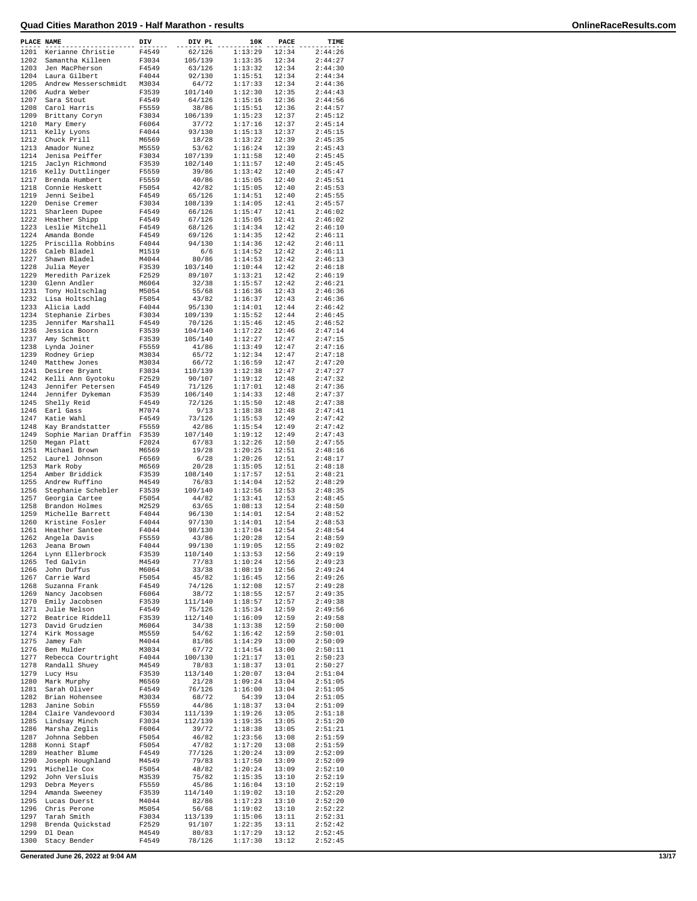# Quad Cities Marathon 2019 - Half Marathon - results

| PLACE | NAME | DIV | DIV PL | 10K | PACE | TIME |
|---|---|---|---|---|---|---|
| 1201 | Kerianne Christie | F4549 | 62/126 | 1:13:29 | 12:34 | 2:44:26 |
| 1202 | Samantha Killeen | F3034 | 105/139 | 1:13:35 | 12:34 | 2:44:27 |
| 1203 | Jen MacPherson | F4549 | 63/126 | 1:13:32 | 12:34 | 2:44:30 |
| 1204 | Laura Gilbert | F4044 | 92/130 | 1:15:51 | 12:34 | 2:44:34 |
| 1205 | Andrew Messerschmidt | M3034 | 64/72 | 1:17:33 | 12:34 | 2:44:36 |
| 1206 | Audra Weber | F3539 | 101/140 | 1:12:30 | 12:35 | 2:44:43 |
| 1207 | Sara Stout | F4549 | 64/126 | 1:15:16 | 12:36 | 2:44:56 |
| 1208 | Carol Harris | F5559 | 38/86 | 1:15:51 | 12:36 | 2:44:57 |
| 1209 | Brittany Coryn | F3034 | 106/139 | 1:15:23 | 12:37 | 2:45:12 |
| 1210 | Mary Emery | F6064 | 37/72 | 1:17:16 | 12:37 | 2:45:14 |
| 1211 | Kelly Lyons | F4044 | 93/130 | 1:15:13 | 12:37 | 2:45:15 |
| 1212 | Chuck Prill | M6569 | 18/28 | 1:13:22 | 12:39 | 2:45:35 |
| 1213 | Amador Nunez | M5559 | 53/62 | 1:16:24 | 12:39 | 2:45:43 |
| 1214 | Jenisa Peiffer | F3034 | 107/139 | 1:11:58 | 12:40 | 2:45:45 |
| 1215 | Jaclyn Richmond | F3539 | 102/140 | 1:11:57 | 12:40 | 2:45:45 |
| 1216 | Kelly Duttlinger | F5559 | 39/86 | 1:13:42 | 12:40 | 2:45:47 |
| 1217 | Brenda Humbert | F5559 | 40/86 | 1:15:05 | 12:40 | 2:45:51 |
| 1218 | Connie Heskett | F5054 | 42/82 | 1:15:05 | 12:40 | 2:45:53 |
| 1219 | Jenni Seibel | F4549 | 65/126 | 1:14:51 | 12:40 | 2:45:55 |
| 1220 | Denise Cremer | F3034 | 108/139 | 1:14:05 | 12:41 | 2:45:57 |
| 1221 | Sharleen Dupee | F4549 | 66/126 | 1:15:47 | 12:41 | 2:46:02 |
| 1222 | Heather Shipp | F4549 | 67/126 | 1:15:05 | 12:41 | 2:46:02 |
| 1223 | Leslie Mitchell | F4549 | 68/126 | 1:14:34 | 12:42 | 2:46:10 |
| 1224 | Amanda Bonde | F4549 | 69/126 | 1:14:35 | 12:42 | 2:46:11 |
| 1225 | Priscilla Robbins | F4044 | 94/130 | 1:14:36 | 12:42 | 2:46:11 |
| 1226 | Caleb Bladel | M1519 | 6/6 | 1:14:52 | 12:42 | 2:46:11 |
| 1227 | Shawn Bladel | M4044 | 80/86 | 1:14:53 | 12:42 | 2:46:13 |
| 1228 | Julia Meyer | F3539 | 103/140 | 1:10:44 | 12:42 | 2:46:18 |
| 1229 | Meredith Parizek | F2529 | 89/107 | 1:13:21 | 12:42 | 2:46:19 |
| 1230 | Glenn Andler | M6064 | 32/38 | 1:15:57 | 12:42 | 2:46:21 |
| 1231 | Tony Holtschlag | M5054 | 55/68 | 1:16:36 | 12:43 | 2:46:36 |
| 1232 | Lisa Holtschlag | F5054 | 43/82 | 1:16:37 | 12:43 | 2:46:36 |
| 1233 | Alicia Ladd | F4044 | 95/130 | 1:14:01 | 12:44 | 2:46:42 |
| 1234 | Stephanie Zirbes | F3034 | 109/139 | 1:15:52 | 12:44 | 2:46:45 |
| 1235 | Jennifer Marshall | F4549 | 70/126 | 1:15:46 | 12:45 | 2:46:52 |
| 1236 | Jessica Boorn | F3539 | 104/140 | 1:17:22 | 12:46 | 2:47:14 |
| 1237 | Amy Schmitt | F3539 | 105/140 | 1:12:27 | 12:47 | 2:47:15 |
| 1238 | Lynda Joiner | F5559 | 41/86 | 1:13:49 | 12:47 | 2:47:16 |
| 1239 | Rodney Griep | M3034 | 65/72 | 1:12:34 | 12:47 | 2:47:18 |
| 1240 | Matthew Jones | M3034 | 66/72 | 1:16:59 | 12:47 | 2:47:20 |
| 1241 | Desiree Bryant | F3034 | 110/139 | 1:12:38 | 12:47 | 2:47:27 |
| 1242 | Kelli Ann Gyotoku | F2529 | 90/107 | 1:19:12 | 12:48 | 2:47:32 |
| 1243 | Jennifer Petersen | F4549 | 71/126 | 1:17:01 | 12:48 | 2:47:36 |
| 1244 | Jennifer Dykeman | F3539 | 106/140 | 1:14:33 | 12:48 | 2:47:37 |
| 1245 | Shelly Reid | F4549 | 72/126 | 1:15:50 | 12:48 | 2:47:38 |
| 1246 | Earl Gass | M7074 | 9/13 | 1:18:38 | 12:48 | 2:47:41 |
| 1247 | Katie Wahl | F4549 | 73/126 | 1:15:53 | 12:49 | 2:47:42 |
| 1248 | Kay Brandstatter | F5559 | 42/86 | 1:15:54 | 12:49 | 2:47:42 |
| 1249 | Sophie Marian Draffin | F3539 | 107/140 | 1:19:12 | 12:49 | 2:47:43 |
| 1250 | Megan Platt | F2024 | 67/83 | 1:12:26 | 12:50 | 2:47:55 |
| 1251 | Michael Brown | M6569 | 19/28 | 1:20:25 | 12:51 | 2:48:16 |
| 1252 | Laurel Johnson | F6569 | 6/28 | 1:20:26 | 12:51 | 2:48:17 |
| 1253 | Mark Roby | M6569 | 20/28 | 1:15:05 | 12:51 | 2:48:18 |
| 1254 | Amber Briddick | F3539 | 108/140 | 1:17:57 | 12:51 | 2:48:21 |
| 1255 | Andrew Ruffino | M4549 | 76/83 | 1:14:04 | 12:52 | 2:48:29 |
| 1256 | Stephanie Schebler | F3539 | 109/140 | 1:12:56 | 12:53 | 2:48:35 |
| 1257 | Georgia Cartee | F5054 | 44/82 | 1:13:41 | 12:53 | 2:48:45 |
| 1258 | Brandon Holmes | M2529 | 63/65 | 1:08:13 | 12:54 | 2:48:50 |
| 1259 | Michelle Barrett | F4044 | 96/130 | 1:14:01 | 12:54 | 2:48:52 |
| 1260 | Kristine Fosler | F4044 | 97/130 | 1:14:01 | 12:54 | 2:48:53 |
| 1261 | Heather Santee | F4044 | 98/130 | 1:17:04 | 12:54 | 2:48:54 |
| 1262 | Angela Davis | F5559 | 43/86 | 1:20:28 | 12:54 | 2:48:59 |
| 1263 | Jeana Brown | F4044 | 99/130 | 1:19:05 | 12:55 | 2:49:02 |
| 1264 | Lynn Ellerbrock | F3539 | 110/140 | 1:13:53 | 12:56 | 2:49:19 |
| 1265 | Ted Galvin | M4549 | 77/83 | 1:10:24 | 12:56 | 2:49:23 |
| 1266 | John Duffus | M6064 | 33/38 | 1:08:19 | 12:56 | 2:49:24 |
| 1267 | Carrie Ward | F5054 | 45/82 | 1:16:45 | 12:56 | 2:49:26 |
| 1268 | Suzanna Frank | F4549 | 74/126 | 1:12:08 | 12:57 | 2:49:28 |
| 1269 | Nancy Jacobsen | F6064 | 38/72 | 1:18:55 | 12:57 | 2:49:35 |
| 1270 | Emily Jacobsen | F3539 | 111/140 | 1:18:57 | 12:57 | 2:49:38 |
| 1271 | Julie Nelson | F4549 | 75/126 | 1:15:34 | 12:59 | 2:49:56 |
| 1272 | Beatrice Riddell | F3539 | 112/140 | 1:16:09 | 12:59 | 2:49:58 |
| 1273 | David Grudzien | M6064 | 34/38 | 1:13:38 | 12:59 | 2:50:00 |
| 1274 | Kirk Mossage | M5559 | 54/62 | 1:16:42 | 12:59 | 2:50:01 |
| 1275 | Jamey Fah | M4044 | 81/86 | 1:14:29 | 13:00 | 2:50:09 |
| 1276 | Ben Mulder | M3034 | 67/72 | 1:14:54 | 13:00 | 2:50:11 |
| 1277 | Rebecca Courtright | F4044 | 100/130 | 1:21:17 | 13:01 | 2:50:23 |
| 1278 | Randall Shuey | M4549 | 78/83 | 1:18:37 | 13:01 | 2:50:27 |
| 1279 | Lucy Hsu | F3539 | 113/140 | 1:20:07 | 13:04 | 2:51:04 |
| 1280 | Mark Murphy | M6569 | 21/28 | 1:09:24 | 13:04 | 2:51:05 |
| 1281 | Sarah Oliver | F4549 | 76/126 | 1:16:00 | 13:04 | 2:51:05 |
| 1282 | Brian Hohensee | M3034 | 68/72 | 54:39 | 13:04 | 2:51:05 |
| 1283 | Janine Sobin | F5559 | 44/86 | 1:18:37 | 13:04 | 2:51:09 |
| 1284 | Claire Vandevoord | F3034 | 111/139 | 1:19:26 | 13:05 | 2:51:18 |
| 1285 | Lindsay Minch | F3034 | 112/139 | 1:19:35 | 13:05 | 2:51:20 |
| 1286 | Marsha Zeglis | F6064 | 39/72 | 1:18:38 | 13:05 | 2:51:21 |
| 1287 | Johnna Sebben | F5054 | 46/82 | 1:23:56 | 13:08 | 2:51:59 |
| 1288 | Konni Stapf | F5054 | 47/82 | 1:17:20 | 13:08 | 2:51:59 |
| 1289 | Heather Blume | F4549 | 77/126 | 1:20:24 | 13:09 | 2:52:09 |
| 1290 | Joseph Houghland | M4549 | 79/83 | 1:17:50 | 13:09 | 2:52:09 |
| 1291 | Michelle Cox | F5054 | 48/82 | 1:20:24 | 13:09 | 2:52:10 |
| 1292 | John Versluis | M3539 | 75/82 | 1:15:35 | 13:10 | 2:52:19 |
| 1293 | Debra Meyers | F5559 | 45/86 | 1:16:04 | 13:10 | 2:52:19 |
| 1294 | Amanda Sweeney | F3539 | 114/140 | 1:19:02 | 13:10 | 2:52:20 |
| 1295 | Lucas Duerst | M4044 | 82/86 | 1:17:23 | 13:10 | 2:52:20 |
| 1296 | Chris Perone | M5054 | 56/68 | 1:19:02 | 13:10 | 2:52:22 |
| 1297 | Tarah Smith | F3034 | 113/139 | 1:15:06 | 13:11 | 2:52:31 |
| 1298 | Brenda Quickstad | F2529 | 91/107 | 1:22:35 | 13:11 | 2:52:42 |
| 1299 | Dl Dean | M4549 | 80/83 | 1:17:29 | 13:12 | 2:52:45 |
| 1300 | Stacy Bender | F4549 | 78/126 | 1:17:30 | 13:12 | 2:52:45 |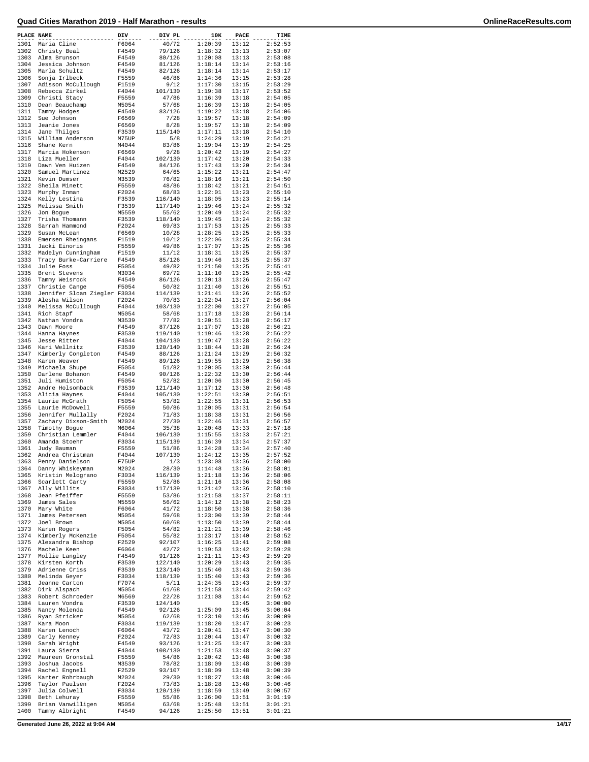# Quad Cities Marathon 2019 - Half Marathon - results

| PLACE | NAME | DIV | DIV PL | 10K | PACE | TIME |
|---|---|---|---|---|---|---|
| 1301 | Maria Cline | F6064 | 40/72 | 1:20:39 | 13:12 | 2:52:53 |
| 1302 | Christy Beal | F4549 | 79/126 | 1:18:32 | 13:13 | 2:53:07 |
| 1303 | Alma Brunson | F4549 | 80/126 | 1:20:08 | 13:13 | 2:53:08 |
| 1304 | Jessica Johnson | F4549 | 81/126 | 1:18:14 | 13:14 | 2:53:16 |
| 1305 | Marla Schultz | F4549 | 82/126 | 1:18:14 | 13:14 | 2:53:17 |
| 1306 | Sonja Irlbeck | F5559 | 46/86 | 1:14:36 | 13:15 | 2:53:28 |
| 1307 | Adisson McCullough | F1519 | 9/12 | 1:17:30 | 13:15 | 2:53:29 |
| 1308 | Rebecca Zirkel | F4044 | 101/130 | 1:19:38 | 13:17 | 2:53:52 |
| 1309 | Christi Stacy | F5559 | 47/86 | 1:16:39 | 13:18 | 2:54:05 |
| 1310 | Dean Beauchamp | M5054 | 57/68 | 1:16:39 | 13:18 | 2:54:05 |
| 1311 | Tammy Hodges | F4549 | 83/126 | 1:19:22 | 13:18 | 2:54:06 |
| 1312 | Sue Johnson | F6569 | 7/28 | 1:19:57 | 13:18 | 2:54:09 |
| 1313 | Jeanie Jones | F6569 | 8/28 | 1:19:57 | 13:18 | 2:54:09 |
| 1314 | Jane Thilges | F3539 | 115/140 | 1:17:11 | 13:18 | 2:54:10 |
| 1315 | William Anderson | M75UP | 5/8 | 1:24:29 | 13:19 | 2:54:21 |
| 1316 | Shane Kern | M4044 | 83/86 | 1:19:04 | 13:19 | 2:54:25 |
| 1317 | Marcia Hokenson | F6569 | 9/28 | 1:20:42 | 13:19 | 2:54:27 |
| 1318 | Liza Mueller | F4044 | 102/130 | 1:17:42 | 13:20 | 2:54:33 |
| 1319 | Dawn Ven Huizen | F4549 | 84/126 | 1:17:43 | 13:20 | 2:54:34 |
| 1320 | Samuel Martinez | M2529 | 64/65 | 1:15:22 | 13:21 | 2:54:47 |
| 1321 | Kevin Dumser | M3539 | 76/82 | 1:18:16 | 13:21 | 2:54:50 |
| 1322 | Sheila Minett | F5559 | 48/86 | 1:18:42 | 13:21 | 2:54:51 |
| 1323 | Murphy Inman | F2024 | 68/83 | 1:22:01 | 13:23 | 2:55:10 |
| 1324 | Kelly Lestina | F3539 | 116/140 | 1:18:05 | 13:23 | 2:55:14 |
| 1325 | Melissa Smith | F3539 | 117/140 | 1:19:46 | 13:24 | 2:55:32 |
| 1326 | Jon Bogue | M5559 | 55/62 | 1:20:49 | 13:24 | 2:55:32 |
| 1327 | Trisha Thomann | F3539 | 118/140 | 1:19:45 | 13:24 | 2:55:32 |
| 1328 | Sarrah Hammond | F2024 | 69/83 | 1:17:53 | 13:25 | 2:55:33 |
| 1329 | Susan McLean | F6569 | 10/28 | 1:28:25 | 13:25 | 2:55:33 |
| 1330 | Emersen Rheingans | F1519 | 10/12 | 1:22:06 | 13:25 | 2:55:34 |
| 1331 | Jacki Einoris | F5559 | 49/86 | 1:17:07 | 13:25 | 2:55:36 |
| 1332 | Madelyn Cunningham | F1519 | 11/12 | 1:18:31 | 13:25 | 2:55:37 |
| 1333 | Tracy Burke-Carriere | F4549 | 85/126 | 1:19:46 | 13:25 | 2:55:37 |
| 1334 | Julie Foss | F5054 | 49/82 | 1:21:50 | 13:25 | 2:55:41 |
| 1335 | Brent Stevens | M3034 | 69/72 | 1:11:10 | 13:25 | 2:55:42 |
| 1336 | Tammy Weisrock | F4549 | 86/126 | 1:20:13 | 13:26 | 2:55:47 |
| 1337 | Christie Cange | F5054 | 50/82 | 1:21:40 | 13:26 | 2:55:51 |
| 1338 | Jennifer Sloan Ziegler | F3034 | 114/139 | 1:21:41 | 13:26 | 2:55:52 |
| 1339 | Alesha Wilson | F2024 | 70/83 | 1:22:04 | 13:27 | 2:56:04 |
| 1340 | Melissa McCullough | F4044 | 103/130 | 1:22:00 | 13:27 | 2:56:05 |
| 1341 | Rich Stapf | M5054 | 58/68 | 1:17:18 | 13:28 | 2:56:14 |
| 1342 | Nathan Vondra | M3539 | 77/82 | 1:20:51 | 13:28 | 2:56:17 |
| 1343 | Dawn Moore | F4549 | 87/126 | 1:17:07 | 13:28 | 2:56:21 |
| 1344 | Hanna Haynes | F3539 | 119/140 | 1:19:46 | 13:28 | 2:56:22 |
| 1345 | Jesse Ritter | F4044 | 104/130 | 1:19:47 | 13:28 | 2:56:22 |
| 1346 | Kari Wellnitz | F3539 | 120/140 | 1:18:44 | 13:28 | 2:56:24 |
| 1347 | Kimberly Congleton | F4549 | 88/126 | 1:21:24 | 13:29 | 2:56:32 |
| 1348 | Karen Weaver | F4549 | 89/126 | 1:19:55 | 13:29 | 2:56:38 |
| 1349 | Michaela Shupe | F5054 | 51/82 | 1:20:05 | 13:30 | 2:56:44 |
| 1350 | Darlene Bohanon | F4549 | 90/126 | 1:22:32 | 13:30 | 2:56:44 |
| 1351 | Juli Humiston | F5054 | 52/82 | 1:20:06 | 13:30 | 2:56:45 |
| 1352 | Andre Holsomback | F3539 | 121/140 | 1:17:12 | 13:30 | 2:56:48 |
| 1353 | Alicia Haynes | F4044 | 105/130 | 1:22:51 | 13:30 | 2:56:51 |
| 1354 | Laurie McGrath | F5054 | 53/82 | 1:22:55 | 13:31 | 2:56:53 |
| 1355 | Laurie McDowell | F5559 | 50/86 | 1:20:05 | 13:31 | 2:56:54 |
| 1356 | Jennifer Mullally | F2024 | 71/83 | 1:18:38 | 13:31 | 2:56:56 |
| 1357 | Zachary Dixson-Smith | M2024 | 27/30 | 1:22:46 | 13:31 | 2:56:57 |
| 1358 | Timothy Bogue | M6064 | 35/38 | 1:20:48 | 13:33 | 2:57:18 |
| 1359 | Christian Lemmler | F4044 | 106/130 | 1:15:55 | 13:33 | 2:57:21 |
| 1360 | Amanda Stoehr | F3034 | 115/139 | 1:16:39 | 13:34 | 2:57:37 |
| 1361 | Judy Bauman | F5559 | 51/86 | 1:24:28 | 13:34 | 2:57:40 |
| 1362 | Andrea Christman | F4044 | 107/130 | 1:24:12 | 13:35 | 2:57:52 |
| 1363 | Penny Danielson | F75UP | 1/3 | 1:23:08 | 13:36 | 2:58:00 |
| 1364 | Danny Whiskeyman | M2024 | 28/30 | 1:14:48 | 13:36 | 2:58:01 |
| 1365 | Kristin Melograno | F3034 | 116/139 | 1:21:18 | 13:36 | 2:58:06 |
| 1366 | Scarlett Carty | F5559 | 52/86 | 1:21:16 | 13:36 | 2:58:08 |
| 1367 | Ally Willits | F3034 | 117/139 | 1:21:42 | 13:36 | 2:58:10 |
| 1368 | Jean Pfeiffer | F5559 | 53/86 | 1:21:58 | 13:37 | 2:58:11 |
| 1369 | James Sales | M5559 | 56/62 | 1:14:12 | 13:38 | 2:58:23 |
| 1370 | Mary White | F6064 | 41/72 | 1:18:50 | 13:38 | 2:58:36 |
| 1371 | James Petersen | M5054 | 59/68 | 1:23:00 | 13:39 | 2:58:44 |
| 1372 | Joel Brown | M5054 | 60/68 | 1:13:50 | 13:39 | 2:58:44 |
| 1373 | Karen Rogers | F5054 | 54/82 | 1:21:21 | 13:39 | 2:58:46 |
| 1374 | Kimberly McKenzie | F5054 | 55/82 | 1:23:17 | 13:40 | 2:58:52 |
| 1375 | Alexandra Bishop | F2529 | 92/107 | 1:16:25 | 13:41 | 2:59:08 |
| 1376 | Machele Keen | F6064 | 42/72 | 1:19:53 | 13:42 | 2:59:28 |
| 1377 | Mollie Langley | F4549 | 91/126 | 1:21:11 | 13:43 | 2:59:29 |
| 1378 | Kirsten Korth | F3539 | 122/140 | 1:20:29 | 13:43 | 2:59:35 |
| 1379 | Adrienne Criss | F3539 | 123/140 | 1:15:40 | 13:43 | 2:59:36 |
| 1380 | Melinda Geyer | F3034 | 118/139 | 1:15:40 | 13:43 | 2:59:36 |
| 1381 | Jeanne Carton | F7074 | 5/11 | 1:24:35 | 13:43 | 2:59:37 |
| 1382 | Dirk Alspach | M5054 | 61/68 | 1:21:58 | 13:44 | 2:59:42 |
| 1383 | Robert Schroeder | M6569 | 22/28 | 1:21:08 | 13:44 | 2:59:52 |
| 1384 | Lauren Vondra | F3539 | 124/140 | | 13:45 | 3:00:00 |
| 1385 | Nancy Molenda | F4549 | 92/126 | 1:25:09 | 13:45 | 3:00:04 |
| 1386 | Ryan Stricker | M5054 | 62/68 | 1:23:10 | 13:46 | 3:00:09 |
| 1387 | Kara Moon | F3034 | 119/139 | 1:18:20 | 13:47 | 3:00:23 |
| 1388 | Karen Lenoch | F6064 | 43/72 | 1:20:41 | 13:47 | 3:00:30 |
| 1389 | Carly Kenney | F2024 | 72/83 | 1:20:44 | 13:47 | 3:00:32 |
| 1390 | Sarah Wright | F4549 | 93/126 | 1:21:25 | 13:47 | 3:00:33 |
| 1391 | Laura Sierra | F4044 | 108/130 | 1:21:53 | 13:48 | 3:00:37 |
| 1392 | Maureen Gronstal | F5559 | 54/86 | 1:20:42 | 13:48 | 3:00:38 |
| 1393 | Joshua Jacobs | M3539 | 78/82 | 1:18:09 | 13:48 | 3:00:39 |
| 1394 | Rachel Engnell | F2529 | 93/107 | 1:18:09 | 13:48 | 3:00:39 |
| 1395 | Karter Rohrbaugh | M2024 | 29/30 | 1:18:27 | 13:48 | 3:00:46 |
| 1396 | Taylor Paulsen | F2024 | 73/83 | 1:18:28 | 13:48 | 3:00:46 |
| 1397 | Julia Colwell | F3034 | 120/139 | 1:18:59 | 13:49 | 3:00:57 |
| 1398 | Beth Lehuray | F5559 | 55/86 | 1:26:00 | 13:51 | 3:01:19 |
| 1399 | Brian Vanwilligen | M5054 | 63/68 | 1:25:48 | 13:51 | 3:01:21 |
| 1400 | Tammy Albright | F4549 | 94/126 | 1:25:50 | 13:51 | 3:01:21 |

Generated June 26, 2022 at 9:04 AM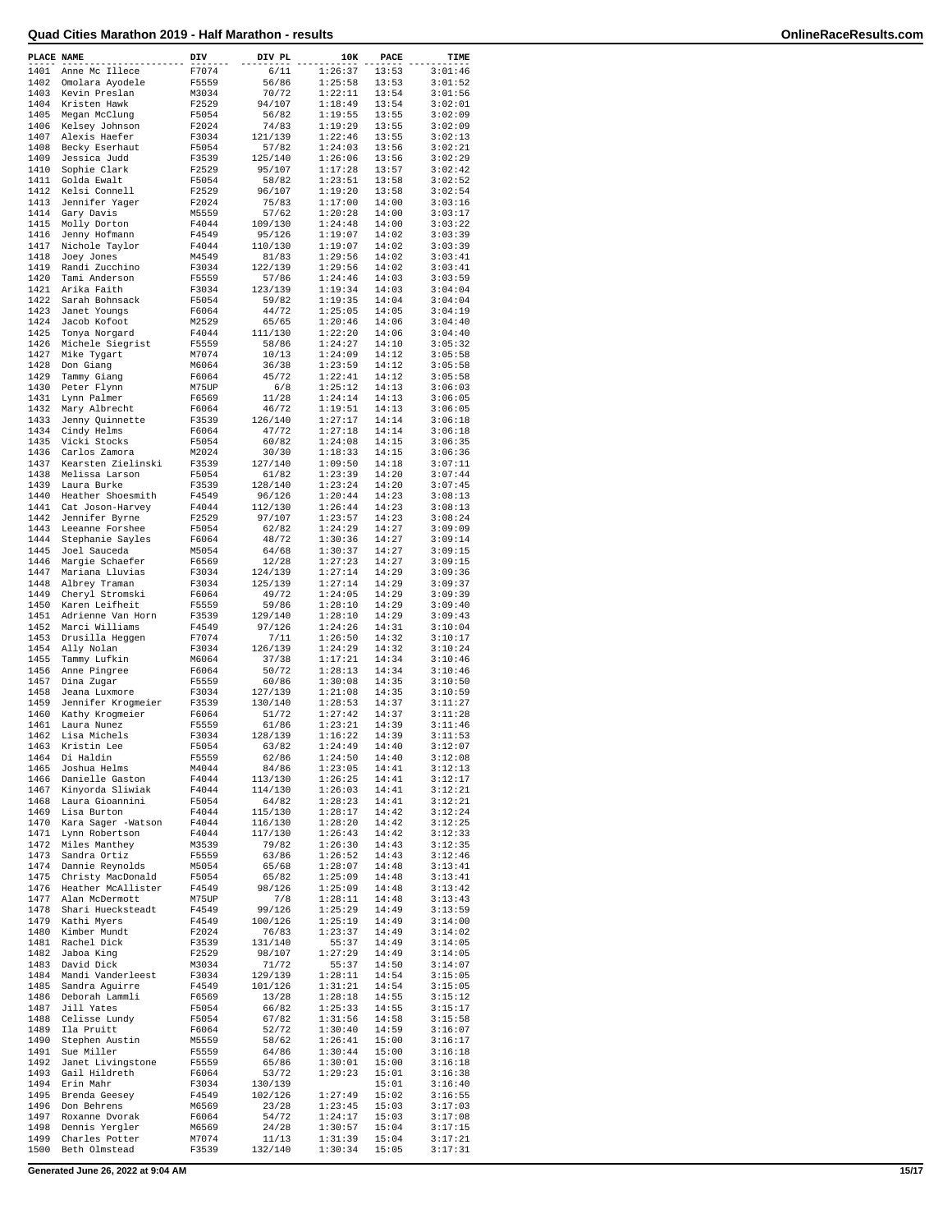# Quad Cities Marathon 2019 - Half Marathon - results

| PLACE | NAME | DIV | DIV PL | 10K | PACE | TIME |
|---|---|---|---|---|---|---|
| 1401 | Anne Mc Illece | F7074 | 6/11 | 1:26:37 | 13:53 | 3:01:46 |
| 1402 | Omolara Ayodele | F5559 | 56/86 | 1:25:58 | 13:53 | 3:01:52 |
| 1403 | Kevin Preslan | M3034 | 70/72 | 1:22:11 | 13:54 | 3:01:56 |
| 1404 | Kristen Hawk | F2529 | 94/107 | 1:18:49 | 13:54 | 3:02:01 |
| 1405 | Megan McClung | F5054 | 56/82 | 1:19:55 | 13:55 | 3:02:09 |
| 1406 | Kelsey Johnson | F2024 | 74/83 | 1:19:29 | 13:55 | 3:02:09 |
| 1407 | Alexis Haefer | F3034 | 121/139 | 1:22:46 | 13:55 | 3:02:13 |
| 1408 | Becky Eserhaut | F5054 | 57/82 | 1:24:03 | 13:56 | 3:02:21 |
| 1409 | Jessica Judd | F3539 | 125/140 | 1:26:06 | 13:56 | 3:02:29 |
| 1410 | Sophie Clark | F2529 | 95/107 | 1:17:28 | 13:57 | 3:02:42 |
| 1411 | Golda Ewalt | F5054 | 58/82 | 1:23:51 | 13:58 | 3:02:52 |
| 1412 | Kelsi Connell | F2529 | 96/107 | 1:19:20 | 13:58 | 3:02:54 |
| 1413 | Jennifer Yager | F2024 | 75/83 | 1:17:00 | 14:00 | 3:03:16 |
| 1414 | Gary Davis | M5559 | 57/62 | 1:20:28 | 14:00 | 3:03:17 |
| 1415 | Molly Dorton | F4044 | 109/130 | 1:24:48 | 14:00 | 3:03:22 |
| 1416 | Jenny Hofmann | F4549 | 95/126 | 1:19:07 | 14:02 | 3:03:39 |
| 1417 | Nichole Taylor | F4044 | 110/130 | 1:19:07 | 14:02 | 3:03:39 |
| 1418 | Joey Jones | M4549 | 81/83 | 1:29:56 | 14:02 | 3:03:41 |
| 1419 | Randi Zucchino | F3034 | 122/139 | 1:29:56 | 14:02 | 3:03:41 |
| 1420 | Tami Anderson | F5559 | 57/86 | 1:24:46 | 14:03 | 3:03:59 |
| 1421 | Arika Faith | F3034 | 123/139 | 1:19:34 | 14:03 | 3:04:04 |
| 1422 | Sarah Bohnsack | F5054 | 59/82 | 1:19:35 | 14:04 | 3:04:04 |
| 1423 | Janet Youngs | F6064 | 44/72 | 1:25:05 | 14:05 | 3:04:19 |
| 1424 | Jacob Kofoot | M2529 | 65/65 | 1:20:46 | 14:06 | 3:04:40 |
| 1425 | Tonya Norgard | F4044 | 111/130 | 1:22:20 | 14:06 | 3:04:40 |
| 1426 | Michele Siegrist | F5559 | 58/86 | 1:24:27 | 14:10 | 3:05:32 |
| 1427 | Mike Tygart | M7074 | 10/13 | 1:24:09 | 14:12 | 3:05:58 |
| 1428 | Don Giang | M6064 | 36/38 | 1:23:59 | 14:12 | 3:05:58 |
| 1429 | Tammy Giang | F6064 | 45/72 | 1:22:41 | 14:12 | 3:05:58 |
| 1430 | Peter Flynn | M75UP | 6/8 | 1:25:12 | 14:13 | 3:06:03 |
| 1431 | Lynn Palmer | F6569 | 11/28 | 1:24:14 | 14:13 | 3:06:05 |
| 1432 | Mary Albrecht | F6064 | 46/72 | 1:19:51 | 14:13 | 3:06:05 |
| 1433 | Jenny Quinnette | F3539 | 126/140 | 1:27:17 | 14:14 | 3:06:18 |
| 1434 | Cindy Helms | F6064 | 47/72 | 1:27:18 | 14:14 | 3:06:18 |
| 1435 | Vicki Stocks | F5054 | 60/82 | 1:24:08 | 14:15 | 3:06:35 |
| 1436 | Carlos Zamora | M2024 | 30/30 | 1:18:33 | 14:15 | 3:06:36 |
| 1437 | Kearsten Zielinski | F3539 | 127/140 | 1:09:50 | 14:18 | 3:07:11 |
| 1438 | Melissa Larson | F5054 | 61/82 | 1:23:39 | 14:20 | 3:07:44 |
| 1439 | Laura Burke | F3539 | 128/140 | 1:23:24 | 14:20 | 3:07:45 |
| 1440 | Heather Shoesmith | F4549 | 96/126 | 1:20:44 | 14:23 | 3:08:13 |
| 1441 | Cat Joson-Harvey | F4044 | 112/130 | 1:26:44 | 14:23 | 3:08:13 |
| 1442 | Jennifer Byrne | F2529 | 97/107 | 1:23:57 | 14:23 | 3:08:24 |
| 1443 | Leeanne Forshee | F5054 | 62/82 | 1:24:29 | 14:27 | 3:09:09 |
| 1444 | Stephanie Sayles | F6064 | 48/72 | 1:30:36 | 14:27 | 3:09:14 |
| 1445 | Joel Sauceda | M5054 | 64/68 | 1:30:37 | 14:27 | 3:09:15 |
| 1446 | Margie Schaefer | F6569 | 12/28 | 1:27:23 | 14:27 | 3:09:15 |
| 1447 | Mariana Lluvias | F3034 | 124/139 | 1:27:14 | 14:29 | 3:09:36 |
| 1448 | Albrey Traman | F3034 | 125/139 | 1:27:14 | 14:29 | 3:09:37 |
| 1449 | Cheryl Stromski | F6064 | 49/72 | 1:24:05 | 14:29 | 3:09:39 |
| 1450 | Karen Leifheit | F5559 | 59/86 | 1:28:10 | 14:29 | 3:09:40 |
| 1451 | Adrienne Van Horn | F3539 | 129/140 | 1:28:10 | 14:29 | 3:09:43 |
| 1452 | Marci Williams | F4549 | 97/126 | 1:24:26 | 14:31 | 3:10:04 |
| 1453 | Drusilla Heggen | F7074 | 7/11 | 1:26:50 | 14:32 | 3:10:17 |
| 1454 | Ally Nolan | F3034 | 126/139 | 1:24:29 | 14:32 | 3:10:24 |
| 1455 | Tammy Lufkin | M6064 | 37/38 | 1:17:21 | 14:34 | 3:10:46 |
| 1456 | Anne Pingree | F6064 | 50/72 | 1:28:13 | 14:34 | 3:10:46 |
| 1457 | Dina Zugar | F5559 | 60/86 | 1:30:08 | 14:35 | 3:10:50 |
| 1458 | Jeana Luxmore | F3034 | 127/139 | 1:21:08 | 14:35 | 3:10:59 |
| 1459 | Jennifer Krogmeier | F3539 | 130/140 | 1:28:53 | 14:37 | 3:11:27 |
| 1460 | Kathy Krogmeier | F6064 | 51/72 | 1:27:42 | 14:37 | 3:11:28 |
| 1461 | Laura Nunez | F5559 | 61/86 | 1:23:21 | 14:39 | 3:11:46 |
| 1462 | Lisa Michels | F3034 | 128/139 | 1:16:22 | 14:39 | 3:11:53 |
| 1463 | Kristin Lee | F5054 | 63/82 | 1:24:49 | 14:40 | 3:12:07 |
| 1464 | Di Haldin | F5559 | 62/86 | 1:24:50 | 14:40 | 3:12:08 |
| 1465 | Joshua Helms | M4044 | 84/86 | 1:23:05 | 14:41 | 3:12:13 |
| 1466 | Danielle Gaston | F4044 | 113/130 | 1:26:25 | 14:41 | 3:12:17 |
| 1467 | Kinyorda Sliwiak | F4044 | 114/130 | 1:26:03 | 14:41 | 3:12:21 |
| 1468 | Laura Gioannini | F5054 | 64/82 | 1:28:23 | 14:41 | 3:12:21 |
| 1469 | Lisa Burton | F4044 | 115/130 | 1:28:17 | 14:42 | 3:12:24 |
| 1470 | Kara Sager -Watson | F4044 | 116/130 | 1:28:20 | 14:42 | 3:12:25 |
| 1471 | Lynn Robertson | F4044 | 117/130 | 1:26:43 | 14:42 | 3:12:33 |
| 1472 | Miles Manthey | M3539 | 79/82 | 1:26:30 | 14:43 | 3:12:35 |
| 1473 | Sandra Ortiz | F5559 | 63/86 | 1:26:52 | 14:43 | 3:12:46 |
| 1474 | Dannie Reynolds | M5054 | 65/68 | 1:28:07 | 14:48 | 3:13:41 |
| 1475 | Christy MacDonald | F5054 | 65/82 | 1:25:09 | 14:48 | 3:13:41 |
| 1476 | Heather McAllister | F4549 | 98/126 | 1:25:09 | 14:48 | 3:13:42 |
| 1477 | Alan McDermott | M75UP | 7/8 | 1:28:11 | 14:48 | 3:13:43 |
| 1478 | Shari Huecksteadt | F4549 | 99/126 | 1:25:29 | 14:49 | 3:13:59 |
| 1479 | Kathi Myers | F4549 | 100/126 | 1:25:19 | 14:49 | 3:14:00 |
| 1480 | Kimber Mundt | F2024 | 76/83 | 1:23:37 | 14:49 | 3:14:02 |
| 1481 | Rachel Dick | F3539 | 131/140 | 55:37 | 14:49 | 3:14:05 |
| 1482 | Jaboa King | F2529 | 98/107 | 1:27:29 | 14:49 | 3:14:05 |
| 1483 | David Dick | M3034 | 71/72 | 55:37 | 14:50 | 3:14:07 |
| 1484 | Mandi Vanderleest | F3034 | 129/139 | 1:28:11 | 14:54 | 3:15:05 |
| 1485 | Sandra Aguirre | F4549 | 101/126 | 1:31:21 | 14:54 | 3:15:05 |
| 1486 | Deborah Lammli | F6569 | 13/28 | 1:28:18 | 14:55 | 3:15:12 |
| 1487 | Jill Yates | F5054 | 66/82 | 1:25:33 | 14:55 | 3:15:17 |
| 1488 | Celisse Lundy | F5054 | 67/82 | 1:31:56 | 14:58 | 3:15:58 |
| 1489 | Ila Pruitt | F6064 | 52/72 | 1:30:40 | 14:59 | 3:16:07 |
| 1490 | Stephen Austin | M5559 | 58/62 | 1:26:41 | 15:00 | 3:16:17 |
| 1491 | Sue Miller | F5559 | 64/86 | 1:30:44 | 15:00 | 3:16:18 |
| 1492 | Janet Livingstone | F5559 | 65/86 | 1:30:01 | 15:00 | 3:16:18 |
| 1493 | Gail Hildreth | F6064 | 53/72 | 1:29:23 | 15:01 | 3:16:38 |
| 1494 | Erin Mahr | F3034 | 130/139 | | 15:01 | 3:16:40 |
| 1495 | Brenda Geesey | F4549 | 102/126 | 1:27:49 | 15:02 | 3:16:55 |
| 1496 | Don Behrens | M6569 | 23/28 | 1:23:45 | 15:03 | 3:17:03 |
| 1497 | Roxanne Dvorak | F6064 | 54/72 | 1:24:17 | 15:03 | 3:17:08 |
| 1498 | Dennis Yergler | M6569 | 24/28 | 1:30:57 | 15:04 | 3:17:15 |
| 1499 | Charles Potter | M7074 | 11/13 | 1:31:39 | 15:04 | 3:17:21 |
| 1500 | Beth Olmstead | F3539 | 132/140 | 1:30:34 | 15:05 | 3:17:31 |

Generated June 26, 2022 at 9:04 AM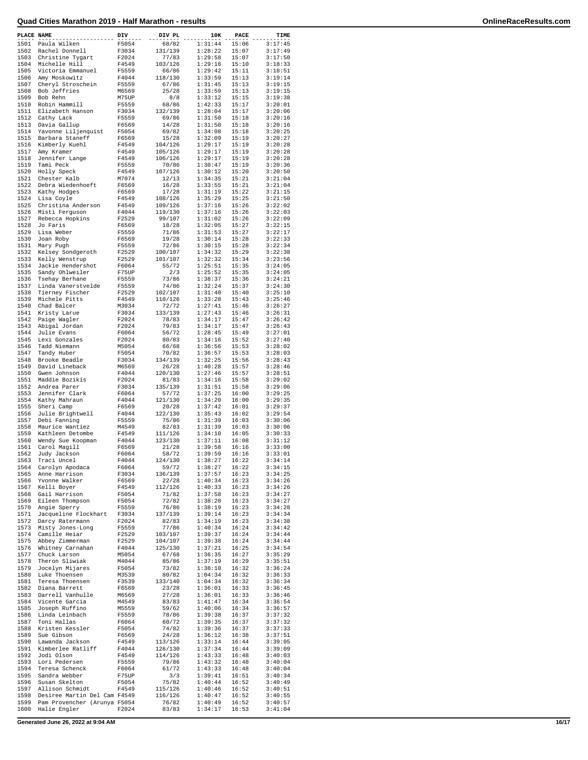# Quad Cities Marathon 2019 - Half Marathon - results

| PLACE | NAME | DIV | DIV PL | 10K | PACE | TIME |
|---|---|---|---|---|---|---|
| 1501 | Paula Wilken | F5054 | 68/82 | 1:31:44 | 15:06 | 3:17:45 |
| 1502 | Rachel Donnell | F3034 | 131/139 | 1:28:22 | 15:07 | 3:17:49 |
| 1503 | Christine Tygart | F2024 | 77/83 | 1:29:58 | 15:07 | 3:17:50 |
| 1504 | Michelle Hill | F4549 | 103/126 | 1:29:16 | 15:10 | 3:18:33 |
| 1505 | Victoria Emmanuel | F5559 | 66/86 | 1:29:42 | 15:11 | 3:18:51 |
| 1506 | Amy Moskowitz | F4044 | 118/130 | 1:33:59 | 15:13 | 3:19:14 |
| 1507 | Cheryl Stroschein | F5559 | 67/86 | 1:31:45 | 15:13 | 3:19:15 |
| 1508 | Bob Jeffries | M6569 | 25/28 | 1:33:59 | 15:13 | 3:19:15 |
| 1509 | Bob Rehn | M75UP | 8/8 | 1:33:12 | 15:15 | 3:19:38 |
| 1510 | Robin Hammill | F5559 | 68/86 | 1:42:33 | 15:17 | 3:20:01 |
| 1511 | Elizabeth Hanson | F3034 | 132/139 | 1:28:04 | 15:17 | 3:20:06 |
| 1512 | Cathy Lack | F5559 | 69/86 | 1:31:50 | 15:18 | 3:20:16 |
| 1513 | Davia Gallup | F6569 | 14/28 | 1:31:50 | 15:18 | 3:20:16 |
| 1514 | Yavonne Liljenquist | F5054 | 69/82 | 1:34:08 | 15:18 | 3:20:25 |
| 1515 | Barbara Staneff | F6569 | 15/28 | 1:32:09 | 15:19 | 3:20:27 |
| 1516 | Kimberly Kuehl | F4549 | 104/126 | 1:29:17 | 15:19 | 3:20:28 |
| 1517 | Amy Kramer | F4549 | 105/126 | 1:29:17 | 15:19 | 3:20:28 |
| 1518 | Jennifer Lange | F4549 | 106/126 | 1:29:17 | 15:19 | 3:20:28 |
| 1519 | Tami Peck | F5559 | 70/86 | 1:30:47 | 15:19 | 3:20:36 |
| 1520 | Holly Speck | F4549 | 107/126 | 1:30:12 | 15:20 | 3:20:50 |
| 1521 | Chester Kalb | M7074 | 12/13 | 1:34:35 | 15:21 | 3:21:04 |
| 1522 | Debra Wiedenhoeft | F6569 | 16/28 | 1:33:55 | 15:21 | 3:21:04 |
| 1523 | Kathy Hodges | F6569 | 17/28 | 1:31:19 | 15:22 | 3:21:15 |
| 1524 | Lisa Coyle | F4549 | 108/126 | 1:35:29 | 15:25 | 3:21:50 |
| 1525 | Christina Anderson | F4549 | 109/126 | 1:37:16 | 15:26 | 3:22:02 |
| 1526 | Misti Ferguson | F4044 | 119/130 | 1:37:16 | 15:26 | 3:22:03 |
| 1527 | Rebecca Hopkins | F2529 | 99/107 | 1:31:02 | 15:26 | 3:22:09 |
| 1528 | Jo Faris | F6569 | 18/28 | 1:32:05 | 15:27 | 3:22:15 |
| 1529 | Lisa Weber | F5559 | 71/86 | 1:31:53 | 15:27 | 3:22:17 |
| 1530 | Joan Roby | F6569 | 19/28 | 1:30:14 | 15:28 | 3:22:33 |
| 1531 | Mary Pugh | F5559 | 72/86 | 1:30:15 | 15:28 | 3:22:34 |
| 1532 | Kelsey Sondgeroth | F2529 | 100/107 | 1:34:32 | 15:29 | 3:22:38 |
| 1533 | Kelly Wenstrup | F2529 | 101/107 | 1:32:32 | 15:34 | 3:23:56 |
| 1534 | Jackie Hendershot | F6064 | 55/72 | 1:25:51 | 15:35 | 3:24:05 |
| 1535 | Sandy Ohlweiler | F75UP | 2/3 | 1:25:52 | 15:35 | 3:24:05 |
| 1536 | Tsehay Berhane | F5559 | 73/86 | 1:38:37 | 15:36 | 3:24:21 |
| 1537 | Linda Vanerstvelde | F5559 | 74/86 | 1:32:24 | 15:37 | 3:24:30 |
| 1538 | Tierney Fischer | F2529 | 102/107 | 1:31:40 | 15:40 | 3:25:10 |
| 1539 | Michele Pitts | F4549 | 110/126 | 1:33:28 | 15:43 | 3:25:46 |
| 1540 | Chad Balcer | M3034 | 72/72 | 1:27:41 | 15:46 | 3:26:27 |
| 1541 | Kristy Larue | F3034 | 133/139 | 1:27:43 | 15:46 | 3:26:31 |
| 1542 | Paige Wagler | F2024 | 78/83 | 1:34:17 | 15:47 | 3:26:42 |
| 1543 | Abigal Jordan | F2024 | 79/83 | 1:34:17 | 15:47 | 3:26:43 |
| 1544 | Julie Evans | F6064 | 56/72 | 1:28:45 | 15:49 | 3:27:01 |
| 1545 | Lexi Gonzales | F2024 | 80/83 | 1:34:16 | 15:52 | 3:27:40 |
| 1546 | Tadd Niemann | M5054 | 66/68 | 1:36:56 | 15:53 | 3:28:02 |
| 1547 | Tandy Huber | F5054 | 70/82 | 1:36:57 | 15:53 | 3:28:03 |
| 1548 | Brooke Beadle | F3034 | 134/139 | 1:32:25 | 15:56 | 3:28:43 |
| 1549 | David Lineback | M6569 | 26/28 | 1:40:28 | 15:57 | 3:28:46 |
| 1550 | Gwen Johnson | F4044 | 120/130 | 1:27:46 | 15:57 | 3:28:51 |
| 1551 | Maddie Bozikis | F2024 | 81/83 | 1:34:16 | 15:58 | 3:29:02 |
| 1552 | Andrea Parer | F3034 | 135/139 | 1:31:51 | 15:58 | 3:29:06 |
| 1553 | Jennifer Clark | F6064 | 57/72 | 1:37:25 | 16:00 | 3:29:25 |
| 1554 | Kathy Mahraun | F4044 | 121/130 | 1:34:20 | 16:00 | 3:29:35 |
| 1555 | Sheri Camp | F6569 | 20/28 | 1:37:42 | 16:01 | 3:29:37 |
| 1556 | Julie Brightwell | F4044 | 122/130 | 1:35:43 | 16:02 | 3:29:54 |
| 1557 | Debi Fanning | F5559 | 75/86 | 1:31:39 | 16:03 | 3:30:06 |
| 1558 | Maurice Wantiez | M4549 | 82/83 | 1:31:39 | 16:03 | 3:30:06 |
| 1559 | Kathleen Detombe | F4549 | 111/126 | 1:34:10 | 16:05 | 3:30:33 |
| 1560 | Wendy Sue Koopman | F4044 | 123/130 | 1:37:11 | 16:08 | 3:31:12 |
| 1561 | Carol Magill | F6569 | 21/28 | 1:39:58 | 16:16 | 3:33:00 |
| 1562 | Judy Jackson | F6064 | 58/72 | 1:39:59 | 16:16 | 3:33:01 |
| 1563 | Traci Uncel | F4044 | 124/130 | 1:38:27 | 16:22 | 3:34:14 |
| 1564 | Carolyn Apodaca | F6064 | 59/72 | 1:38:27 | 16:22 | 3:34:15 |
| 1565 | Anne Harrison | F3034 | 136/139 | 1:37:57 | 16:23 | 3:34:25 |
| 1566 | Yvonne Walker | F6569 | 22/28 | 1:40:34 | 16:23 | 3:34:26 |
| 1567 | Kelli Boyer | F4549 | 112/126 | 1:40:33 | 16:23 | 3:34:26 |
| 1568 | Gail Harrison | F5054 | 71/82 | 1:37:58 | 16:23 | 3:34:27 |
| 1569 | Eileen Thompson | F5054 | 72/82 | 1:38:20 | 16:23 | 3:34:27 |
| 1570 | Angie Sperry | F5559 | 76/86 | 1:38:19 | 16:23 | 3:34:28 |
| 1571 | Jacqueline Flockhart | F3034 | 137/139 | 1:39:14 | 16:23 | 3:34:34 |
| 1572 | Darcy Ratermann | F2024 | 82/83 | 1:34:19 | 16:23 | 3:34:38 |
| 1573 | Misty Jones-Long | F5559 | 77/86 | 1:40:34 | 16:24 | 3:34:42 |
| 1574 | Camille Heiar | F2529 | 103/107 | 1:39:37 | 16:24 | 3:34:44 |
| 1575 | Abbey Zimmerman | F2529 | 104/107 | 1:39:38 | 16:24 | 3:34:44 |
| 1576 | Whitney Carnahan | F4044 | 125/130 | 1:37:21 | 16:25 | 3:34:54 |
| 1577 | Chuck Larson | M5054 | 67/68 | 1:36:35 | 16:27 | 3:35:29 |
| 1578 | Theron Sliwiak | M4044 | 85/86 | 1:37:19 | 16:29 | 3:35:51 |
| 1579 | Jocelyn Mijares | F5054 | 73/82 | 1:38:10 | 16:32 | 3:36:24 |
| 1580 | Luke Thoensen | M3539 | 80/82 | 1:04:34 | 16:32 | 3:36:33 |
| 1581 | Teresa Thoensen | F3539 | 133/140 | 1:04:34 | 16:32 | 3:36:34 |
| 1582 | Diana Barrett | F6569 | 23/28 | 1:36:01 | 16:33 | 3:36:45 |
| 1583 | Darrell Vanhulle | M6569 | 27/28 | 1:36:01 | 16:33 | 3:36:46 |
| 1584 | Vicente Garcia | M4549 | 83/83 | 1:41:47 | 16:34 | 3:36:54 |
| 1585 | Joseph Ruffino | M5559 | 59/62 | 1:40:06 | 16:34 | 3:36:57 |
| 1586 | Linda Leinbach | F5559 | 78/86 | 1:39:38 | 16:37 | 3:37:32 |
| 1587 | Toni Hallas | F6064 | 60/72 | 1:39:35 | 16:37 | 3:37:32 |
| 1588 | Kristen Kessler | F5054 | 74/82 | 1:39:36 | 16:37 | 3:37:33 |
| 1589 | Sue Gibson | F6569 | 24/28 | 1:36:12 | 16:38 | 3:37:51 |
| 1590 | Lawanda Jackson | F4549 | 113/126 | 1:33:14 | 16:44 | 3:39:05 |
| 1591 | Kimberlee Ratliff | F4044 | 126/130 | 1:37:34 | 16:44 | 3:39:09 |
| 1592 | Jodi Olson | F4549 | 114/126 | 1:43:33 | 16:48 | 3:40:03 |
| 1593 | Lori Pedersen | F5559 | 79/86 | 1:43:32 | 16:48 | 3:40:04 |
| 1594 | Teresa Schenck | F6064 | 61/72 | 1:43:33 | 16:48 | 3:40:04 |
| 1595 | Sandra Webber | F75UP | 3/3 | 1:39:41 | 16:51 | 3:40:34 |
| 1596 | Susan Skelton | F5054 | 75/82 | 1:40:44 | 16:52 | 3:40:49 |
| 1597 | Allison Schmidt | F4549 | 115/126 | 1:40:46 | 16:52 | 3:40:51 |
| 1598 | Desiree Martin Del Cam | F4549 | 116/126 | 1:40:47 | 16:52 | 3:40:55 |
| 1599 | Pam Provencher (Arunya | F5054 | 76/82 | 1:40:49 | 16:52 | 3:40:57 |
| 1600 | Halie Engler | F2024 | 83/83 | 1:34:17 | 16:53 | 3:41:04 |

Generated June 26, 2022 at 9:04 AM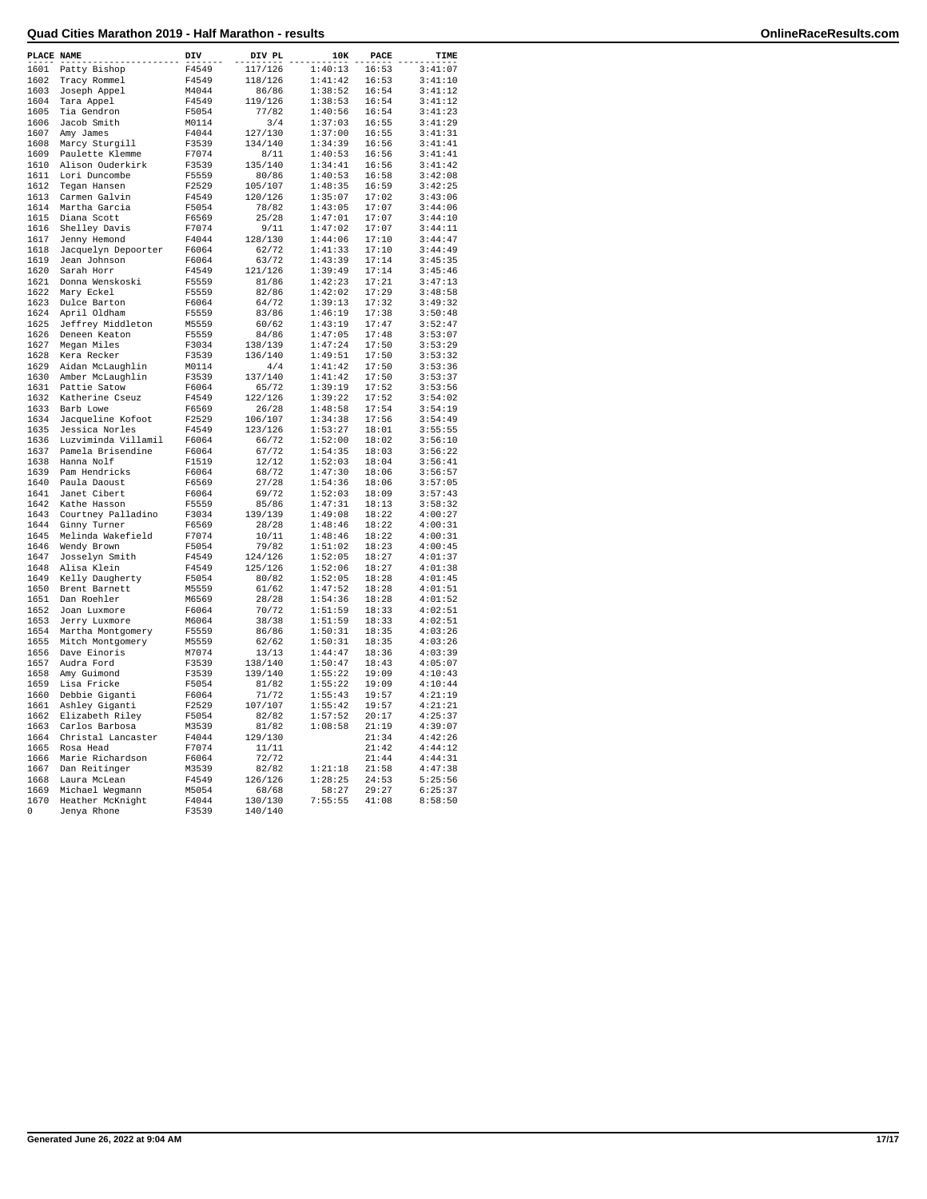| PLACE | NAME | DIV | DIV PL | 10K | PACE | TIME |
|---|---|---|---|---|---|---|
| 1601 | Patty Bishop | F4549 | 117/126 | 1:40:13 | 16:53 | 3:41:07 |
| 1602 | Tracy Rommel | F4549 | 118/126 | 1:41:42 | 16:53 | 3:41:10 |
| 1603 | Joseph Appel | M4044 | 86/86 | 1:38:52 | 16:54 | 3:41:12 |
| 1604 | Tara Appel | F4549 | 119/126 | 1:38:53 | 16:54 | 3:41:12 |
| 1605 | Tia Gendron | F5054 | 77/82 | 1:40:56 | 16:54 | 3:41:23 |
| 1606 | Jacob Smith | M0114 | 3/4 | 1:37:03 | 16:55 | 3:41:29 |
| 1607 | Amy James | F4044 | 127/130 | 1:37:00 | 16:55 | 3:41:31 |
| 1608 | Marcy Sturgill | F3539 | 134/140 | 1:34:39 | 16:56 | 3:41:41 |
| 1609 | Paulette Klemme | F7074 | 8/11 | 1:40:53 | 16:56 | 3:41:41 |
| 1610 | Alison Ouderkirk | F3539 | 135/140 | 1:34:41 | 16:56 | 3:41:42 |
| 1611 | Lori Duncombe | F5559 | 80/86 | 1:40:53 | 16:58 | 3:42:08 |
| 1612 | Tegan Hansen | F2529 | 105/107 | 1:48:35 | 16:59 | 3:42:25 |
| 1613 | Carmen Galvin | F4549 | 120/126 | 1:35:07 | 17:02 | 3:43:06 |
| 1614 | Martha Garcia | F5054 | 78/82 | 1:43:05 | 17:07 | 3:44:06 |
| 1615 | Diana Scott | F6569 | 25/28 | 1:47:01 | 17:07 | 3:44:10 |
| 1616 | Shelley Davis | F7074 | 9/11 | 1:47:02 | 17:07 | 3:44:11 |
| 1617 | Jenny Hemond | F4044 | 128/130 | 1:44:06 | 17:10 | 3:44:47 |
| 1618 | Jacquelyn Depoorter | F6064 | 62/72 | 1:41:33 | 17:10 | 3:44:49 |
| 1619 | Jean Johnson | F6064 | 63/72 | 1:43:39 | 17:14 | 3:45:35 |
| 1620 | Sarah Horr | F4549 | 121/126 | 1:39:49 | 17:14 | 3:45:46 |
| 1621 | Donna Wenskoski | F5559 | 81/86 | 1:42:23 | 17:21 | 3:47:13 |
| 1622 | Mary Eckel | F5559 | 82/86 | 1:42:02 | 17:29 | 3:48:58 |
| 1623 | Dulce Barton | F6064 | 64/72 | 1:39:13 | 17:32 | 3:49:32 |
| 1624 | April Oldham | F5559 | 83/86 | 1:46:19 | 17:38 | 3:50:48 |
| 1625 | Jeffrey Middleton | M5559 | 60/62 | 1:43:19 | 17:47 | 3:52:47 |
| 1626 | Deneen Keaton | F5559 | 84/86 | 1:47:05 | 17:48 | 3:53:07 |
| 1627 | Megan Miles | F3034 | 138/139 | 1:47:24 | 17:50 | 3:53:29 |
| 1628 | Kera Recker | F3539 | 136/140 | 1:49:51 | 17:50 | 3:53:32 |
| 1629 | Aidan McLaughlin | M0114 | 4/4 | 1:41:42 | 17:50 | 3:53:36 |
| 1630 | Amber McLaughlin | F3539 | 137/140 | 1:41:42 | 17:50 | 3:53:37 |
| 1631 | Pattie Satow | F6064 | 65/72 | 1:39:19 | 17:52 | 3:53:56 |
| 1632 | Katherine Cseuz | F4549 | 122/126 | 1:39:22 | 17:52 | 3:54:02 |
| 1633 | Barb Lowe | F6569 | 26/28 | 1:48:58 | 17:54 | 3:54:19 |
| 1634 | Jacqueline Kofoot | F2529 | 106/107 | 1:34:38 | 17:56 | 3:54:49 |
| 1635 | Jessica Norles | F4549 | 123/126 | 1:53:27 | 18:01 | 3:55:55 |
| 1636 | Luzviminda Villamil | F6064 | 66/72 | 1:52:00 | 18:02 | 3:56:10 |
| 1637 | Pamela Brisendine | F6064 | 67/72 | 1:54:35 | 18:03 | 3:56:22 |
| 1638 | Hanna Nolf | F1519 | 12/12 | 1:52:03 | 18:04 | 3:56:41 |
| 1639 | Pam Hendricks | F6064 | 68/72 | 1:47:30 | 18:06 | 3:56:57 |
| 1640 | Paula Daoust | F6569 | 27/28 | 1:54:36 | 18:06 | 3:57:05 |
| 1641 | Janet Cibert | F6064 | 69/72 | 1:52:03 | 18:09 | 3:57:43 |
| 1642 | Kathe Hasson | F5559 | 85/86 | 1:47:31 | 18:13 | 3:58:32 |
| 1643 | Courtney Palladino | F3034 | 139/139 | 1:49:08 | 18:22 | 4:00:27 |
| 1644 | Ginny Turner | F6569 | 28/28 | 1:48:46 | 18:22 | 4:00:31 |
| 1645 | Melinda Wakefield | F7074 | 10/11 | 1:48:46 | 18:22 | 4:00:31 |
| 1646 | Wendy Brown | F5054 | 79/82 | 1:51:02 | 18:23 | 4:00:45 |
| 1647 | Josselyn Smith | F4549 | 124/126 | 1:52:05 | 18:27 | 4:01:37 |
| 1648 | Alisa Klein | F4549 | 125/126 | 1:52:06 | 18:27 | 4:01:38 |
| 1649 | Kelly Daugherty | F5054 | 80/82 | 1:52:05 | 18:28 | 4:01:45 |
| 1650 | Brent Barnett | M5559 | 61/62 | 1:47:52 | 18:28 | 4:01:51 |
| 1651 | Dan Roehler | M6569 | 28/28 | 1:54:36 | 18:28 | 4:01:52 |
| 1652 | Joan Luxmore | F6064 | 70/72 | 1:51:59 | 18:33 | 4:02:51 |
| 1653 | Jerry Luxmore | M6064 | 38/38 | 1:51:59 | 18:33 | 4:02:51 |
| 1654 | Martha Montgomery | F5559 | 86/86 | 1:50:31 | 18:35 | 4:03:26 |
| 1655 | Mitch Montgomery | M5559 | 62/62 | 1:50:31 | 18:35 | 4:03:26 |
| 1656 | Dave Einoris | M7074 | 13/13 | 1:44:47 | 18:36 | 4:03:39 |
| 1657 | Audra Ford | F3539 | 138/140 | 1:50:47 | 18:43 | 4:05:07 |
| 1658 | Amy Guimond | F3539 | 139/140 | 1:55:22 | 19:09 | 4:10:43 |
| 1659 | Lisa Fricke | F5054 | 81/82 | 1:55:22 | 19:09 | 4:10:44 |
| 1660 | Debbie Giganti | F6064 | 71/72 | 1:55:43 | 19:57 | 4:21:19 |
| 1661 | Ashley Giganti | F2529 | 107/107 | 1:55:42 | 19:57 | 4:21:21 |
| 1662 | Elizabeth Riley | F5054 | 82/82 | 1:57:52 | 20:17 | 4:25:37 |
| 1663 | Carlos Barbosa | M3539 | 81/82 | 1:08:58 | 21:19 | 4:39:07 |
| 1664 | Christal Lancaster | F4044 | 129/130 | | 21:34 | 4:42:26 |
| 1665 | Rosa Head | F7074 | 11/11 | | 21:42 | 4:44:12 |
| 1666 | Marie Richardson | F6064 | 72/72 | | 21:44 | 4:44:31 |
| 1667 | Dan Reitinger | M3539 | 82/82 | 1:21:18 | 21:58 | 4:47:38 |
| 1668 | Laura McLean | F4549 | 126/126 | 1:28:25 | 24:53 | 5:25:56 |
| 1669 | Michael Wegmann | M5054 | 68/68 | 58:27 | 29:27 | 6:25:37 |
| 1670 | Heather McKnight | F4044 | 130/130 | 7:55:55 | 41:08 | 8:58:50 |
| 0 | Jenya Rhone | F3539 | 140/140 | | | |

Generated June 26, 2022 at 9:04 AM